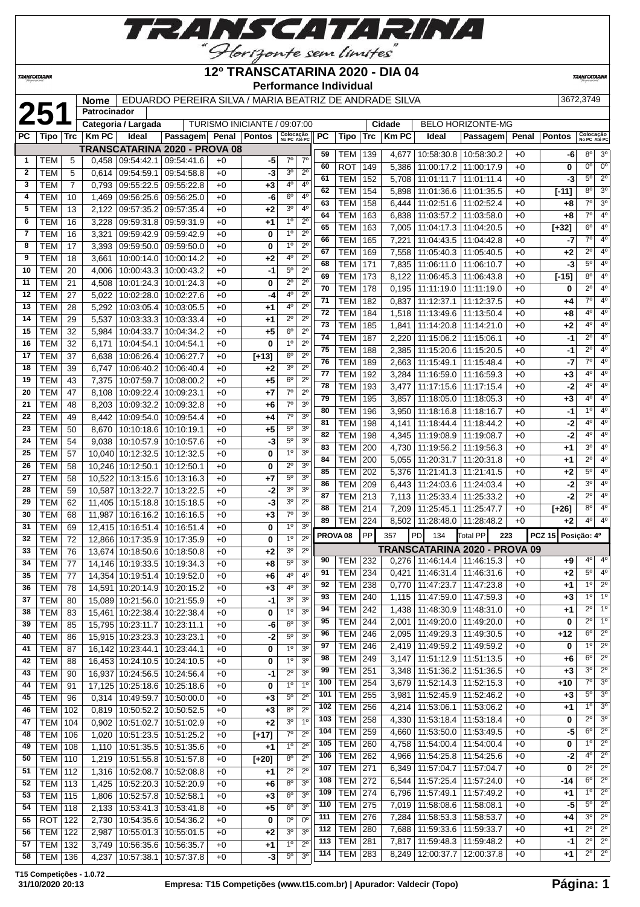# TRANSCATARINA

"Horizonte sem limites"

## 12º TRANSCATARINA 2020 - DIA 04

### Performance Individual

**251**

| Nome | EDUARDO PEREIRA SILVA / MARIA BEATRIZ DE ANDRADE SILVA | 3672,3749 |
|---|---|---|
| Patrocinador | | |
| Categoria / Largada | TURISMO INICIANTE / 09:07:00 | Cidade: BELO HORIZONTE-MG |

**TRANSCATARINA 2020 - PROVA 08**

| PC | Tipo | Trc | Km PC | Ideal | Passagem | Penal | Pontos | Colocação No PC | Colocação Até PC |
|---|---|---|---|---|---|---|---|---|---|
| 1 | TEM | 5 | 0,458 | 09:54:42.1 | 09:54:41.6 | +0 | -5 | 7º | 7º |
| 2 | TEM | 5 | 0,614 | 09:54:59.1 | 09:54:58.8 | +0 | -3 | 3º | 2º |
| 3 | TEM | 7 | 0,793 | 09:55:22.5 | 09:55:22.8 | +0 | +3 | 4º | 4º |
| 4 | TEM | 10 | 1,469 | 09:56:25.6 | 09:56:25.0 | +0 | -6 | 6º | 4º |
| 5 | TEM | 13 | 2,122 | 09:57:35.2 | 09:57:35.4 | +0 | +2 | 3º | 4º |
| 6 | TEM | 16 | 3,228 | 09:59:31.8 | 09:59:31.9 | +0 | +1 | 1º | 2º |
| 7 | TEM | 16 | 3,321 | 09:59:42.9 | 09:59:42.9 | +0 | 0 | 1º | 2º |
| 8 | TEM | 17 | 3,393 | 09:59:50.0 | 09:59:50.0 | +0 | 0 | 1º | 2º |
| 9 | TEM | 18 | 3,661 | 10:00:14.0 | 10:00:14.2 | +0 | +2 | 4º | 2º |
| 10 | TEM | 20 | 4,006 | 10:00:43.3 | 10:00:43.2 | +0 | -1 | 5º | 2º |
| 11 | TEM | 21 | 4,508 | 10:01:24.3 | 10:01:24.3 | +0 | 0 | 2º | 2º |
| 12 | TEM | 27 | 5,022 | 10:02:28.0 | 10:02:27.6 | +0 | -4 | 4º | 2º |
| 13 | TEM | 28 | 5,292 | 10:03:05.4 | 10:03:05.5 | +0 | +1 | 4º | 2º |
| 14 | TEM | 29 | 5,537 | 10:03:33.3 | 10:03:33.4 | +0 | +1 | 2º | 2º |
| 15 | TEM | 32 | 5,984 | 10:04:33.7 | 10:04:34.2 | +0 | +5 | 6º | 2º |
| 16 | TEM | 32 | 6,171 | 10:04:54.1 | 10:04:54.1 | +0 | 0 | 1º | 2º |
| 17 | TEM | 37 | 6,638 | 10:06:26.4 | 10:06:27.7 | +0 | [+13] | 6º | 2º |
| 18 | TEM | 39 | 6,747 | 10:06:40.2 | 10:06:40.4 | +0 | +2 | 3º | 2º |
| 19 | TEM | 43 | 7,375 | 10:07:59.7 | 10:08:00.2 | +0 | +5 | 6º | 2º |
| 20 | TEM | 47 | 8,108 | 10:09:22.4 | 10:09:23.1 | +0 | +7 | 7º | 2º |
| 21 | TEM | 48 | 8,203 | 10:09:32.2 | 10:09:32.8 | +0 | +6 | 7º | 3º |
| 22 | TEM | 49 | 8,442 | 10:09:54.0 | 10:09:54.4 | +0 | +4 | 7º | 3º |
| 23 | TEM | 50 | 8,670 | 10:10:18.6 | 10:10:19.1 | +0 | +5 | 5º | 3º |
| 24 | TEM | 54 | 9,038 | 10:10:57.9 | 10:10:57.6 | +0 | -3 | 5º | 3º |
| 25 | TEM | 57 | 10,040 | 10:12:32.5 | 10:12:32.5 | +0 | 0 | 1º | 3º |
| 26 | TEM | 58 | 10,246 | 10:12:50.1 | 10:12:50.1 | +0 | 0 | 2º | 3º |
| 27 | TEM | 58 | 10,522 | 10:13:15.6 | 10:13:16.3 | +0 | +7 | 5º | 3º |
| 28 | TEM | 59 | 10,587 | 10:13:22.7 | 10:13:22.5 | +0 | -2 | 3º | 3º |
| 29 | TEM | 62 | 11,405 | 10:15:18.8 | 10:15:18.5 | +0 | -3 | 3º | 2º |
| 30 | TEM | 68 | 11,987 | 10:16:16.2 | 10:16:16.5 | +0 | +3 | 7º | 3º |
| 31 | TEM | 69 | 12,415 | 10:16:51.4 | 10:16:51.4 | +0 | 0 | 1º | 3º |
| 32 | TEM | 72 | 12,866 | 10:17:35.9 | 10:17:35.9 | +0 | 0 | 1º | 2º |
| 33 | TEM | 76 | 13,674 | 10:18:50.6 | 10:18:50.8 | +0 | +2 | 3º | 2º |
| 34 | TEM | 77 | 14,146 | 10:19:33.5 | 10:19:34.3 | +0 | +8 | 5º | 3º |
| 35 | TEM | 77 | 14,354 | 10:19:51.4 | 10:19:52.0 | +0 | +6 | 4º | 4º |
| 36 | TEM | 78 | 14,591 | 10:20:14.9 | 10:20:15.2 | +0 | +3 | 4º | 3º |
| 37 | TEM | 80 | 15,089 | 10:21:56.0 | 10:21:55.9 | +0 | -1 | 3º | 3º |
| 38 | TEM | 83 | 15,461 | 10:22:38.4 | 10:22:38.4 | +0 | 0 | 1º | 3º |
| 39 | TEM | 85 | 15,795 | 10:23:11.7 | 10:23:11.1 | +0 | -6 | 6º | 3º |
| 40 | TEM | 86 | 15,915 | 10:23:23.3 | 10:23:23.1 | +0 | -2 | 5º | 3º |
| 41 | TEM | 87 | 16,142 | 10:23:44.1 | 10:23:44.1 | +0 | 0 | 1º | 3º |
| 42 | TEM | 88 | 16,453 | 10:24:10.5 | 10:24:10.5 | +0 | 0 | 1º | 3º |
| 43 | TEM | 90 | 16,937 | 10:24:56.5 | 10:24:56.4 | +0 | -1 | 2º | 3º |
| 44 | TEM | 91 | 17,125 | 10:25:18.6 | 10:25:18.6 | +0 | 0 | 1º | 1º |
| 45 | TEM | 96 | 0,314 | 10:49:59.7 | 10:50:00.0 | +0 | +3 | 5º | 2º |
| 46 | TEM | 102 | 0,819 | 10:50:52.2 | 10:50:52.5 | +0 | +3 | 8º | 2º |
| 47 | TEM | 104 | 0,902 | 10:51:02.7 | 10:51:02.9 | +0 | +2 | 3º | 1º |
| 48 | TEM | 106 | 1,020 | 10:51:23.5 | 10:51:25.2 | +0 | [+17] | 7º | 2º |
| 49 | TEM | 108 | 1,110 | 10:51:35.5 | 10:51:35.6 | +0 | +1 | 1º | 2º |
| 50 | TEM | 110 | 1,219 | 10:51:55.8 | 10:51:57.8 | +0 | [+20] | 8º | 2º |
| 51 | TEM | 112 | 1,316 | 10:52:08.7 | 10:52:08.8 | +0 | +1 | 2º | 2º |
| 52 | TEM | 113 | 1,425 | 10:52:20.3 | 10:52:20.9 | +0 | +6 | 8º | 3º |
| 53 | TEM | 115 | 1,806 | 10:52:57.8 | 10:52:58.1 | +0 | +3 | 6º | 3º |
| 54 | TEM | 118 | 2,133 | 10:53:41.3 | 10:53:41.8 | +0 | +5 | 6º | 3º |
| 55 | ROT | 122 | 2,730 | 10:54:35.6 | 10:54:36.2 | +0 | 0 | 0º | 0º |
| 56 | TEM | 122 | 2,987 | 10:55:01.3 | 10:55:01.5 | +0 | +2 | 3º | 3º |
| 57 | TEM | 132 | 3,749 | 10:56:35.6 | 10:56:35.7 | +0 | +1 | 1º | 2º |
| 58 | TEM | 136 | 4,237 | 10:57:38.1 | 10:57:37.8 | +0 | -3 | 5º | 3º |
| 59 | TEM | 139 | 4,677 | 10:58:30.8 | 10:58:30.2 | +0 | -6 | 8º | 3º |
| 60 | ROT | 149 | 5,386 | 11:00:17.2 | 11:00:17.9 | +0 | 0 | 0º | 0º |
| 61 | TEM | 152 | 5,708 | 11:01:11.7 | 11:01:11.4 | +0 | -3 | 5º | 2º |
| 62 | TEM | 154 | 5,898 | 11:01:36.6 | 11:01:35.5 | +0 | [-11] | 8º | 3º |
| 63 | TEM | 158 | 6,444 | 11:02:51.6 | 11:02:52.4 | +0 | +8 | 7º | 3º |
| 64 | TEM | 163 | 6,838 | 11:03:57.2 | 11:03:58.0 | +0 | +8 | 7º | 4º |
| 65 | TEM | 163 | 7,005 | 11:04:17.3 | 11:04:20.5 | +0 | [+32] | 6º | 4º |
| 66 | TEM | 165 | 7,221 | 11:04:43.5 | 11:04:42.8 | +0 | -7 | 7º | 4º |
| 67 | TEM | 169 | 7,558 | 11:05:40.3 | 11:05:40.5 | +0 | +2 | 2º | 4º |
| 68 | TEM | 171 | 7,835 | 11:06:11.0 | 11:06:10.7 | +0 | -3 | 5º | 4º |
| 69 | TEM | 173 | 8,122 | 11:06:45.3 | 11:06:43.8 | +0 | [-15] | 8º | 4º |
| 70 | TEM | 178 | 0,195 | 11:11:19.0 | 11:11:19.0 | +0 | 0 | 2º | 4º |
| 71 | TEM | 182 | 0,837 | 11:12:37.1 | 11:12:37.5 | +0 | +4 | 7º | 4º |
| 72 | TEM | 184 | 1,518 | 11:13:49.6 | 11:13:50.4 | +0 | +8 | 4º | 4º |
| 73 | TEM | 185 | 1,841 | 11:14:20.8 | 11:14:21.0 | +0 | +2 | 4º | 4º |
| 74 | TEM | 187 | 2,220 | 11:15:06.2 | 11:15:06.1 | +0 | -1 | 2º | 4º |
| 75 | TEM | 188 | 2,385 | 11:15:20.6 | 11:15:20.5 | +0 | -1 | 2º | 4º |
| 76 | TEM | 189 | 2,663 | 11:15:49.1 | 11:15:48.4 | +0 | -7 | 7º | 4º |
| 77 | TEM | 192 | 3,284 | 11:16:59.0 | 11:16:59.3 | +0 | +3 | 4º | 4º |
| 78 | TEM | 193 | 3,477 | 11:17:15.6 | 11:17:15.4 | +0 | -2 | 4º | 4º |
| 79 | TEM | 195 | 3,857 | 11:18:05.0 | 11:18:05.3 | +0 | +3 | 4º | 4º |
| 80 | TEM | 196 | 3,950 | 11:18:16.8 | 11:18:16.7 | +0 | -1 | 1º | 4º |
| 81 | TEM | 198 | 4,141 | 11:18:44.4 | 11:18:44.2 | +0 | -2 | 4º | 4º |
| 82 | TEM | 198 | 4,345 | 11:19:08.9 | 11:19:08.7 | +0 | -2 | 4º | 4º |
| 83 | TEM | 200 | 4,730 | 11:19:56.2 | 11:19:56.3 | +0 | +1 | 3º | 4º |
| 84 | TEM | 200 | 5,055 | 11:20:31.7 | 11:20:31.8 | +0 | +1 | 2º | 4º |
| 85 | TEM | 202 | 5,376 | 11:21:41.3 | 11:21:41.5 | +0 | +2 | 5º | 4º |
| 86 | TEM | 209 | 6,443 | 11:24:03.6 | 11:24:03.4 | +0 | -2 | 3º | 4º |
| 87 | TEM | 213 | 7,113 | 11:25:33.4 | 11:25:33.2 | +0 | -2 | 2º | 4º |
| 88 | TEM | 214 | 7,209 | 11:25:45.1 | 11:25:47.7 | +0 | [+26] | 8º | 4º |
| 89 | TEM | 224 | 8,502 | 11:28:48.0 | 11:28:48.2 | +0 | +2 | 4º | 4º |

PROVA 08 | PP 357 | PD 134 | Total PP 223 | PCZ 15 | Posição: 4º

**TRANSCATARINA 2020 - PROVA 09**

| PC | Tipo | Trc | Km PC | Ideal | Passagem | Penal | Pontos | Colocação No PC | Colocação Até PC |
|---|---|---|---|---|---|---|---|---|---|
| 90 | TEM | 232 | 0,276 | 11:46:14.4 | 11:46:15.3 | +0 | +9 | 4º | 4º |
| 91 | TEM | 234 | 0,421 | 11:46:31.4 | 11:46:31.6 | +0 | +2 | 5º | 4º |
| 92 | TEM | 238 | 0,770 | 11:47:23.7 | 11:47:23.8 | +0 | +1 | 1º | 2º |
| 93 | TEM | 240 | 1,115 | 11:47:59.0 | 11:47:59.3 | +0 | +3 | 1º | 1º |
| 94 | TEM | 242 | 1,438 | 11:48:30.9 | 11:48:31.0 | +0 | +1 | 2º | 1º |
| 95 | TEM | 244 | 2,001 | 11:49:20.0 | 11:49:20.0 | +0 | 0 | 2º | 1º |
| 96 | TEM | 246 | 2,095 | 11:49:29.3 | 11:49:30.5 | +0 | +12 | 6º | 2º |
| 97 | TEM | 246 | 2,419 | 11:49:59.2 | 11:49:59.2 | +0 | 0 | 1º | 2º |
| 98 | TEM | 249 | 3,147 | 11:51:12.9 | 11:51:13.5 | +0 | +6 | 6º | 2º |
| 99 | TEM | 251 | 3,348 | 11:51:36.2 | 11:51:36.5 | +0 | +3 | 3º | 2º |
| 100 | TEM | 254 | 3,679 | 11:52:14.3 | 11:52:15.3 | +0 | +10 | 7º | 3º |
| 101 | TEM | 255 | 3,981 | 11:52:45.9 | 11:52:46.2 | +0 | +3 | 5º | 3º |
| 102 | TEM | 256 | 4,214 | 11:53:06.1 | 11:53:06.2 | +0 | +1 | 1º | 3º |
| 103 | TEM | 258 | 4,330 | 11:53:18.4 | 11:53:18.4 | +0 | 0 | 2º | 3º |
| 104 | TEM | 259 | 4,660 | 11:53:50.0 | 11:53:49.5 | +0 | -5 | 6º | 2º |
| 105 | TEM | 260 | 4,758 | 11:54:00.4 | 11:54:00.4 | +0 | 0 | 1º | 2º |
| 106 | TEM | 262 | 4,966 | 11:54:25.8 | 11:54:25.6 | +0 | -2 | 4º | 2º |
| 107 | TEM | 271 | 6,349 | 11:57:04.7 | 11:57:04.7 | +0 | 0 | 2º | 2º |
| 108 | TEM | 272 | 6,544 | 11:57:25.4 | 11:57:24.0 | +0 | -14 | 6º | 2º |
| 109 | TEM | 274 | 6,796 | 11:57:49.1 | 11:57:49.2 | +0 | +1 | 1º | 2º |
| 110 | TEM | 275 | 7,019 | 11:58:08.6 | 11:58:08.1 | +0 | -5 | 5º | 2º |
| 111 | TEM | 276 | 7,284 | 11:58:53.3 | 11:58:53.7 | +0 | +4 | 3º | 2º |
| 112 | TEM | 280 | 7,688 | 11:59:33.6 | 11:59:33.7 | +0 | +1 | 2º | 2º |
| 113 | TEM | 281 | 7,817 | 11:59:48.3 | 11:59:48.2 | +0 | -1 | 2º | 2º |
| 114 | TEM | 283 | 8,249 | 12:00:37.7 | 12:00:37.8 | +0 | +1 | 2º | 2º |

T15 Competições - 1.0.72
31/10/2020 20:13 — Empresa: T15 Competições (www.t15.com.br) | Apurador: Valdecir (Topo)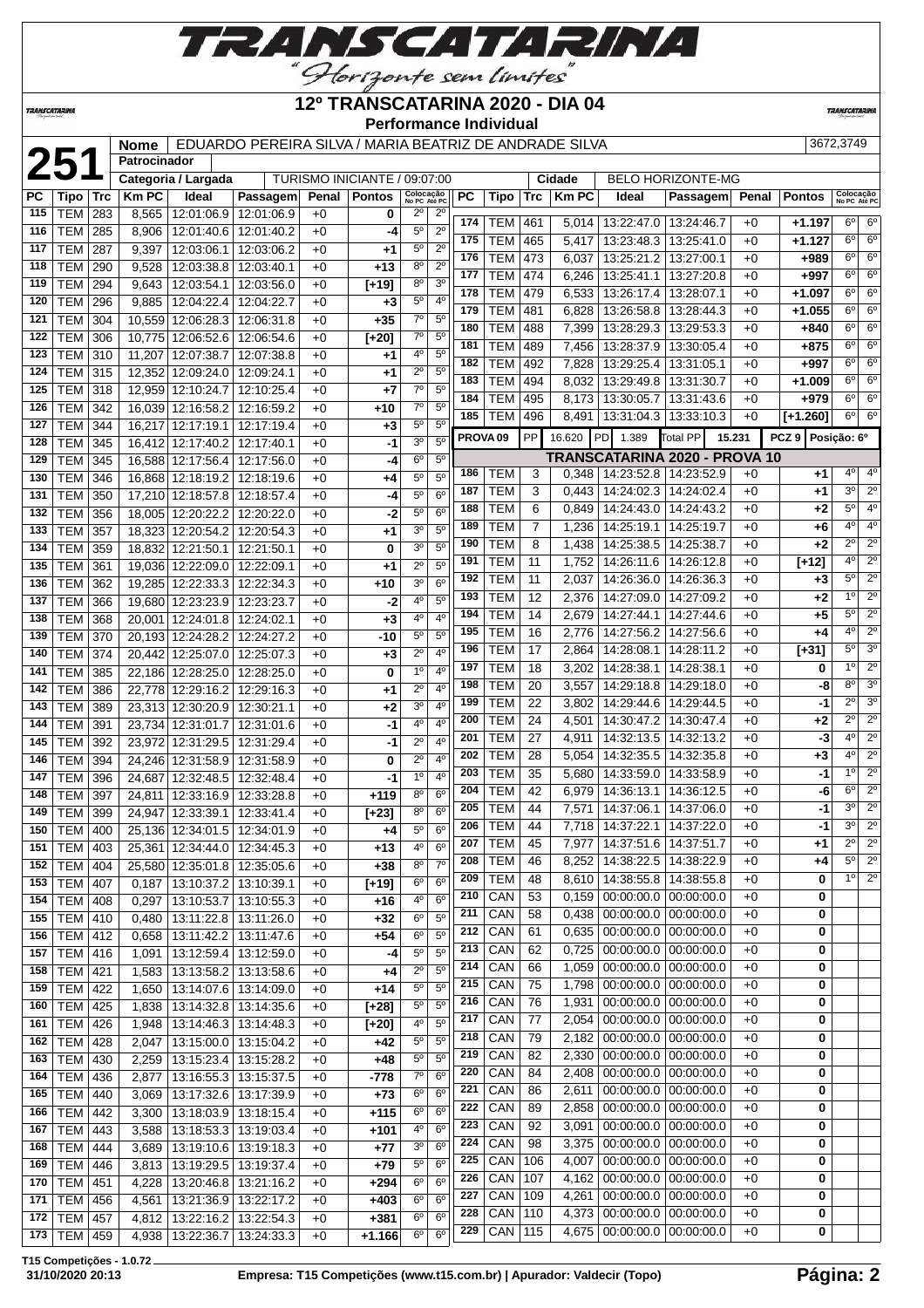# 12º TRANSCATARINA 2020 - DIA 04

**Performance Individual**

| **251** | Nome | EDUARDO PEREIRA SILVA / MARIA BEATRIZ DE ANDRADE SILVA | 3672,3749 |
|---|---|---|---|
| | Patrocinador | | |
| | Categoria / Largada | TURISMO INICIANTE / 09:07:00 | Cidade: BELO HORIZONTE-MG |

| PC | Tipo | Trc | Km PC | Ideal | Passagem | Penal | Pontos | Colocação No PC | Colocação Até PC |
|---|---|---|---|---|---|---|---|---|---|
| 115 | TEM | 283 | 8,565 | 12:01:06.9 | 12:01:06.9 | +0 | 0 | 2º | 2º |
| 116 | TEM | 285 | 8,906 | 12:01:40.6 | 12:01:40.2 | +0 | -4 | 5º | 2º |
| 117 | TEM | 287 | 9,397 | 12:03:06.1 | 12:03:06.2 | +0 | +1 | 5º | 2º |
| 118 | TEM | 290 | 9,528 | 12:03:38.8 | 12:03:40.1 | +0 | +13 | 8º | 2º |
| 119 | TEM | 294 | 9,643 | 12:03:54.1 | 12:03:56.0 | +0 | [+19] | 8º | 3º |
| 120 | TEM | 296 | 9,885 | 12:04:22.4 | 12:04:22.7 | +0 | +3 | 5º | 4º |
| 121 | TEM | 304 | 10,559 | 12:06:28.3 | 12:06:31.8 | +0 | +35 | 7º | 5º |
| 122 | TEM | 306 | 10,775 | 12:06:52.6 | 12:06:54.6 | +0 | [+20] | 7º | 5º |
| 123 | TEM | 310 | 11,207 | 12:07:38.7 | 12:07:38.8 | +0 | +1 | 4º | 5º |
| 124 | TEM | 315 | 12,352 | 12:09:24.0 | 12:09:24.1 | +0 | +1 | 2º | 5º |
| 125 | TEM | 318 | 12,959 | 12:10:24.7 | 12:10:25.4 | +0 | +7 | 7º | 5º |
| 126 | TEM | 342 | 16,039 | 12:16:58.2 | 12:16:59.2 | +0 | +10 | 7º | 5º |
| 127 | TEM | 344 | 16,217 | 12:17:19.1 | 12:17:19.4 | +0 | +3 | 5º | 5º |
| 128 | TEM | 345 | 16,412 | 12:17:40.2 | 12:17:40.1 | +0 | -1 | 3º | 5º |
| 129 | TEM | 345 | 16,588 | 12:17:56.4 | 12:17:56.0 | +0 | -4 | 6º | 5º |
| 130 | TEM | 346 | 16,868 | 12:18:19.2 | 12:18:19.6 | +0 | +4 | 5º | 5º |
| 131 | TEM | 350 | 17,210 | 12:18:57.8 | 12:18:57.4 | +0 | -4 | 5º | 6º |
| 132 | TEM | 356 | 18,005 | 12:20:22.2 | 12:20:22.0 | +0 | -2 | 5º | 6º |
| 133 | TEM | 357 | 18,323 | 12:20:54.2 | 12:20:54.3 | +0 | +1 | 3º | 5º |
| 134 | TEM | 359 | 18,832 | 12:21:50.1 | 12:21:50.1 | +0 | 0 | 3º | 5º |
| 135 | TEM | 361 | 19,036 | 12:22:09.0 | 12:22:09.1 | +0 | +1 | 2º | 5º |
| 136 | TEM | 362 | 19,285 | 12:22:33.3 | 12:22:34.3 | +0 | +10 | 3º | 6º |
| 137 | TEM | 366 | 19,680 | 12:23:23.9 | 12:23:23.7 | +0 | -2 | 4º | 5º |
| 138 | TEM | 368 | 20,001 | 12:24:01.8 | 12:24:02.1 | +0 | +3 | 4º | 4º |
| 139 | TEM | 370 | 20,193 | 12:24:28.2 | 12:24:27.2 | +0 | -10 | 5º | 5º |
| 140 | TEM | 374 | 20,442 | 12:25:07.0 | 12:25:07.3 | +0 | +3 | 2º | 4º |
| 141 | TEM | 385 | 22,186 | 12:28:25.0 | 12:28:25.0 | +0 | 0 | 1º | 4º |
| 142 | TEM | 386 | 22,778 | 12:29:16.2 | 12:29:16.3 | +0 | +1 | 2º | 4º |
| 143 | TEM | 389 | 23,313 | 12:30:20.9 | 12:30:21.1 | +0 | +2 | 3º | 4º |
| 144 | TEM | 391 | 23,734 | 12:31:01.7 | 12:31:01.6 | +0 | -1 | 4º | 4º |
| 145 | TEM | 392 | 23,972 | 12:31:29.5 | 12:31:29.4 | +0 | -1 | 2º | 4º |
| 146 | TEM | 394 | 24,246 | 12:31:58.9 | 12:31:58.9 | +0 | 0 | 2º | 4º |
| 147 | TEM | 396 | 24,687 | 12:32:48.5 | 12:32:48.4 | +0 | -1 | 1º | 4º |
| 148 | TEM | 397 | 24,811 | 12:33:16.9 | 12:33:28.8 | +0 | +119 | 8º | 6º |
| 149 | TEM | 399 | 24,947 | 12:33:39.1 | 12:33:41.4 | +0 | [+23] | 8º | 6º |
| 150 | TEM | 400 | 25,136 | 12:34:01.5 | 12:34:01.9 | +0 | +4 | 5º | 6º |
| 151 | TEM | 403 | 25,361 | 12:34:44.0 | 12:34:45.3 | +0 | +13 | 4º | 6º |
| 152 | TEM | 404 | 25,580 | 12:35:01.8 | 12:35:05.6 | +0 | +38 | 8º | 7º |
| 153 | TEM | 407 | 0,187 | 13:10:37.2 | 13:10:39.1 | +0 | [+19] | 6º | 6º |
| 154 | TEM | 408 | 0,297 | 13:10:53.7 | 13:10:55.3 | +0 | +16 | 4º | 6º |
| 155 | TEM | 410 | 0,480 | 13:11:22.8 | 13:11:26.0 | +0 | +32 | 6º | 5º |
| 156 | TEM | 412 | 0,658 | 13:11:42.2 | 13:11:47.6 | +0 | +54 | 6º | 5º |
| 157 | TEM | 416 | 1,091 | 13:12:59.4 | 13:12:59.0 | +0 | -4 | 5º | 5º |
| 158 | TEM | 421 | 1,583 | 13:13:58.2 | 13:13:58.6 | +0 | +4 | 2º | 5º |
| 159 | TEM | 422 | 1,650 | 13:14:07.6 | 13:14:09.0 | +0 | +14 | 5º | 5º |
| 160 | TEM | 425 | 1,838 | 13:14:32.8 | 13:14:35.6 | +0 | [+28] | 5º | 5º |
| 161 | TEM | 426 | 1,948 | 13:14:46.3 | 13:14:48.3 | +0 | [+20] | 4º | 5º |
| 162 | TEM | 428 | 2,047 | 13:15:00.0 | 13:15:04.2 | +0 | +42 | 5º | 5º |
| 163 | TEM | 430 | 2,259 | 13:15:23.4 | 13:15:28.2 | +0 | +48 | 5º | 5º |
| 164 | TEM | 436 | 2,877 | 13:16:55.3 | 13:15:37.5 | +0 | -778 | 7º | 6º |
| 165 | TEM | 440 | 3,069 | 13:17:32.6 | 13:17:39.9 | +0 | +73 | 6º | 6º |
| 166 | TEM | 442 | 3,300 | 13:18:03.9 | 13:18:15.4 | +0 | +115 | 6º | 6º |
| 167 | TEM | 443 | 3,588 | 13:18:53.3 | 13:19:03.4 | +0 | +101 | 4º | 6º |
| 168 | TEM | 444 | 3,689 | 13:19:10.6 | 13:19:18.3 | +0 | +77 | 3º | 6º |
| 169 | TEM | 446 | 3,813 | 13:19:29.5 | 13:19:37.4 | +0 | +79 | 5º | 6º |
| 170 | TEM | 451 | 4,228 | 13:20:46.8 | 13:21:16.2 | +0 | +294 | 6º | 6º |
| 171 | TEM | 456 | 4,561 | 13:21:36.9 | 13:22:17.2 | +0 | +403 | 6º | 6º |
| 172 | TEM | 457 | 4,812 | 13:22:16.2 | 13:22:54.3 | +0 | +381 | 6º | 6º |
| 173 | TEM | 459 | 4,938 | 13:22:36.7 | 13:24:33.3 | +0 | +1.166 | 6º | 6º |
| 174 | TEM | 461 | 5,014 | 13:22:47.0 | 13:24:46.7 | +0 | +1.197 | 6º | 6º |
| 175 | TEM | 465 | 5,417 | 13:23:48.3 | 13:25:41.0 | +0 | +1.127 | 6º | 6º |
| 176 | TEM | 473 | 6,037 | 13:25:21.2 | 13:27:00.1 | +0 | +989 | 6º | 6º |
| 177 | TEM | 474 | 6,246 | 13:25:41.1 | 13:27:20.8 | +0 | +997 | 6º | 6º |
| 178 | TEM | 479 | 6,533 | 13:26:17.4 | 13:28:07.1 | +0 | +1.097 | 6º | 6º |
| 179 | TEM | 481 | 6,828 | 13:26:58.8 | 13:28:44.3 | +0 | +1.055 | 6º | 6º |
| 180 | TEM | 488 | 7,399 | 13:28:29.3 | 13:29:53.3 | +0 | +840 | 6º | 6º |
| 181 | TEM | 489 | 7,456 | 13:28:37.9 | 13:30:05.4 | +0 | +875 | 6º | 6º |
| 182 | TEM | 492 | 7,828 | 13:29:25.4 | 13:31:05.1 | +0 | +997 | 6º | 6º |
| 183 | TEM | 494 | 8,032 | 13:29:49.8 | 13:31:30.7 | +0 | +1.009 | 6º | 6º |
| 184 | TEM | 495 | 8,173 | 13:30:05.7 | 13:31:43.6 | +0 | +979 | 6º | 6º |
| 185 | TEM | 496 | 8,491 | 13:31:04.3 | 13:33:10.3 | +0 | [+1.260] | 6º | 6º |

**PROVA 09** | PP 16.620 | PD 1.389 | Total PP 15.231 | PCZ 9 | Posição: 6º

## TRANSCATARINA 2020 - PROVA 10

| PC | Tipo | Trc | Km PC | Ideal | Passagem | Penal | Pontos | Colocação No PC | Colocação Até PC |
|---|---|---|---|---|---|---|---|---|---|
| 186 | TEM | 3 | 0,348 | 14:23:52.8 | 14:23:52.9 | +0 | +1 | 4º | 4º |
| 187 | TEM | 3 | 0,443 | 14:24:02.3 | 14:24:02.4 | +0 | +1 | 3º | 2º |
| 188 | TEM | 6 | 0,849 | 14:24:43.0 | 14:24:43.2 | +0 | +2 | 5º | 4º |
| 189 | TEM | 7 | 1,236 | 14:25:19.1 | 14:25:19.7 | +0 | +6 | 4º | 4º |
| 190 | TEM | 8 | 1,438 | 14:25:38.5 | 14:25:38.7 | +0 | +2 | 2º | 2º |
| 191 | TEM | 11 | 1,752 | 14:26:11.6 | 14:26:12.8 | +0 | [+12] | 4º | 2º |
| 192 | TEM | 11 | 2,037 | 14:26:36.0 | 14:26:36.3 | +0 | +3 | 5º | 2º |
| 193 | TEM | 12 | 2,376 | 14:27:09.0 | 14:27:09.2 | +0 | +2 | 1º | 2º |
| 194 | TEM | 14 | 2,679 | 14:27:44.1 | 14:27:44.6 | +0 | +5 | 5º | 2º |
| 195 | TEM | 16 | 2,776 | 14:27:56.2 | 14:27:56.6 | +0 | +4 | 4º | 2º |
| 196 | TEM | 17 | 2,864 | 14:28:08.1 | 14:28:11.2 | +0 | [+31] | 5º | 3º |
| 197 | TEM | 18 | 3,202 | 14:28:38.1 | 14:28:38.1 | +0 | 0 | 1º | 2º |
| 198 | TEM | 20 | 3,557 | 14:29:18.8 | 14:29:18.0 | +0 | -8 | 8º | 3º |
| 199 | TEM | 22 | 3,802 | 14:29:44.6 | 14:29:44.5 | +0 | -1 | 2º | 3º |
| 200 | TEM | 24 | 4,501 | 14:30:47.2 | 14:30:47.4 | +0 | +2 | 2º | 2º |
| 201 | TEM | 27 | 4,911 | 14:32:13.5 | 14:32:13.2 | +0 | -3 | 4º | 2º |
| 202 | TEM | 28 | 5,054 | 14:32:35.5 | 14:32:35.8 | +0 | +3 | 4º | 2º |
| 203 | TEM | 35 | 5,680 | 14:33:59.0 | 14:33:58.9 | +0 | -1 | 1º | 2º |
| 204 | TEM | 42 | 6,979 | 14:36:13.1 | 14:36:12.5 | +0 | -6 | 6º | 2º |
| 205 | TEM | 44 | 7,571 | 14:37:06.1 | 14:37:06.0 | +0 | -1 | 3º | 2º |
| 206 | TEM | 44 | 7,718 | 14:37:22.1 | 14:37:22.0 | +0 | -1 | 3º | 2º |
| 207 | TEM | 45 | 7,977 | 14:37:51.6 | 14:37:51.7 | +0 | +1 | 2º | 2º |
| 208 | TEM | 46 | 8,252 | 14:38:22.5 | 14:38:22.9 | +0 | +4 | 5º | 2º |
| 209 | TEM | 48 | 8,610 | 14:38:55.8 | 14:38:55.8 | +0 | 0 | 1º | 2º |
| 210 | CAN | 53 | 0,159 | 00:00:00.0 | 00:00:00.0 | +0 | 0 | | |
| 211 | CAN | 58 | 0,438 | 00:00:00.0 | 00:00:00.0 | +0 | 0 | | |
| 212 | CAN | 61 | 0,635 | 00:00:00.0 | 00:00:00.0 | +0 | 0 | | |
| 213 | CAN | 62 | 0,725 | 00:00:00.0 | 00:00:00.0 | +0 | 0 | | |
| 214 | CAN | 66 | 1,059 | 00:00:00.0 | 00:00:00.0 | +0 | 0 | | |
| 215 | CAN | 75 | 1,798 | 00:00:00.0 | 00:00:00.0 | +0 | 0 | | |
| 216 | CAN | 76 | 1,931 | 00:00:00.0 | 00:00:00.0 | +0 | 0 | | |
| 217 | CAN | 77 | 2,054 | 00:00:00.0 | 00:00:00.0 | +0 | 0 | | |
| 218 | CAN | 79 | 2,182 | 00:00:00.0 | 00:00:00.0 | +0 | 0 | | |
| 219 | CAN | 82 | 2,330 | 00:00:00.0 | 00:00:00.0 | +0 | 0 | | |
| 220 | CAN | 84 | 2,408 | 00:00:00.0 | 00:00:00.0 | +0 | 0 | | |
| 221 | CAN | 86 | 2,611 | 00:00:00.0 | 00:00:00.0 | +0 | 0 | | |
| 222 | CAN | 89 | 2,858 | 00:00:00.0 | 00:00:00.0 | +0 | 0 | | |
| 223 | CAN | 92 | 3,091 | 00:00:00.0 | 00:00:00.0 | +0 | 0 | | |
| 224 | CAN | 98 | 3,375 | 00:00:00.0 | 00:00:00.0 | +0 | 0 | | |
| 225 | CAN | 106 | 4,007 | 00:00:00.0 | 00:00:00.0 | +0 | 0 | | |
| 226 | CAN | 107 | 4,162 | 00:00:00.0 | 00:00:00.0 | +0 | 0 | | |
| 227 | CAN | 109 | 4,261 | 00:00:00.0 | 00:00:00.0 | +0 | 0 | | |
| 228 | CAN | 110 | 4,373 | 00:00:00.0 | 00:00:00.0 | +0 | 0 | | |
| 229 | CAN | 115 | 4,675 | 00:00:00.0 | 00:00:00.0 | +0 | 0 | | |

T15 Competições - 1.0.72

31/10/2020 20:13 — Empresa: T15 Competições (www.t15.com.br) | Apurador: Valdecir (Topo)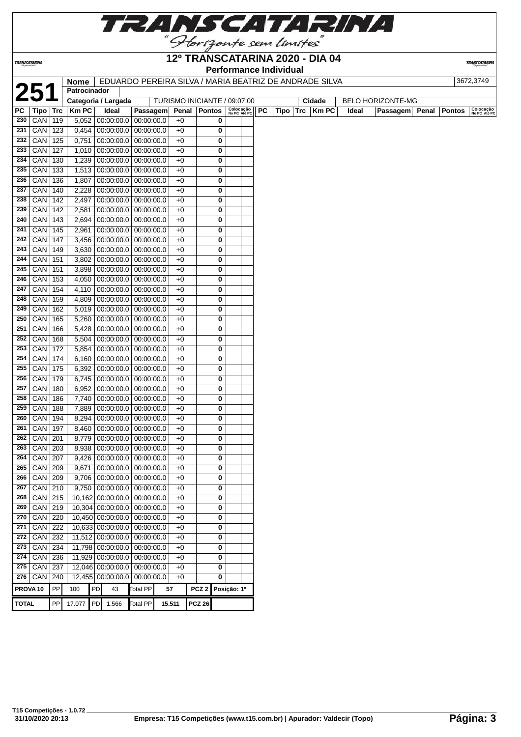# 12º TRANSCATARINA 2020 - DIA 04

## Performance Individual

| 251 | Nome | EDUARDO PEREIRA SILVA / MARIA BEATRIZ DE ANDRADE SILVA | 3672,3749 |
|---|---|---|---|
| | Patrocinador | | |
| | Categoria / Largada | TURISMO INICIANTE / 09:07:00 | Cidade: BELO HORIZONTE-MG |

| PC | Tipo | Trc | Km PC | Ideal | Passagem | Penal | Pontos | Colocação No PC | Colocação Até PC |
|---|---|---|---|---|---|---|---|---|---|
| 230 | CAN | 119 | 5,052 | 00:00:00.0 | 00:00:00.0 | +0 | 0 | | |
| 231 | CAN | 123 | 0,454 | 00:00:00.0 | 00:00:00.0 | +0 | 0 | | |
| 232 | CAN | 125 | 0,751 | 00:00:00.0 | 00:00:00.0 | +0 | 0 | | |
| 233 | CAN | 127 | 1,010 | 00:00:00.0 | 00:00:00.0 | +0 | 0 | | |
| 234 | CAN | 130 | 1,239 | 00:00:00.0 | 00:00:00.0 | +0 | 0 | | |
| 235 | CAN | 133 | 1,513 | 00:00:00.0 | 00:00:00.0 | +0 | 0 | | |
| 236 | CAN | 136 | 1,807 | 00:00:00.0 | 00:00:00.0 | +0 | 0 | | |
| 237 | CAN | 140 | 2,228 | 00:00:00.0 | 00:00:00.0 | +0 | 0 | | |
| 238 | CAN | 142 | 2,497 | 00:00:00.0 | 00:00:00.0 | +0 | 0 | | |
| 239 | CAN | 142 | 2,581 | 00:00:00.0 | 00:00:00.0 | +0 | 0 | | |
| 240 | CAN | 143 | 2,694 | 00:00:00.0 | 00:00:00.0 | +0 | 0 | | |
| 241 | CAN | 145 | 2,961 | 00:00:00.0 | 00:00:00.0 | +0 | 0 | | |
| 242 | CAN | 147 | 3,456 | 00:00:00.0 | 00:00:00.0 | +0 | 0 | | |
| 243 | CAN | 149 | 3,630 | 00:00:00.0 | 00:00:00.0 | +0 | 0 | | |
| 244 | CAN | 151 | 3,802 | 00:00:00.0 | 00:00:00.0 | +0 | 0 | | |
| 245 | CAN | 151 | 3,898 | 00:00:00.0 | 00:00:00.0 | +0 | 0 | | |
| 246 | CAN | 153 | 4,050 | 00:00:00.0 | 00:00:00.0 | +0 | 0 | | |
| 247 | CAN | 154 | 4,110 | 00:00:00.0 | 00:00:00.0 | +0 | 0 | | |
| 248 | CAN | 159 | 4,809 | 00:00:00.0 | 00:00:00.0 | +0 | 0 | | |
| 249 | CAN | 162 | 5,019 | 00:00:00.0 | 00:00:00.0 | +0 | 0 | | |
| 250 | CAN | 165 | 5,260 | 00:00:00.0 | 00:00:00.0 | +0 | 0 | | |
| 251 | CAN | 166 | 5,428 | 00:00:00.0 | 00:00:00.0 | +0 | 0 | | |
| 252 | CAN | 168 | 5,504 | 00:00:00.0 | 00:00:00.0 | +0 | 0 | | |
| 253 | CAN | 172 | 5,854 | 00:00:00.0 | 00:00:00.0 | +0 | 0 | | |
| 254 | CAN | 174 | 6,160 | 00:00:00.0 | 00:00:00.0 | +0 | 0 | | |
| 255 | CAN | 175 | 6,392 | 00:00:00.0 | 00:00:00.0 | +0 | 0 | | |
| 256 | CAN | 179 | 6,745 | 00:00:00.0 | 00:00:00.0 | +0 | 0 | | |
| 257 | CAN | 180 | 6,952 | 00:00:00.0 | 00:00:00.0 | +0 | 0 | | |
| 258 | CAN | 186 | 7,740 | 00:00:00.0 | 00:00:00.0 | +0 | 0 | | |
| 259 | CAN | 188 | 7,889 | 00:00:00.0 | 00:00:00.0 | +0 | 0 | | |
| 260 | CAN | 194 | 8,294 | 00:00:00.0 | 00:00:00.0 | +0 | 0 | | |
| 261 | CAN | 197 | 8,460 | 00:00:00.0 | 00:00:00.0 | +0 | 0 | | |
| 262 | CAN | 201 | 8,779 | 00:00:00.0 | 00:00:00.0 | +0 | 0 | | |
| 263 | CAN | 203 | 8,938 | 00:00:00.0 | 00:00:00.0 | +0 | 0 | | |
| 264 | CAN | 207 | 9,426 | 00:00:00.0 | 00:00:00.0 | +0 | 0 | | |
| 265 | CAN | 209 | 9,671 | 00:00:00.0 | 00:00:00.0 | +0 | 0 | | |
| 266 | CAN | 209 | 9,706 | 00:00:00.0 | 00:00:00.0 | +0 | 0 | | |
| 267 | CAN | 210 | 9,750 | 00:00:00.0 | 00:00:00.0 | +0 | 0 | | |
| 268 | CAN | 215 | 10,162 | 00:00:00.0 | 00:00:00.0 | +0 | 0 | | |
| 269 | CAN | 219 | 10,304 | 00:00:00.0 | 00:00:00.0 | +0 | 0 | | |
| 270 | CAN | 220 | 10,450 | 00:00:00.0 | 00:00:00.0 | +0 | 0 | | |
| 271 | CAN | 222 | 10,633 | 00:00:00.0 | 00:00:00.0 | +0 | 0 | | |
| 272 | CAN | 232 | 11,512 | 00:00:00.0 | 00:00:00.0 | +0 | 0 | | |
| 273 | CAN | 234 | 11,798 | 00:00:00.0 | 00:00:00.0 | +0 | 0 | | |
| 274 | CAN | 236 | 11,929 | 00:00:00.0 | 00:00:00.0 | +0 | 0 | | |
| 275 | CAN | 237 | 12,046 | 00:00:00.0 | 00:00:00.0 | +0 | 0 | | |
| 276 | CAN | 240 | 12,455 | 00:00:00.0 | 00:00:00.0 | +0 | 0 | | |

| PROVA 10 | PP | 100 | PD | 43 | Total PP | 57 | PCZ 2 | Posição: 1º |
|---|---|---|---|---|---|---|---|---|
| TOTAL | PP | 17.077 | PD | 1.566 | Total PP | 15.511 | PCZ 26 | |

T15 Competições - 1.0.72
31/10/2020 20:13
Empresa: T15 Competições (www.t15.com.br) | Apurador: Valdecir (Topo)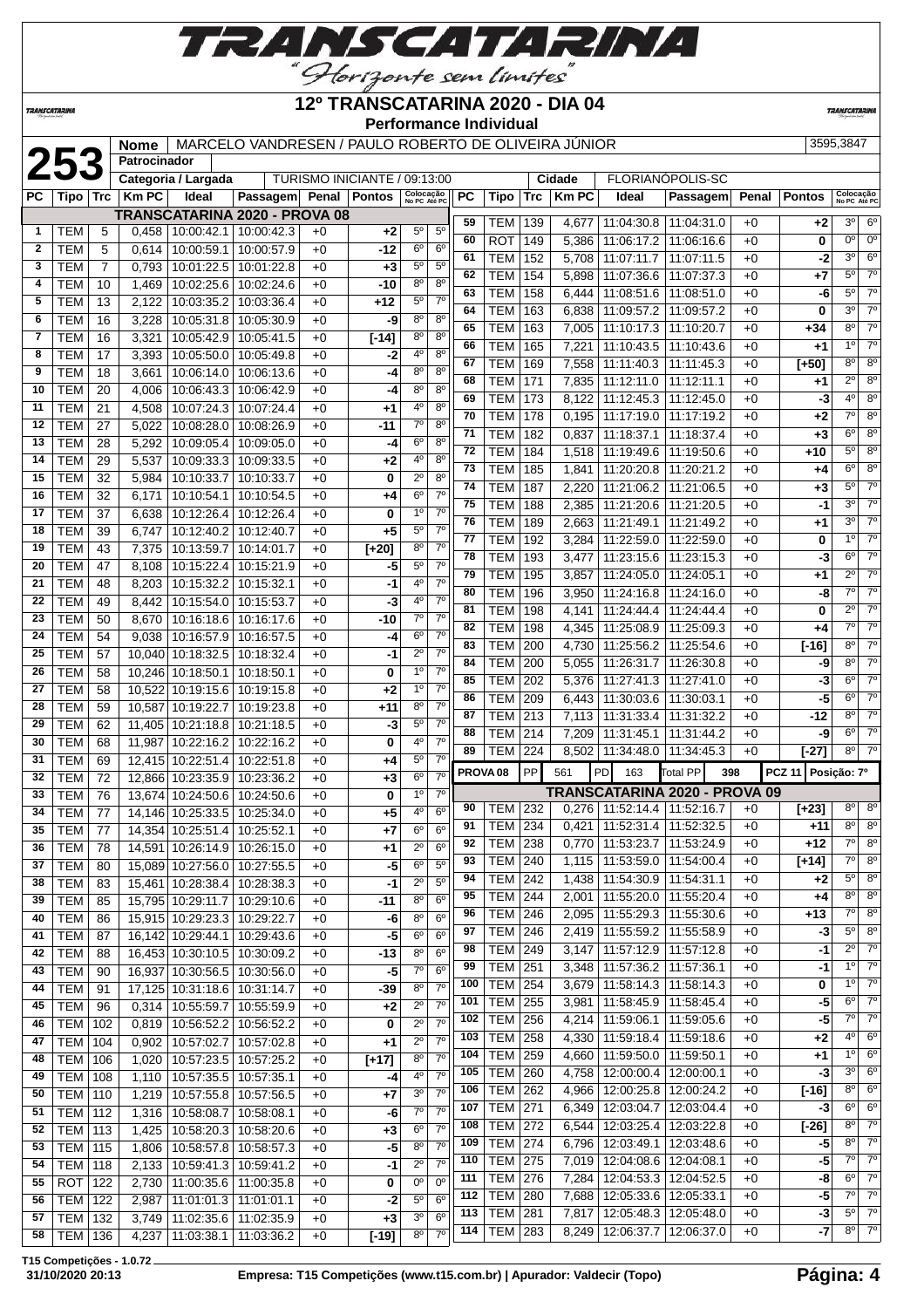# TRANSCATARINA

"Horizonte sem limites"

## 12º TRANSCATARINA 2020 - DIA 04

### Performance Individual

| | | |
|---|---|---|
| **253** | Nome | MARCELO VANDRESEN / PAULO ROBERTO DE OLIVEIRA JÚNIOR — 3595,3847 |
| | Patrocinador | |
| | Categoria / Largada | TURISMO INICIANTE / 09:13:00 — Cidade: FLORIANÓPOLIS-SC |

**TRANSCATARINA 2020 - PROVA 08**

| PC | Tipo | Trc | Km PC | Ideal | Passagem | Penal | Pontos | Colocação No PC | Colocação Até PC |
|---|---|---|---|---|---|---|---|---|---|
| 1 | TEM | 5 | 0,458 | 10:00:42.1 | 10:00:42.3 | +0 | +2 | 5º | 5º |
| 2 | TEM | 5 | 0,614 | 10:00:59.1 | 10:00:57.9 | +0 | -12 | 6º | 6º |
| 3 | TEM | 7 | 0,793 | 10:01:22.5 | 10:01:22.8 | +0 | +3 | 5º | 5º |
| 4 | TEM | 10 | 1,469 | 10:02:25.6 | 10:02:24.6 | +0 | -10 | 8º | 8º |
| 5 | TEM | 13 | 2,122 | 10:03:35.2 | 10:03:36.4 | +0 | +12 | 5º | 7º |
| 6 | TEM | 16 | 3,228 | 10:05:31.8 | 10:05:30.9 | +0 | -9 | 8º | 8º |
| 7 | TEM | 16 | 3,321 | 10:05:42.9 | 10:05:41.5 | +0 | [-14] | 8º | 8º |
| 8 | TEM | 17 | 3,393 | 10:05:50.0 | 10:05:49.8 | +0 | -2 | 4º | 8º |
| 9 | TEM | 18 | 3,661 | 10:06:14.0 | 10:06:13.6 | +0 | -4 | 8º | 8º |
| 10 | TEM | 20 | 4,006 | 10:06:43.3 | 10:06:42.9 | +0 | -4 | 8º | 8º |
| 11 | TEM | 21 | 4,508 | 10:07:24.3 | 10:07:24.4 | +0 | +1 | 4º | 8º |
| 12 | TEM | 27 | 5,022 | 10:08:28.0 | 10:08:26.9 | +0 | -11 | 7º | 8º |
| 13 | TEM | 28 | 5,292 | 10:09:05.4 | 10:09:05.0 | +0 | -4 | 6º | 8º |
| 14 | TEM | 29 | 5,537 | 10:09:33.3 | 10:09:33.5 | +0 | +2 | 4º | 8º |
| 15 | TEM | 32 | 5,984 | 10:10:33.7 | 10:10:33.7 | +0 | 0 | 2º | 8º |
| 16 | TEM | 32 | 6,171 | 10:10:54.1 | 10:10:54.5 | +0 | +4 | 6º | 7º |
| 17 | TEM | 37 | 6,638 | 10:12:26.4 | 10:12:26.4 | +0 | 0 | 1º | 7º |
| 18 | TEM | 39 | 6,747 | 10:12:40.2 | 10:12:40.7 | +0 | +5 | 5º | 7º |
| 19 | TEM | 43 | 7,375 | 10:13:59.7 | 10:14:01.7 | +0 | [+20] | 8º | 7º |
| 20 | TEM | 47 | 8,108 | 10:15:22.4 | 10:15:21.9 | +0 | -5 | 5º | 7º |
| 21 | TEM | 48 | 8,203 | 10:15:32.2 | 10:15:32.1 | +0 | -1 | 4º | 7º |
| 22 | TEM | 49 | 8,442 | 10:15:54.0 | 10:15:53.7 | +0 | -3 | 4º | 7º |
| 23 | TEM | 50 | 8,670 | 10:16:18.6 | 10:16:17.6 | +0 | -10 | 7º | 7º |
| 24 | TEM | 54 | 9,038 | 10:16:57.9 | 10:16:57.5 | +0 | -4 | 6º | 7º |
| 25 | TEM | 57 | 10,040 | 10:18:32.5 | 10:18:32.4 | +0 | -1 | 2º | 7º |
| 26 | TEM | 58 | 10,246 | 10:18:50.1 | 10:18:50.1 | +0 | 0 | 1º | 7º |
| 27 | TEM | 58 | 10,522 | 10:19:15.6 | 10:19:15.8 | +0 | +2 | 1º | 7º |
| 28 | TEM | 59 | 10,587 | 10:19:22.7 | 10:19:23.8 | +0 | +11 | 8º | 7º |
| 29 | TEM | 62 | 11,405 | 10:21:18.8 | 10:21:18.5 | +0 | -3 | 5º | 7º |
| 30 | TEM | 68 | 11,987 | 10:22:16.2 | 10:22:16.2 | +0 | 0 | 4º | 7º |
| 31 | TEM | 69 | 12,415 | 10:22:51.4 | 10:22:51.8 | +0 | +4 | 5º | 7º |
| 32 | TEM | 72 | 12,866 | 10:23:35.9 | 10:23:36.2 | +0 | +3 | 6º | 7º |
| 33 | TEM | 76 | 13,674 | 10:24:50.6 | 10:24:50.6 | +0 | 0 | 1º | 7º |
| 34 | TEM | 77 | 14,146 | 10:25:33.5 | 10:25:34.0 | +0 | +5 | 4º | 6º |
| 35 | TEM | 77 | 14,354 | 10:25:51.4 | 10:25:52.1 | +0 | +7 | 6º | 6º |
| 36 | TEM | 78 | 14,591 | 10:26:14.9 | 10:26:15.0 | +0 | +1 | 2º | 6º |
| 37 | TEM | 80 | 15,089 | 10:27:56.0 | 10:27:55.5 | +0 | -5 | 6º | 5º |
| 38 | TEM | 83 | 15,461 | 10:28:38.4 | 10:28:38.3 | +0 | -1 | 2º | 5º |
| 39 | TEM | 85 | 15,795 | 10:29:11.7 | 10:29:10.6 | +0 | -11 | 8º | 6º |
| 40 | TEM | 86 | 15,915 | 10:29:23.3 | 10:29:22.7 | +0 | -6 | 8º | 6º |
| 41 | TEM | 87 | 16,142 | 10:29:44.1 | 10:29:43.6 | +0 | -5 | 6º | 6º |
| 42 | TEM | 88 | 16,453 | 10:30:10.5 | 10:30:09.2 | +0 | -13 | 8º | 6º |
| 43 | TEM | 90 | 16,937 | 10:30:56.5 | 10:30:56.0 | +0 | -5 | 7º | 6º |
| 44 | TEM | 91 | 17,125 | 10:31:18.6 | 10:31:14.7 | +0 | -39 | 8º | 7º |
| 45 | TEM | 96 | 0,314 | 10:55:59.7 | 10:55:59.9 | +0 | +2 | 2º | 7º |
| 46 | TEM | 102 | 0,819 | 10:56:52.2 | 10:56:52.2 | +0 | 0 | 2º | 7º |
| 47 | TEM | 104 | 0,902 | 10:57:02.7 | 10:57:02.8 | +0 | +1 | 2º | 7º |
| 48 | TEM | 106 | 1,020 | 10:57:23.5 | 10:57:25.2 | +0 | [+17] | 8º | 7º |
| 49 | TEM | 108 | 1,110 | 10:57:35.5 | 10:57:35.1 | +0 | -4 | 4º | 7º |
| 50 | TEM | 110 | 1,219 | 10:57:55.8 | 10:57:56.5 | +0 | +7 | 3º | 7º |
| 51 | TEM | 112 | 1,316 | 10:58:08.7 | 10:58:08.1 | +0 | -6 | 7º | 7º |
| 52 | TEM | 113 | 1,425 | 10:58:20.3 | 10:58:20.6 | +0 | +3 | 6º | 7º |
| 53 | TEM | 115 | 1,806 | 10:58:57.8 | 10:58:57.3 | +0 | -5 | 8º | 7º |
| 54 | TEM | 118 | 2,133 | 10:59:41.3 | 10:59:41.2 | +0 | -1 | 2º | 7º |
| 55 | ROT | 122 | 2,730 | 11:00:35.6 | 11:00:35.8 | +0 | 0 | 0º | 0º |
| 56 | TEM | 122 | 2,987 | 11:01:01.3 | 11:01:01.1 | +0 | -2 | 5º | 6º |
| 57 | TEM | 132 | 3,749 | 11:02:35.6 | 11:02:35.9 | +0 | +3 | 3º | 6º |
| 58 | TEM | 136 | 4,237 | 11:03:38.1 | 11:03:36.2 | +0 | [-19] | 8º | 7º |
| 59 | TEM | 139 | 4,677 | 11:04:30.8 | 11:04:31.0 | +0 | +2 | 3º | 6º |
| 60 | ROT | 149 | 5,386 | 11:06:17.2 | 11:06:16.6 | +0 | 0 | 0º | 0º |
| 61 | TEM | 152 | 5,708 | 11:07:11.7 | 11:07:11.5 | +0 | -2 | 3º | 6º |
| 62 | TEM | 154 | 5,898 | 11:07:36.6 | 11:07:37.3 | +0 | +7 | 5º | 7º |
| 63 | TEM | 158 | 6,444 | 11:08:51.6 | 11:08:51.0 | +0 | -6 | 5º | 7º |
| 64 | TEM | 163 | 6,838 | 11:09:57.2 | 11:09:57.2 | +0 | 0 | 3º | 7º |
| 65 | TEM | 163 | 7,005 | 11:10:17.3 | 11:10:20.7 | +0 | +34 | 8º | 7º |
| 66 | TEM | 165 | 7,221 | 11:10:43.5 | 11:10:43.6 | +0 | +1 | 1º | 7º |
| 67 | TEM | 169 | 7,558 | 11:11:40.3 | 11:11:45.3 | +0 | [+50] | 8º | 8º |
| 68 | TEM | 171 | 7,835 | 11:12:11.0 | 11:12:11.1 | +0 | +1 | 2º | 8º |
| 69 | TEM | 173 | 8,122 | 11:12:45.3 | 11:12:45.0 | +0 | -3 | 4º | 8º |
| 70 | TEM | 178 | 0,195 | 11:17:19.0 | 11:17:19.2 | +0 | +2 | 7º | 8º |
| 71 | TEM | 182 | 0,837 | 11:18:37.1 | 11:18:37.4 | +0 | +3 | 6º | 8º |
| 72 | TEM | 184 | 1,518 | 11:19:49.6 | 11:19:50.6 | +0 | +10 | 5º | 8º |
| 73 | TEM | 185 | 1,841 | 11:20:20.8 | 11:20:21.2 | +0 | +4 | 6º | 8º |
| 74 | TEM | 187 | 2,220 | 11:21:06.2 | 11:21:06.5 | +0 | +3 | 5º | 7º |
| 75 | TEM | 188 | 2,385 | 11:21:20.6 | 11:21:20.5 | +0 | -1 | 3º | 7º |
| 76 | TEM | 189 | 2,663 | 11:21:49.1 | 11:21:49.2 | +0 | +1 | 3º | 7º |
| 77 | TEM | 192 | 3,284 | 11:22:59.0 | 11:22:59.0 | +0 | 0 | 1º | 7º |
| 78 | TEM | 193 | 3,477 | 11:23:15.6 | 11:23:15.3 | +0 | -3 | 6º | 7º |
| 79 | TEM | 195 | 3,857 | 11:24:05.0 | 11:24:05.1 | +0 | +1 | 2º | 7º |
| 80 | TEM | 196 | 3,950 | 11:24:16.8 | 11:24:16.0 | +0 | -8 | 7º | 7º |
| 81 | TEM | 198 | 4,141 | 11:24:44.4 | 11:24:44.4 | +0 | 0 | 2º | 7º |
| 82 | TEM | 198 | 4,345 | 11:25:08.9 | 11:25:09.3 | +0 | +4 | 7º | 7º |
| 83 | TEM | 200 | 4,730 | 11:25:56.2 | 11:25:54.6 | +0 | [-16] | 8º | 7º |
| 84 | TEM | 200 | 5,055 | 11:26:31.7 | 11:26:30.8 | +0 | -9 | 8º | 7º |
| 85 | TEM | 202 | 5,376 | 11:27:41.3 | 11:27:41.0 | +0 | -3 | 6º | 7º |
| 86 | TEM | 209 | 6,443 | 11:30:03.6 | 11:30:03.1 | +0 | -5 | 6º | 7º |
| 87 | TEM | 213 | 7,113 | 11:31:33.4 | 11:31:32.2 | +0 | -12 | 8º | 7º |
| 88 | TEM | 214 | 7,209 | 11:31:45.1 | 11:31:44.2 | +0 | -9 | 6º | 7º |
| 89 | TEM | 224 | 8,502 | 11:34:48.0 | 11:34:45.3 | +0 | [-27] | 8º | 7º |

PROVA 08 — PP: 561 — PD: 163 — Total PP: 398 — PCZ 11 — Posição: 7º

**TRANSCATARINA 2020 - PROVA 09**

| PC | Tipo | Trc | Km PC | Ideal | Passagem | Penal | Pontos | Colocação No PC | Colocação Até PC |
|---|---|---|---|---|---|---|---|---|---|
| 90 | TEM | 232 | 0,276 | 11:52:14.4 | 11:52:16.7 | +0 | [+23] | 8º | 8º |
| 91 | TEM | 234 | 0,421 | 11:52:31.4 | 11:52:32.5 | +0 | +11 | 8º | 8º |
| 92 | TEM | 238 | 0,770 | 11:53:23.7 | 11:53:24.9 | +0 | +12 | 7º | 8º |
| 93 | TEM | 240 | 1,115 | 11:53:59.0 | 11:54:00.4 | +0 | [+14] | 7º | 8º |
| 94 | TEM | 242 | 1,438 | 11:54:30.9 | 11:54:31.1 | +0 | +2 | 5º | 8º |
| 95 | TEM | 244 | 2,001 | 11:55:20.0 | 11:55:20.4 | +0 | +4 | 8º | 8º |
| 96 | TEM | 246 | 2,095 | 11:55:29.3 | 11:55:30.6 | +0 | +13 | 7º | 8º |
| 97 | TEM | 246 | 2,419 | 11:55:59.2 | 11:55:58.9 | +0 | -3 | 5º | 8º |
| 98 | TEM | 249 | 3,147 | 11:57:12.9 | 11:57:12.8 | +0 | -1 | 2º | 7º |
| 99 | TEM | 251 | 3,348 | 11:57:36.2 | 11:57:36.1 | +0 | -1 | 1º | 7º |
| 100 | TEM | 254 | 3,679 | 11:58:14.3 | 11:58:14.3 | +0 | 0 | 1º | 7º |
| 101 | TEM | 255 | 3,981 | 11:58:45.9 | 11:58:45.4 | +0 | -5 | 6º | 7º |
| 102 | TEM | 256 | 4,214 | 11:59:06.1 | 11:59:05.6 | +0 | -5 | 7º | 7º |
| 103 | TEM | 258 | 4,330 | 11:59:18.4 | 11:59:18.6 | +0 | +2 | 4º | 6º |
| 104 | TEM | 259 | 4,660 | 11:59:50.0 | 11:59:50.1 | +0 | +1 | 1º | 6º |
| 105 | TEM | 260 | 4,758 | 12:00:00.4 | 12:00:00.1 | +0 | -3 | 3º | 6º |
| 106 | TEM | 262 | 4,966 | 12:00:25.8 | 12:00:24.2 | +0 | [-16] | 8º | 6º |
| 107 | TEM | 271 | 6,349 | 12:03:04.7 | 12:03:04.4 | +0 | -3 | 6º | 6º |
| 108 | TEM | 272 | 6,544 | 12:03:25.4 | 12:03:22.8 | +0 | [-26] | 8º | 7º |
| 109 | TEM | 274 | 6,796 | 12:03:49.1 | 12:03:48.6 | +0 | -5 | 8º | 7º |
| 110 | TEM | 275 | 7,019 | 12:04:08.6 | 12:04:08.1 | +0 | -5 | 7º | 7º |
| 111 | TEM | 276 | 7,284 | 12:04:53.3 | 12:04:52.5 | +0 | -8 | 6º | 7º |
| 112 | TEM | 280 | 7,688 | 12:05:33.6 | 12:05:33.1 | +0 | -5 | 7º | 7º |
| 113 | TEM | 281 | 7,817 | 12:05:48.3 | 12:05:48.0 | +0 | -3 | 5º | 7º |
| 114 | TEM | 283 | 8,249 | 12:06:37.7 | 12:06:37.0 | +0 | -7 | 8º | 7º |

T15 Competições - 1.0.72

31/10/2020 20:13 — Empresa: T15 Competições (www.t15.com.br) | Apurador: Valdecir (Topo)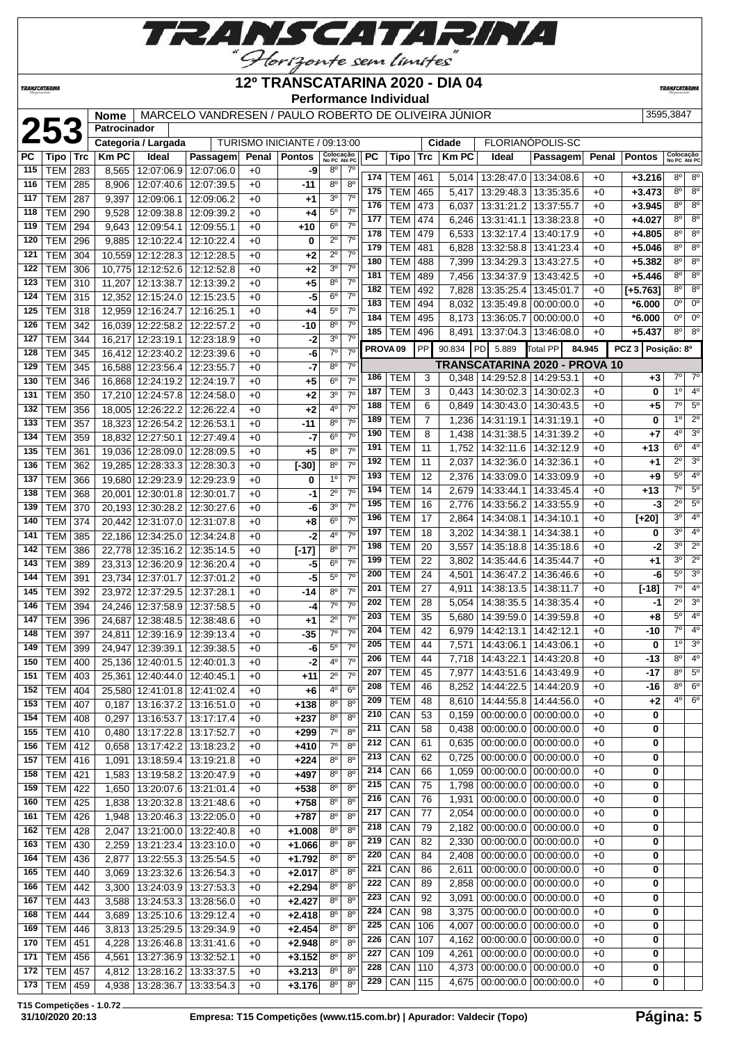# 12º TRANSCATARINA 2020 - DIA 04

**Performance Individual**

**253**

| Nome | MARCELO VANDRESEN / PAULO ROBERTO DE OLIVEIRA JÚNIOR | 3595,3847 |
|---|---|---|
| Patrocinador | | |
| Categoria / Largada | TURISMO INICIANTE / 09:13:00 | Cidade: FLORIANÓPOLIS-SC |

| PC | Tipo | Trc | Km PC | Ideal | Passagem | Penal | Pontos | Colocação No PC | Colocação Até PC |
|---|---|---|---|---|---|---|---|---|---|
| 115 | TEM | 283 | 8,565 | 12:07:06.9 | 12:07:06.0 | +0 | -9 | 8º | 7º |
| 116 | TEM | 285 | 8,906 | 12:07:40.6 | 12:07:39.5 | +0 | -11 | 8º | 8º |
| 117 | TEM | 287 | 9,397 | 12:09:06.1 | 12:09:06.2 | +0 | +1 | 3º | 7º |
| 118 | TEM | 290 | 9,528 | 12:09:38.8 | 12:09:39.2 | +0 | +4 | 5º | 7º |
| 119 | TEM | 294 | 9,643 | 12:09:54.1 | 12:09:55.1 | +0 | +10 | 6º | 7º |
| 120 | TEM | 296 | 9,885 | 12:10:22.4 | 12:10:22.4 | +0 | 0 | 2º | 7º |
| 121 | TEM | 304 | 10,559 | 12:12:28.3 | 12:12:28.5 | +0 | +2 | 2º | 7º |
| 122 | TEM | 306 | 10,775 | 12:12:52.6 | 12:12:52.8 | +0 | +2 | 3º | 7º |
| 123 | TEM | 310 | 11,207 | 12:13:38.7 | 12:13:39.2 | +0 | +5 | 8º | 7º |
| 124 | TEM | 315 | 12,352 | 12:15:24.0 | 12:15:23.5 | +0 | -5 | 6º | 7º |
| 125 | TEM | 318 | 12,959 | 12:16:24.7 | 12:16:25.1 | +0 | +4 | 5º | 7º |
| 126 | TEM | 342 | 16,039 | 12:22:58.2 | 12:22:57.2 | +0 | -10 | 8º | 7º |
| 127 | TEM | 344 | 16,217 | 12:23:19.1 | 12:23:18.9 | +0 | -2 | 3º | 7º |
| 128 | TEM | 345 | 16,412 | 12:23:40.2 | 12:23:39.6 | +0 | -6 | 7º | 7º |
| 129 | TEM | 345 | 16,588 | 12:23:56.4 | 12:23:55.7 | +0 | -7 | 8º | 7º |
| 130 | TEM | 346 | 16,868 | 12:24:19.2 | 12:24:19.7 | +0 | +5 | 6º | 7º |
| 131 | TEM | 350 | 17,210 | 12:24:57.8 | 12:24:58.0 | +0 | +2 | 3º | 7º |
| 132 | TEM | 356 | 18,005 | 12:26:22.2 | 12:26:22.4 | +0 | +2 | 4º | 7º |
| 133 | TEM | 357 | 18,323 | 12:26:54.2 | 12:26:53.1 | +0 | -11 | 8º | 7º |
| 134 | TEM | 359 | 18,832 | 12:27:50.1 | 12:27:49.4 | +0 | -7 | 6º | 7º |
| 135 | TEM | 361 | 19,036 | 12:28:09.0 | 12:28:09.5 | +0 | +5 | 8º | 7º |
| 136 | TEM | 362 | 19,285 | 12:28:33.3 | 12:28:30.3 | +0 | [-30] | 8º | 7º |
| 137 | TEM | 366 | 19,680 | 12:29:23.9 | 12:29:23.9 | +0 | 0 | 1º | 7º |
| 138 | TEM | 368 | 20,001 | 12:30:01.8 | 12:30:01.7 | +0 | -1 | 2º | 7º |
| 139 | TEM | 370 | 20,193 | 12:30:28.2 | 12:30:27.6 | +0 | -6 | 3º | 7º |
| 140 | TEM | 374 | 20,442 | 12:31:07.0 | 12:31:07.8 | +0 | +8 | 6º | 7º |
| 141 | TEM | 385 | 22,186 | 12:34:25.0 | 12:34:24.8 | +0 | -2 | 4º | 7º |
| 142 | TEM | 386 | 22,778 | 12:35:16.2 | 12:35:14.5 | +0 | [-17] | 8º | 7º |
| 143 | TEM | 389 | 23,313 | 12:36:20.9 | 12:36:20.4 | +0 | -5 | 6º | 7º |
| 144 | TEM | 391 | 23,734 | 12:37:01.7 | 12:37:01.2 | +0 | -5 | 5º | 7º |
| 145 | TEM | 392 | 23,972 | 12:37:29.5 | 12:37:28.1 | +0 | -14 | 8º | 7º |
| 146 | TEM | 394 | 24,246 | 12:37:58.9 | 12:37:58.5 | +0 | -4 | 7º | 7º |
| 147 | TEM | 396 | 24,687 | 12:38:48.5 | 12:38:48.6 | +0 | +1 | 2º | 7º |
| 148 | TEM | 397 | 24,811 | 12:39:16.9 | 12:39:13.4 | +0 | -35 | 7º | 7º |
| 149 | TEM | 399 | 24,947 | 12:39:39.1 | 12:39:38.5 | +0 | -6 | 5º | 7º |
| 150 | TEM | 400 | 25,136 | 12:40:01.5 | 12:40:01.3 | +0 | -2 | 4º | 7º |
| 151 | TEM | 403 | 25,361 | 12:40:44.0 | 12:40:45.1 | +0 | +11 | 2º | 7º |
| 152 | TEM | 404 | 25,580 | 12:41:01.8 | 12:41:02.4 | +0 | +6 | 4º | 6º |
| 153 | TEM | 407 | 0,187 | 13:16:37.2 | 13:16:51.0 | +0 | +138 | 8º | 8º |
| 154 | TEM | 408 | 0,297 | 13:16:53.7 | 13:17:17.4 | +0 | +237 | 8º | 8º |
| 155 | TEM | 410 | 0,480 | 13:17:22.8 | 13:17:52.7 | +0 | +299 | 7º | 8º |
| 156 | TEM | 412 | 0,658 | 13:17:42.2 | 13:18:23.2 | +0 | +410 | 7º | 8º |
| 157 | TEM | 416 | 1,091 | 13:18:59.4 | 13:19:21.8 | +0 | +224 | 8º | 8º |
| 158 | TEM | 421 | 1,583 | 13:19:58.2 | 13:20:47.9 | +0 | +497 | 8º | 8º |
| 159 | TEM | 422 | 1,650 | 13:20:07.6 | 13:21:01.4 | +0 | +538 | 8º | 8º |
| 160 | TEM | 425 | 1,838 | 13:20:32.8 | 13:21:48.6 | +0 | +758 | 8º | 8º |
| 161 | TEM | 426 | 1,948 | 13:20:46.3 | 13:22:05.0 | +0 | +787 | 8º | 8º |
| 162 | TEM | 428 | 2,047 | 13:21:00.0 | 13:22:40.8 | +0 | +1.008 | 8º | 8º |
| 163 | TEM | 430 | 2,259 | 13:21:23.4 | 13:23:10.0 | +0 | +1.066 | 8º | 8º |
| 164 | TEM | 436 | 2,877 | 13:22:55.3 | 13:25:54.5 | +0 | +1.792 | 8º | 8º |
| 165 | TEM | 440 | 3,069 | 13:23:32.6 | 13:26:54.3 | +0 | +2.017 | 8º | 8º |
| 166 | TEM | 442 | 3,300 | 13:24:03.9 | 13:27:53.3 | +0 | +2.294 | 8º | 8º |
| 167 | TEM | 443 | 3,588 | 13:24:53.3 | 13:28:56.0 | +0 | +2.427 | 8º | 8º |
| 168 | TEM | 444 | 3,689 | 13:25:10.6 | 13:29:12.4 | +0 | +2.418 | 8º | 8º |
| 169 | TEM | 446 | 3,813 | 13:25:29.5 | 13:29:34.9 | +0 | +2.454 | 8º | 8º |
| 170 | TEM | 451 | 4,228 | 13:26:46.8 | 13:31:41.6 | +0 | +2.948 | 8º | 8º |
| 171 | TEM | 456 | 4,561 | 13:27:36.9 | 13:32:52.1 | +0 | +3.152 | 8º | 8º |
| 172 | TEM | 457 | 4,812 | 13:28:16.2 | 13:33:37.5 | +0 | +3.213 | 8º | 8º |
| 173 | TEM | 459 | 4,938 | 13:28:36.7 | 13:33:54.3 | +0 | +3.176 | 8º | 8º |
| 174 | TEM | 461 | 5,014 | 13:28:47.0 | 13:34:08.6 | +0 | +3.216 | 8º | 8º |
| 175 | TEM | 465 | 5,417 | 13:29:48.3 | 13:35:35.6 | +0 | +3.473 | 8º | 8º |
| 176 | TEM | 473 | 6,037 | 13:31:21.2 | 13:37:55.7 | +0 | +3.945 | 8º | 8º |
| 177 | TEM | 474 | 6,246 | 13:31:41.1 | 13:38:23.8 | +0 | +4.027 | 8º | 8º |
| 178 | TEM | 479 | 6,533 | 13:32:17.4 | 13:40:17.9 | +0 | +4.805 | 8º | 8º |
| 179 | TEM | 481 | 6,828 | 13:32:58.8 | 13:41:23.4 | +0 | +5.046 | 8º | 8º |
| 180 | TEM | 488 | 7,399 | 13:34:29.3 | 13:43:27.5 | +0 | +5.382 | 8º | 8º |
| 181 | TEM | 489 | 7,456 | 13:34:37.9 | 13:43:42.5 | +0 | +5.446 | 8º | 8º |
| 182 | TEM | 492 | 7,828 | 13:35:25.4 | 13:45:01.7 | +0 | [+5.763] | 8º | 8º |
| 183 | TEM | 494 | 8,032 | 13:35:49.8 | 00:00:00.0 | +0 | *6.000 | 0º | 0º |
| 184 | TEM | 495 | 8,173 | 13:36:05.7 | 00:00:00.0 | +0 | *6.000 | 0º | 0º |
| 185 | TEM | 496 | 8,491 | 13:37:04.3 | 13:46:08.0 | +0 | +5.437 | 8º | 8º |

PROVA 09 | PP 90.834 | PD 5.889 | Total PP 84.945 | PCZ 3 | Posição: 8º

## TRANSCATARINA 2020 - PROVA 10

| PC | Tipo | Trc | Km PC | Ideal | Passagem | Penal | Pontos | Colocação No PC | Colocação Até PC |
|---|---|---|---|---|---|---|---|---|---|
| 186 | TEM | 3 | 0,348 | 14:29:52.8 | 14:29:53.1 | +0 | +3 | 7º | 7º |
| 187 | TEM | 3 | 0,443 | 14:30:02.3 | 14:30:02.3 | +0 | 0 | 1º | 4º |
| 188 | TEM | 6 | 0,849 | 14:30:43.0 | 14:30:43.5 | +0 | +5 | 7º | 5º |
| 189 | TEM | 7 | 1,236 | 14:31:19.1 | 14:31:19.1 | +0 | 0 | 1º | 2º |
| 190 | TEM | 8 | 1,438 | 14:31:38.5 | 14:31:39.2 | +0 | +7 | 4º | 3º |
| 191 | TEM | 11 | 1,752 | 14:32:11.6 | 14:32:12.9 | +0 | +13 | 6º | 4º |
| 192 | TEM | 11 | 2,037 | 14:32:36.0 | 14:32:36.1 | +0 | +1 | 2º | 3º |
| 193 | TEM | 12 | 2,376 | 14:33:09.0 | 14:33:09.9 | +0 | +9 | 5º | 4º |
| 194 | TEM | 14 | 2,679 | 14:33:44.1 | 14:33:45.4 | +0 | +13 | 7º | 5º |
| 195 | TEM | 16 | 2,776 | 14:33:56.2 | 14:33:55.9 | +0 | -3 | 2º | 5º |
| 196 | TEM | 17 | 2,864 | 14:34:08.1 | 14:34:10.1 | +0 | [+20] | 3º | 4º |
| 197 | TEM | 18 | 3,202 | 14:34:38.1 | 14:34:38.1 | +0 | 0 | 3º | 4º |
| 198 | TEM | 20 | 3,557 | 14:35:18.8 | 14:35:18.6 | +0 | -2 | 3º | 2º |
| 199 | TEM | 22 | 3,802 | 14:35:44.6 | 14:35:44.7 | +0 | +1 | 3º | 2º |
| 200 | TEM | 24 | 4,501 | 14:36:47.2 | 14:36:46.6 | +0 | -6 | 5º | 3º |
| 201 | TEM | 27 | 4,911 | 14:38:13.5 | 14:38:11.7 | +0 | [-18] | 7º | 4º |
| 202 | TEM | 28 | 5,054 | 14:38:35.5 | 14:38:35.4 | +0 | -1 | 2º | 3º |
| 203 | TEM | 35 | 5,680 | 14:39:59.0 | 14:39:59.8 | +0 | +8 | 5º | 4º |
| 204 | TEM | 42 | 6,979 | 14:42:13.1 | 14:42:12.1 | +0 | -10 | 7º | 4º |
| 205 | TEM | 44 | 7,571 | 14:43:06.1 | 14:43:06.1 | +0 | 0 | 1º | 3º |
| 206 | TEM | 44 | 7,718 | 14:43:22.1 | 14:43:20.8 | +0 | -13 | 8º | 4º |
| 207 | TEM | 45 | 7,977 | 14:43:51.6 | 14:43:49.9 | +0 | -17 | 8º | 5º |
| 208 | TEM | 46 | 8,252 | 14:44:22.5 | 14:44:20.9 | +0 | -16 | 8º | 6º |
| 209 | TEM | 48 | 8,610 | 14:44:55.8 | 14:44:56.0 | +0 | +2 | 4º | 6º |
| 210 | CAN | 53 | 0,159 | 00:00:00.0 | 00:00:00.0 | +0 | 0 | | |
| 211 | CAN | 58 | 0,438 | 00:00:00.0 | 00:00:00.0 | +0 | 0 | | |
| 212 | CAN | 61 | 0,635 | 00:00:00.0 | 00:00:00.0 | +0 | 0 | | |
| 213 | CAN | 62 | 0,725 | 00:00:00.0 | 00:00:00.0 | +0 | 0 | | |
| 214 | CAN | 66 | 1,059 | 00:00:00.0 | 00:00:00.0 | +0 | 0 | | |
| 215 | CAN | 75 | 1,798 | 00:00:00.0 | 00:00:00.0 | +0 | 0 | | |
| 216 | CAN | 76 | 1,931 | 00:00:00.0 | 00:00:00.0 | +0 | 0 | | |
| 217 | CAN | 77 | 2,054 | 00:00:00.0 | 00:00:00.0 | +0 | 0 | | |
| 218 | CAN | 79 | 2,182 | 00:00:00.0 | 00:00:00.0 | +0 | 0 | | |
| 219 | CAN | 82 | 2,330 | 00:00:00.0 | 00:00:00.0 | +0 | 0 | | |
| 220 | CAN | 84 | 2,408 | 00:00:00.0 | 00:00:00.0 | +0 | 0 | | |
| 221 | CAN | 86 | 2,611 | 00:00:00.0 | 00:00:00.0 | +0 | 0 | | |
| 222 | CAN | 89 | 2,858 | 00:00:00.0 | 00:00:00.0 | +0 | 0 | | |
| 223 | CAN | 92 | 3,091 | 00:00:00.0 | 00:00:00.0 | +0 | 0 | | |
| 224 | CAN | 98 | 3,375 | 00:00:00.0 | 00:00:00.0 | +0 | 0 | | |
| 225 | CAN | 106 | 4,007 | 00:00:00.0 | 00:00:00.0 | +0 | 0 | | |
| 226 | CAN | 107 | 4,162 | 00:00:00.0 | 00:00:00.0 | +0 | 0 | | |
| 227 | CAN | 109 | 4,261 | 00:00:00.0 | 00:00:00.0 | +0 | 0 | | |
| 228 | CAN | 110 | 4,373 | 00:00:00.0 | 00:00:00.0 | +0 | 0 | | |
| 229 | CAN | 115 | 4,675 | 00:00:00.0 | 00:00:00.0 | +0 | 0 | | |

T15 Competições - 1.0.72
31/10/2020 20:13

Empresa: T15 Competições (www.t15.com.br) | Apurador: Valdecir (Topo)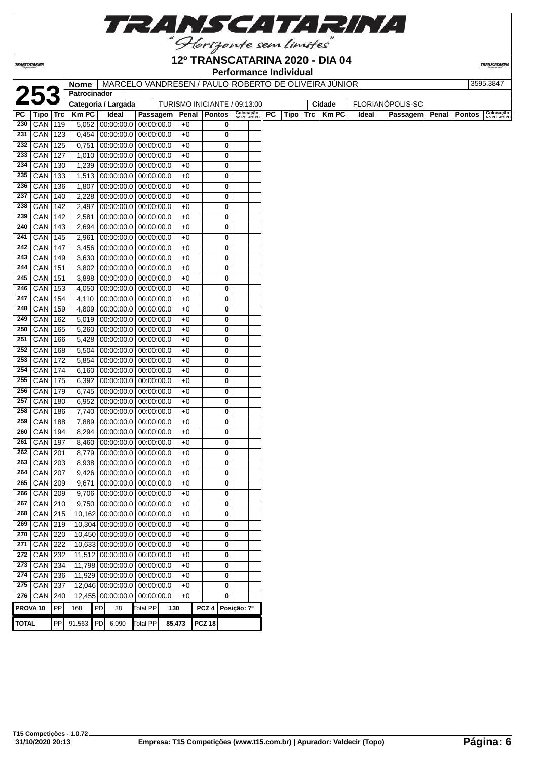# 12º TRANSCATARINA 2020 - DIA 04

**Performance Individual**

| 253 | Nome | MARCELO VANDRESEN / PAULO ROBERTO DE OLIVEIRA JÚNIOR | 3595,3847 |
|---|---|---|---|
| | Patrocinador | | |
| | Categoria / Largada | TURISMO INICIANTE / 09:13:00 | Cidade: FLORIANÓPOLIS-SC |

| PC | Tipo | Trc | Km PC | Ideal | Passagem | Penal | Pontos | Colocação No PC | Colocação Até PC |
|---|---|---|---|---|---|---|---|---|---|
| 230 | CAN | 119 | 5,052 | 00:00:00.0 | 00:00:00.0 | +0 | 0 | | |
| 231 | CAN | 123 | 0,454 | 00:00:00.0 | 00:00:00.0 | +0 | 0 | | |
| 232 | CAN | 125 | 0,751 | 00:00:00.0 | 00:00:00.0 | +0 | 0 | | |
| 233 | CAN | 127 | 1,010 | 00:00:00.0 | 00:00:00.0 | +0 | 0 | | |
| 234 | CAN | 130 | 1,239 | 00:00:00.0 | 00:00:00.0 | +0 | 0 | | |
| 235 | CAN | 133 | 1,513 | 00:00:00.0 | 00:00:00.0 | +0 | 0 | | |
| 236 | CAN | 136 | 1,807 | 00:00:00.0 | 00:00:00.0 | +0 | 0 | | |
| 237 | CAN | 140 | 2,228 | 00:00:00.0 | 00:00:00.0 | +0 | 0 | | |
| 238 | CAN | 142 | 2,497 | 00:00:00.0 | 00:00:00.0 | +0 | 0 | | |
| 239 | CAN | 142 | 2,581 | 00:00:00.0 | 00:00:00.0 | +0 | 0 | | |
| 240 | CAN | 143 | 2,694 | 00:00:00.0 | 00:00:00.0 | +0 | 0 | | |
| 241 | CAN | 145 | 2,961 | 00:00:00.0 | 00:00:00.0 | +0 | 0 | | |
| 242 | CAN | 147 | 3,456 | 00:00:00.0 | 00:00:00.0 | +0 | 0 | | |
| 243 | CAN | 149 | 3,630 | 00:00:00.0 | 00:00:00.0 | +0 | 0 | | |
| 244 | CAN | 151 | 3,802 | 00:00:00.0 | 00:00:00.0 | +0 | 0 | | |
| 245 | CAN | 151 | 3,898 | 00:00:00.0 | 00:00:00.0 | +0 | 0 | | |
| 246 | CAN | 153 | 4,050 | 00:00:00.0 | 00:00:00.0 | +0 | 0 | | |
| 247 | CAN | 154 | 4,110 | 00:00:00.0 | 00:00:00.0 | +0 | 0 | | |
| 248 | CAN | 159 | 4,809 | 00:00:00.0 | 00:00:00.0 | +0 | 0 | | |
| 249 | CAN | 162 | 5,019 | 00:00:00.0 | 00:00:00.0 | +0 | 0 | | |
| 250 | CAN | 165 | 5,260 | 00:00:00.0 | 00:00:00.0 | +0 | 0 | | |
| 251 | CAN | 166 | 5,428 | 00:00:00.0 | 00:00:00.0 | +0 | 0 | | |
| 252 | CAN | 168 | 5,504 | 00:00:00.0 | 00:00:00.0 | +0 | 0 | | |
| 253 | CAN | 172 | 5,854 | 00:00:00.0 | 00:00:00.0 | +0 | 0 | | |
| 254 | CAN | 174 | 6,160 | 00:00:00.0 | 00:00:00.0 | +0 | 0 | | |
| 255 | CAN | 175 | 6,392 | 00:00:00.0 | 00:00:00.0 | +0 | 0 | | |
| 256 | CAN | 179 | 6,745 | 00:00:00.0 | 00:00:00.0 | +0 | 0 | | |
| 257 | CAN | 180 | 6,952 | 00:00:00.0 | 00:00:00.0 | +0 | 0 | | |
| 258 | CAN | 186 | 7,740 | 00:00:00.0 | 00:00:00.0 | +0 | 0 | | |
| 259 | CAN | 188 | 7,889 | 00:00:00.0 | 00:00:00.0 | +0 | 0 | | |
| 260 | CAN | 194 | 8,294 | 00:00:00.0 | 00:00:00.0 | +0 | 0 | | |
| 261 | CAN | 197 | 8,460 | 00:00:00.0 | 00:00:00.0 | +0 | 0 | | |
| 262 | CAN | 201 | 8,779 | 00:00:00.0 | 00:00:00.0 | +0 | 0 | | |
| 263 | CAN | 203 | 8,938 | 00:00:00.0 | 00:00:00.0 | +0 | 0 | | |
| 264 | CAN | 207 | 9,426 | 00:00:00.0 | 00:00:00.0 | +0 | 0 | | |
| 265 | CAN | 209 | 9,671 | 00:00:00.0 | 00:00:00.0 | +0 | 0 | | |
| 266 | CAN | 209 | 9,706 | 00:00:00.0 | 00:00:00.0 | +0 | 0 | | |
| 267 | CAN | 210 | 9,750 | 00:00:00.0 | 00:00:00.0 | +0 | 0 | | |
| 268 | CAN | 215 | 10,162 | 00:00:00.0 | 00:00:00.0 | +0 | 0 | | |
| 269 | CAN | 219 | 10,304 | 00:00:00.0 | 00:00:00.0 | +0 | 0 | | |
| 270 | CAN | 220 | 10,450 | 00:00:00.0 | 00:00:00.0 | +0 | 0 | | |
| 271 | CAN | 222 | 10,633 | 00:00:00.0 | 00:00:00.0 | +0 | 0 | | |
| 272 | CAN | 232 | 11,512 | 00:00:00.0 | 00:00:00.0 | +0 | 0 | | |
| 273 | CAN | 234 | 11,798 | 00:00:00.0 | 00:00:00.0 | +0 | 0 | | |
| 274 | CAN | 236 | 11,929 | 00:00:00.0 | 00:00:00.0 | +0 | 0 | | |
| 275 | CAN | 237 | 12,046 | 00:00:00.0 | 00:00:00.0 | +0 | 0 | | |
| 276 | CAN | 240 | 12,455 | 00:00:00.0 | 00:00:00.0 | +0 | 0 | | |

| PROVA 10 | PP | 168 | PD | 38 | Total PP | 130 | PCZ 4 | Posição: 7º |
|---|---|---|---|---|---|---|---|---|
| TOTAL | PP | 91.563 | PD | 6.090 | Total PP | 85.473 | PCZ 18 | |

T15 Competições - 1.0.72
31/10/2020 20:13 — Empresa: T15 Competições (www.t15.com.br) | Apurador: Valdecir (Topo)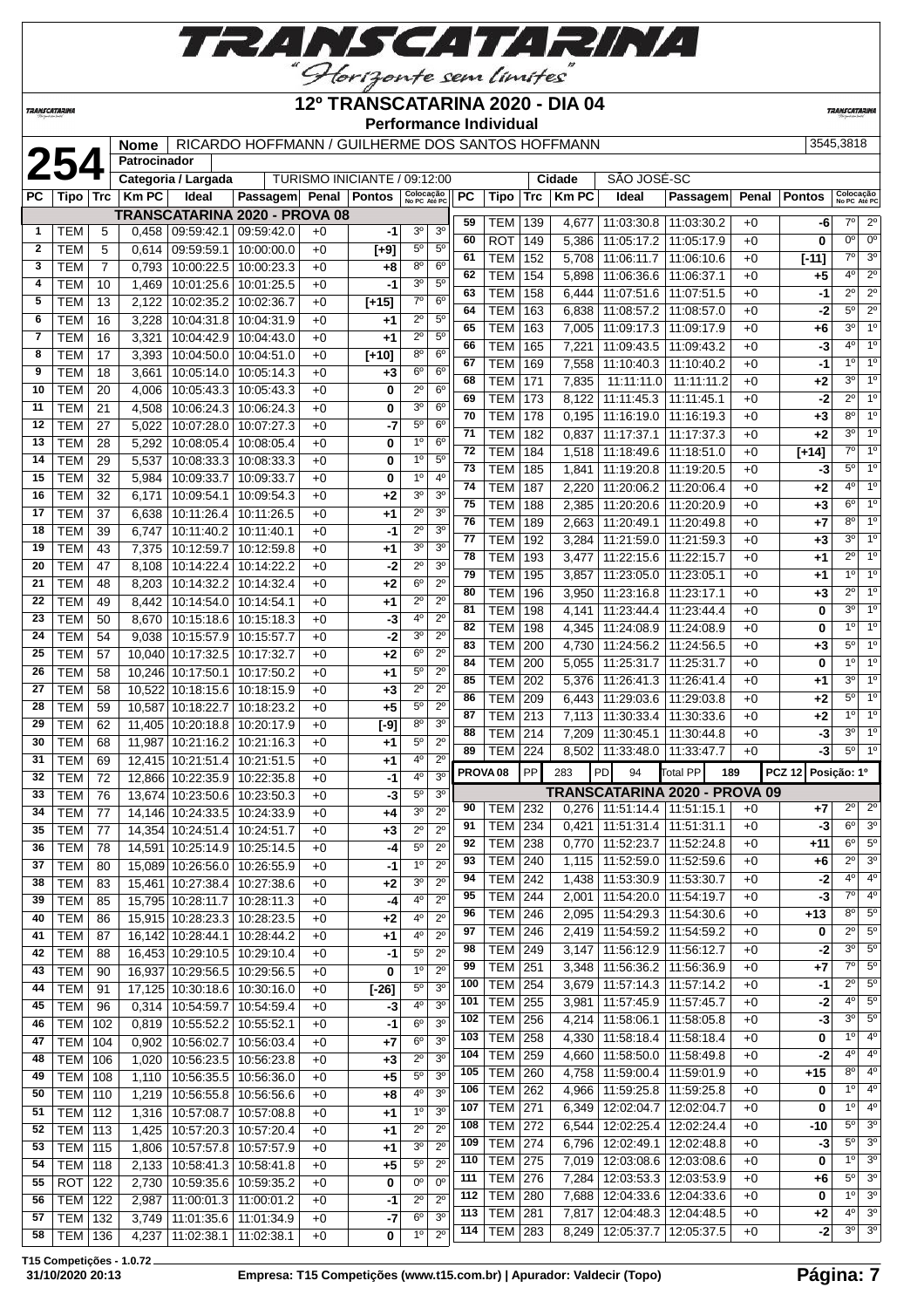# 12º TRANSCATARINA 2020 - DIA 04

**Performance Individual**

**254**

| Nome | RICARDO HOFFMANN / GUILHERME DOS SANTOS HOFFMANN | 3545,3818 |
|---|---|---|
| Patrocinador | | |
| Categoria / Largada | TURISMO INICIANTE / 09:12:00 | Cidade: SÃO JOSÉ-SC |

## TRANSCATARINA 2020 - PROVA 08

| PC | Tipo | Trc | Km PC | Ideal | Passagem | Penal | Pontos | Colocação No PC | Colocação Até PC |
|---|---|---|---|---|---|---|---|---|---|
| 1 | TEM | 5 | 0,458 | 09:59:42.1 | 09:59:42.0 | +0 | -1 | 3º | 3º |
| 2 | TEM | 5 | 0,614 | 09:59:59.1 | 10:00:00.0 | +0 | [+9] | 5º | 5º |
| 3 | TEM | 7 | 0,793 | 10:00:22.5 | 10:00:23.3 | +0 | +8 | 8º | 6º |
| 4 | TEM | 10 | 1,469 | 10:01:25.6 | 10:01:25.5 | +0 | -1 | 3º | 5º |
| 5 | TEM | 13 | 2,122 | 10:02:35.2 | 10:02:36.7 | +0 | [+15] | 7º | 6º |
| 6 | TEM | 16 | 3,228 | 10:04:31.8 | 10:04:31.9 | +0 | +1 | 2º | 5º |
| 7 | TEM | 16 | 3,321 | 10:04:42.9 | 10:04:43.0 | +0 | +1 | 2º | 5º |
| 8 | TEM | 17 | 3,393 | 10:04:50.0 | 10:04:51.0 | +0 | [+10] | 8º | 6º |
| 9 | TEM | 18 | 3,661 | 10:05:14.0 | 10:05:14.3 | +0 | +3 | 6º | 6º |
| 10 | TEM | 20 | 4,006 | 10:05:43.3 | 10:05:43.3 | +0 | 0 | 2º | 6º |
| 11 | TEM | 21 | 4,508 | 10:06:24.3 | 10:06:24.3 | +0 | 0 | 3º | 6º |
| 12 | TEM | 27 | 5,022 | 10:07:28.0 | 10:07:27.3 | +0 | -7 | 5º | 6º |
| 13 | TEM | 28 | 5,292 | 10:08:05.4 | 10:08:05.4 | +0 | 0 | 1º | 6º |
| 14 | TEM | 29 | 5,537 | 10:08:33.3 | 10:08:33.3 | +0 | 0 | 1º | 5º |
| 15 | TEM | 32 | 5,984 | 10:09:33.7 | 10:09:33.7 | +0 | 0 | 1º | 4º |
| 16 | TEM | 32 | 6,171 | 10:09:54.1 | 10:09:54.3 | +0 | +2 | 3º | 3º |
| 17 | TEM | 37 | 6,638 | 10:11:26.4 | 10:11:26.5 | +0 | +1 | 2º | 3º |
| 18 | TEM | 39 | 6,747 | 10:11:40.2 | 10:11:40.1 | +0 | -1 | 2º | 3º |
| 19 | TEM | 43 | 7,375 | 10:12:59.7 | 10:12:59.8 | +0 | +1 | 3º | 3º |
| 20 | TEM | 47 | 8,108 | 10:14:22.4 | 10:14:22.2 | +0 | -2 | 2º | 3º |
| 21 | TEM | 48 | 8,203 | 10:14:32.2 | 10:14:32.4 | +0 | +2 | 6º | 2º |
| 22 | TEM | 49 | 8,442 | 10:14:54.0 | 10:14:54.1 | +0 | +1 | 2º | 2º |
| 23 | TEM | 50 | 8,670 | 10:15:18.6 | 10:15:18.3 | +0 | -3 | 4º | 2º |
| 24 | TEM | 54 | 9,038 | 10:15:57.9 | 10:15:57.7 | +0 | -2 | 3º | 2º |
| 25 | TEM | 57 | 10,040 | 10:17:32.5 | 10:17:32.7 | +0 | +2 | 6º | 2º |
| 26 | TEM | 58 | 10,246 | 10:17:50.1 | 10:17:50.2 | +0 | +1 | 5º | 2º |
| 27 | TEM | 58 | 10,522 | 10:18:15.6 | 10:18:15.9 | +0 | +3 | 2º | 2º |
| 28 | TEM | 59 | 10,587 | 10:18:22.7 | 10:18:23.2 | +0 | +5 | 5º | 2º |
| 29 | TEM | 62 | 11,405 | 10:20:18.8 | 10:20:17.9 | +0 | [-9] | 8º | 3º |
| 30 | TEM | 68 | 11,987 | 10:21:16.2 | 10:21:16.3 | +0 | +1 | 5º | 2º |
| 31 | TEM | 69 | 12,415 | 10:21:51.4 | 10:21:51.5 | +0 | +1 | 4º | 2º |
| 32 | TEM | 72 | 12,866 | 10:22:35.9 | 10:22:35.8 | +0 | -1 | 4º | 3º |
| 33 | TEM | 76 | 13,674 | 10:23:50.6 | 10:23:50.3 | +0 | -3 | 5º | 3º |
| 34 | TEM | 77 | 14,146 | 10:24:33.5 | 10:24:33.9 | +0 | +4 | 3º | 2º |
| 35 | TEM | 77 | 14,354 | 10:24:51.4 | 10:24:51.7 | +0 | +3 | 2º | 2º |
| 36 | TEM | 78 | 14,591 | 10:25:14.9 | 10:25:14.5 | +0 | -4 | 5º | 2º |
| 37 | TEM | 80 | 15,089 | 10:26:56.0 | 10:26:55.9 | +0 | -1 | 1º | 2º |
| 38 | TEM | 83 | 15,461 | 10:27:38.4 | 10:27:38.6 | +0 | +2 | 3º | 2º |
| 39 | TEM | 85 | 15,795 | 10:28:11.7 | 10:28:11.3 | +0 | -4 | 4º | 2º |
| 40 | TEM | 86 | 15,915 | 10:28:23.3 | 10:28:23.5 | +0 | +2 | 4º | 2º |
| 41 | TEM | 87 | 16,142 | 10:28:44.1 | 10:28:44.2 | +0 | +1 | 4º | 2º |
| 42 | TEM | 88 | 16,453 | 10:29:10.5 | 10:29:10.4 | +0 | -1 | 5º | 2º |
| 43 | TEM | 90 | 16,937 | 10:29:56.5 | 10:29:56.5 | +0 | 0 | 1º | 2º |
| 44 | TEM | 91 | 17,125 | 10:30:18.6 | 10:30:16.0 | +0 | [-26] | 5º | 3º |
| 45 | TEM | 96 | 0,314 | 10:54:59.7 | 10:54:59.4 | +0 | -3 | 4º | 3º |
| 46 | TEM | 102 | 0,819 | 10:55:52.2 | 10:55:52.1 | +0 | -1 | 6º | 3º |
| 47 | TEM | 104 | 0,902 | 10:56:02.7 | 10:56:03.4 | +0 | +7 | 6º | 3º |
| 48 | TEM | 106 | 1,020 | 10:56:23.5 | 10:56:23.8 | +0 | +3 | 2º | 3º |
| 49 | TEM | 108 | 1,110 | 10:56:35.5 | 10:56:36.0 | +0 | +5 | 5º | 3º |
| 50 | TEM | 110 | 1,219 | 10:56:55.8 | 10:56:56.6 | +0 | +8 | 4º | 3º |
| 51 | TEM | 112 | 1,316 | 10:57:08.7 | 10:57:08.8 | +0 | +1 | 1º | 3º |
| 52 | TEM | 113 | 1,425 | 10:57:20.3 | 10:57:20.4 | +0 | +1 | 2º | 2º |
| 53 | TEM | 115 | 1,806 | 10:57:57.8 | 10:57:57.9 | +0 | +1 | 3º | 2º |
| 54 | TEM | 118 | 2,133 | 10:58:41.3 | 10:58:41.8 | +0 | +5 | 5º | 2º |
| 55 | ROT | 122 | 2,730 | 10:59:35.6 | 10:59:35.2 | +0 | 0 | 0º | 0º |
| 56 | TEM | 122 | 2,987 | 11:00:01.3 | 11:00:01.2 | +0 | -1 | 2º | 2º |
| 57 | TEM | 132 | 3,749 | 11:01:35.6 | 11:01:34.9 | +0 | -7 | 6º | 3º |
| 58 | TEM | 136 | 4,237 | 11:02:38.1 | 11:02:38.1 | +0 | 0 | 1º | 2º |
| 59 | TEM | 139 | 4,677 | 11:03:30.8 | 11:03:30.2 | +0 | -6 | 7º | 2º |
| 60 | ROT | 149 | 5,386 | 11:05:17.2 | 11:05:17.9 | +0 | 0 | 0º | 0º |
| 61 | TEM | 152 | 5,708 | 11:06:11.7 | 11:06:10.6 | +0 | [-11] | 7º | 3º |
| 62 | TEM | 154 | 5,898 | 11:06:36.6 | 11:06:37.1 | +0 | +5 | 4º | 2º |
| 63 | TEM | 158 | 6,444 | 11:07:51.6 | 11:07:51.5 | +0 | -1 | 2º | 2º |
| 64 | TEM | 163 | 6,838 | 11:08:57.2 | 11:08:57.0 | +0 | -2 | 5º | 2º |
| 65 | TEM | 163 | 7,005 | 11:09:17.3 | 11:09:17.9 | +0 | +6 | 3º | 1º |
| 66 | TEM | 165 | 7,221 | 11:09:43.5 | 11:09:43.2 | +0 | -3 | 4º | 1º |
| 67 | TEM | 169 | 7,558 | 11:10:40.3 | 11:10:40.2 | +0 | -1 | 1º | 1º |
| 68 | TEM | 171 | 7,835 | 11:11:11.0 | 11:11:11.2 | +0 | +2 | 3º | 1º |
| 69 | TEM | 173 | 8,122 | 11:11:45.3 | 11:11:45.1 | +0 | -2 | 2º | 1º |
| 70 | TEM | 178 | 0,195 | 11:16:19.0 | 11:16:19.3 | +0 | +3 | 8º | 1º |
| 71 | TEM | 182 | 0,837 | 11:17:37.1 | 11:17:37.3 | +0 | +2 | 3º | 1º |
| 72 | TEM | 184 | 1,518 | 11:18:49.6 | 11:18:51.0 | +0 | [+14] | 7º | 1º |
| 73 | TEM | 185 | 1,841 | 11:19:20.8 | 11:19:20.5 | +0 | -3 | 5º | 1º |
| 74 | TEM | 187 | 2,220 | 11:20:06.2 | 11:20:06.4 | +0 | +2 | 4º | 1º |
| 75 | TEM | 188 | 2,385 | 11:20:20.6 | 11:20:20.9 | +0 | +3 | 6º | 1º |
| 76 | TEM | 189 | 2,663 | 11:20:49.1 | 11:20:49.8 | +0 | +7 | 8º | 1º |
| 77 | TEM | 192 | 3,284 | 11:21:59.0 | 11:21:59.3 | +0 | +3 | 3º | 1º |
| 78 | TEM | 193 | 3,477 | 11:22:15.6 | 11:22:15.7 | +0 | +1 | 2º | 1º |
| 79 | TEM | 195 | 3,857 | 11:23:05.0 | 11:23:05.1 | +0 | +1 | 1º | 1º |
| 80 | TEM | 196 | 3,950 | 11:23:16.8 | 11:23:17.1 | +0 | +3 | 2º | 1º |
| 81 | TEM | 198 | 4,141 | 11:23:44.4 | 11:23:44.4 | +0 | 0 | 3º | 1º |
| 82 | TEM | 198 | 4,345 | 11:24:08.9 | 11:24:08.9 | +0 | 0 | 1º | 1º |
| 83 | TEM | 200 | 4,730 | 11:24:56.2 | 11:24:56.5 | +0 | +3 | 5º | 1º |
| 84 | TEM | 200 | 5,055 | 11:25:31.7 | 11:25:31.7 | +0 | 0 | 1º | 1º |
| 85 | TEM | 202 | 5,376 | 11:26:41.3 | 11:26:41.4 | +0 | +1 | 3º | 1º |
| 86 | TEM | 209 | 6,443 | 11:29:03.6 | 11:29:03.8 | +0 | +2 | 5º | 1º |
| 87 | TEM | 213 | 7,113 | 11:30:33.4 | 11:30:33.6 | +0 | +2 | 1º | 1º |
| 88 | TEM | 214 | 7,209 | 11:30:45.1 | 11:30:44.8 | +0 | -3 | 3º | 1º |
| 89 | TEM | 224 | 8,502 | 11:33:48.0 | 11:33:47.7 | +0 | -3 | 5º | 1º |

**PROVA 08** | PP 283 | PD 94 | Total PP 189 | PCZ 12 | Posição: 1º

## TRANSCATARINA 2020 - PROVA 09

| PC | Tipo | Trc | Km PC | Ideal | Passagem | Penal | Pontos | Colocação No PC | Colocação Até PC |
|---|---|---|---|---|---|---|---|---|---|
| 90 | TEM | 232 | 0,276 | 11:51:14.4 | 11:51:15.1 | +0 | +7 | 2º | 2º |
| 91 | TEM | 234 | 0,421 | 11:51:31.4 | 11:51:31.1 | +0 | -3 | 6º | 3º |
| 92 | TEM | 238 | 0,770 | 11:52:23.7 | 11:52:24.8 | +0 | +11 | 6º | 5º |
| 93 | TEM | 240 | 1,115 | 11:52:59.0 | 11:52:59.6 | +0 | +6 | 2º | 3º |
| 94 | TEM | 242 | 1,438 | 11:53:30.9 | 11:53:30.7 | +0 | -2 | 4º | 4º |
| 95 | TEM | 244 | 2,001 | 11:54:20.0 | 11:54:19.7 | +0 | -3 | 7º | 4º |
| 96 | TEM | 246 | 2,095 | 11:54:29.3 | 11:54:30.6 | +0 | +13 | 8º | 5º |
| 97 | TEM | 246 | 2,419 | 11:54:59.2 | 11:54:59.2 | +0 | 0 | 2º | 5º |
| 98 | TEM | 249 | 3,147 | 11:56:12.9 | 11:56:12.7 | +0 | -2 | 3º | 5º |
| 99 | TEM | 251 | 3,348 | 11:56:36.2 | 11:56:36.9 | +0 | +7 | 7º | 5º |
| 100 | TEM | 254 | 3,679 | 11:57:14.3 | 11:57:14.2 | +0 | -1 | 2º | 5º |
| 101 | TEM | 255 | 3,981 | 11:57:45.9 | 11:57:45.7 | +0 | -2 | 4º | 5º |
| 102 | TEM | 256 | 4,214 | 11:58:06.1 | 11:58:05.8 | +0 | -3 | 3º | 5º |
| 103 | TEM | 258 | 4,330 | 11:58:18.4 | 11:58:18.4 | +0 | 0 | 1º | 4º |
| 104 | TEM | 259 | 4,660 | 11:58:50.0 | 11:58:49.8 | +0 | -2 | 4º | 4º |
| 105 | TEM | 260 | 4,758 | 11:59:00.4 | 11:59:01.9 | +0 | +15 | 8º | 4º |
| 106 | TEM | 262 | 4,966 | 11:59:25.8 | 11:59:25.8 | +0 | 0 | 1º | 4º |
| 107 | TEM | 271 | 6,349 | 12:02:04.7 | 12:02:04.7 | +0 | 0 | 1º | 4º |
| 108 | TEM | 272 | 6,544 | 12:02:25.4 | 12:02:24.4 | +0 | -10 | 5º | 3º |
| 109 | TEM | 274 | 6,796 | 12:02:49.1 | 12:02:48.8 | +0 | -3 | 5º | 3º |
| 110 | TEM | 275 | 7,019 | 12:03:08.6 | 12:03:08.6 | +0 | 0 | 1º | 3º |
| 111 | TEM | 276 | 7,284 | 12:03:53.3 | 12:03:53.9 | +0 | +6 | 5º | 3º |
| 112 | TEM | 280 | 7,688 | 12:04:33.6 | 12:04:33.6 | +0 | 0 | 1º | 3º |
| 113 | TEM | 281 | 7,817 | 12:04:48.3 | 12:04:48.5 | +0 | +2 | 4º | 3º |
| 114 | TEM | 283 | 8,249 | 12:05:37.7 | 12:05:37.5 | +0 | -2 | 3º | 3º |

T15 Competições - 1.0.72
31/10/2020 20:13 — Empresa: T15 Competições (www.t15.com.br) | Apurador: Valdecir (Topo)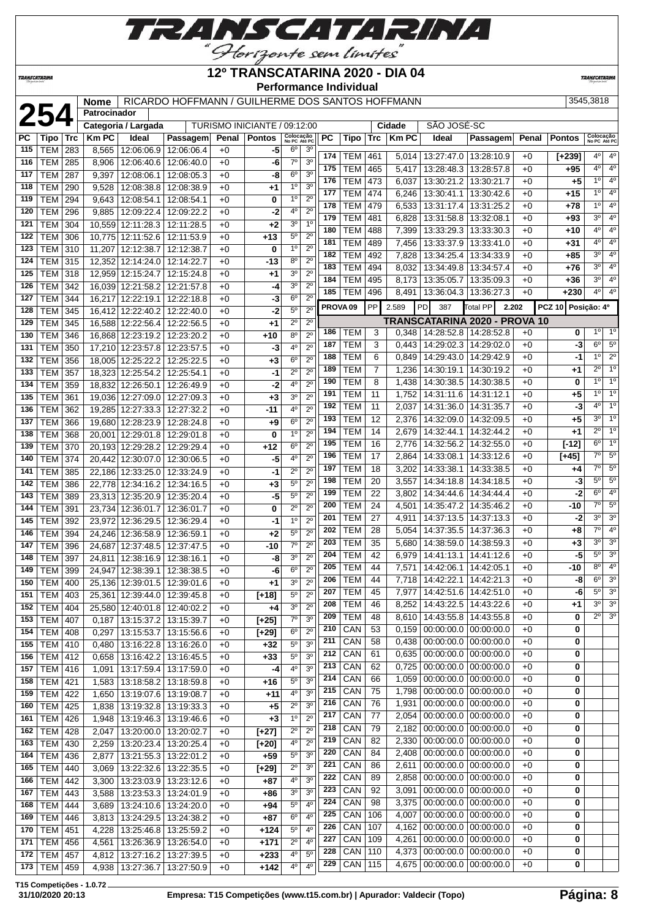# 12º TRANSCATARINA 2020 - DIA 04

**Performance Individual**

| **254** | Nome | RICARDO HOFFMANN / GUILHERME DOS SANTOS HOFFMANN | 3545,3818 |
|---|---|---|---|
| | Patrocinador | | |
| | Categoria / Largada | TURISMO INICIANTE / 09:12:00 | Cidade: SÃO JOSÉ-SC |

| PC | Tipo | Trc | Km PC | Ideal | Passagem | Penal | Pontos | Colocação No PC | Colocação Até PC |
|---|---|---|---|---|---|---|---|---|---|
| 115 | TEM | 283 | 8,565 | 12:06:06.9 | 12:06:06.4 | +0 | -5 | 6º | 3º |
| 116 | TEM | 285 | 8,906 | 12:06:40.6 | 12:06:40.0 | +0 | -6 | 7º | 3º |
| 117 | TEM | 287 | 9,397 | 12:08:06.1 | 12:08:05.3 | +0 | -8 | 6º | 3º |
| 118 | TEM | 290 | 9,528 | 12:08:38.8 | 12:08:38.9 | +0 | +1 | 1º | 3º |
| 119 | TEM | 294 | 9,643 | 12:08:54.1 | 12:08:54.1 | +0 | 0 | 1º | 2º |
| 120 | TEM | 296 | 9,885 | 12:09:22.4 | 12:09:22.2 | +0 | -2 | 4º | 2º |
| 121 | TEM | 304 | 10,559 | 12:11:28.3 | 12:11:28.5 | +0 | +2 | 3º | 1º |
| 122 | TEM | 306 | 10,775 | 12:11:52.6 | 12:11:53.9 | +0 | +13 | 5º | 2º |
| 123 | TEM | 310 | 11,207 | 12:12:38.7 | 12:12:38.7 | +0 | 0 | 1º | 2º |
| 124 | TEM | 315 | 12,352 | 12:14:24.0 | 12:14:22.7 | +0 | -13 | 8º | 2º |
| 125 | TEM | 318 | 12,959 | 12:15:24.7 | 12:15:24.8 | +0 | +1 | 3º | 2º |
| 126 | TEM | 342 | 16,039 | 12:21:58.2 | 12:21:57.8 | +0 | -4 | 3º | 2º |
| 127 | TEM | 344 | 16,217 | 12:22:19.1 | 12:22:18.8 | +0 | -3 | 6º | 2º |
| 128 | TEM | 345 | 16,412 | 12:22:40.2 | 12:22:40.0 | +0 | -2 | 5º | 2º |
| 129 | TEM | 345 | 16,588 | 12:22:56.4 | 12:22:56.5 | +0 | +1 | 2º | 2º |
| 130 | TEM | 346 | 16,868 | 12:23:19.2 | 12:23:20.2 | +0 | +10 | 8º | 2º |
| 131 | TEM | 350 | 17,210 | 12:23:57.8 | 12:23:57.5 | +0 | -3 | 4º | 2º |
| 132 | TEM | 356 | 18,005 | 12:25:22.2 | 12:25:22.5 | +0 | +3 | 6º | 2º |
| 133 | TEM | 357 | 18,323 | 12:25:54.2 | 12:25:54.1 | +0 | -1 | 2º | 2º |
| 134 | TEM | 359 | 18,832 | 12:26:50.1 | 12:26:49.9 | +0 | -2 | 4º | 2º |
| 135 | TEM | 361 | 19,036 | 12:27:09.0 | 12:27:09.3 | +0 | +3 | 3º | 2º |
| 136 | TEM | 362 | 19,285 | 12:27:33.3 | 12:27:32.2 | +0 | -11 | 4º | 2º |
| 137 | TEM | 366 | 19,680 | 12:28:23.9 | 12:28:24.8 | +0 | +9 | 6º | 2º |
| 138 | TEM | 368 | 20,001 | 12:29:01.8 | 12:29:01.8 | +0 | 0 | 1º | 2º |
| 139 | TEM | 370 | 20,193 | 12:29:28.2 | 12:29:29.4 | +0 | +12 | 6º | 2º |
| 140 | TEM | 374 | 20,442 | 12:30:07.0 | 12:30:06.5 | +0 | -5 | 4º | 2º |
| 141 | TEM | 385 | 22,186 | 12:33:25.0 | 12:33:24.9 | +0 | -1 | 2º | 2º |
| 142 | TEM | 386 | 22,778 | 12:34:16.2 | 12:34:16.5 | +0 | +3 | 5º | 2º |
| 143 | TEM | 389 | 23,313 | 12:35:20.9 | 12:35:20.4 | +0 | -5 | 5º | 2º |
| 144 | TEM | 391 | 23,734 | 12:36:01.7 | 12:36:01.7 | +0 | 0 | 2º | 2º |
| 145 | TEM | 392 | 23,972 | 12:36:29.5 | 12:36:29.4 | +0 | -1 | 1º | 2º |
| 146 | TEM | 394 | 24,246 | 12:36:58.9 | 12:36:59.1 | +0 | +2 | 5º | 2º |
| 147 | TEM | 396 | 24,687 | 12:37:48.5 | 12:37:47.5 | +0 | -10 | 7º | 2º |
| 148 | TEM | 397 | 24,811 | 12:38:16.9 | 12:38:16.1 | +0 | -8 | 3º | 2º |
| 149 | TEM | 399 | 24,947 | 12:38:39.1 | 12:38:38.5 | +0 | -6 | 6º | 2º |
| 150 | TEM | 400 | 25,136 | 12:39:01.5 | 12:39:01.6 | +0 | +1 | 3º | 2º |
| 151 | TEM | 403 | 25,361 | 12:39:44.0 | 12:39:45.8 | +0 | [+18] | 5º | 2º |
| 152 | TEM | 404 | 25,580 | 12:40:01.8 | 12:40:02.2 | +0 | +4 | 3º | 2º |
| 153 | TEM | 407 | 0,187 | 13:15:37.2 | 13:15:39.7 | +0 | [+25] | 7º | 3º |
| 154 | TEM | 408 | 0,297 | 13:15:53.7 | 13:15:56.6 | +0 | [+29] | 6º | 2º |
| 155 | TEM | 410 | 0,480 | 13:16:22.8 | 13:16:26.0 | +0 | +32 | 5º | 3º |
| 156 | TEM | 412 | 0,658 | 13:16:42.2 | 13:16:45.5 | +0 | +33 | 5º | 3º |
| 157 | TEM | 416 | 1,091 | 13:17:59.4 | 13:17:59.0 | +0 | -4 | 4º | 3º |
| 158 | TEM | 421 | 1,583 | 13:18:58.2 | 13:18:59.8 | +0 | +16 | 5º | 3º |
| 159 | TEM | 422 | 1,650 | 13:19:07.6 | 13:19:08.7 | +0 | +11 | 4º | 3º |
| 160 | TEM | 425 | 1,838 | 13:19:32.8 | 13:19:33.3 | +0 | +5 | 2º | 3º |
| 161 | TEM | 426 | 1,948 | 13:19:46.3 | 13:19:46.6 | +0 | +3 | 1º | 2º |
| 162 | TEM | 428 | 2,047 | 13:20:00.0 | 13:20:02.7 | +0 | [+27] | 2º | 2º |
| 163 | TEM | 430 | 2,259 | 13:20:23.4 | 13:20:25.4 | +0 | [+20] | 4º | 2º |
| 164 | TEM | 436 | 2,877 | 13:21:55.3 | 13:22:01.2 | +0 | +59 | 5º | 3º |
| 165 | TEM | 440 | 3,069 | 13:22:32.6 | 13:22:35.5 | +0 | [+29] | 2º | 3º |
| 166 | TEM | 442 | 3,300 | 13:23:03.9 | 13:23:12.6 | +0 | +87 | 4º | 3º |
| 167 | TEM | 443 | 3,588 | 13:23:53.3 | 13:24:01.9 | +0 | +86 | 3º | 3º |
| 168 | TEM | 444 | 3,689 | 13:24:10.6 | 13:24:20.0 | +0 | +94 | 5º | 4º |
| 169 | TEM | 446 | 3,813 | 13:24:29.5 | 13:24:38.2 | +0 | +87 | 6º | 4º |
| 170 | TEM | 451 | 4,228 | 13:25:46.8 | 13:25:59.2 | +0 | +124 | 5º | 4º |
| 171 | TEM | 456 | 4,561 | 13:26:36.9 | 13:26:54.0 | +0 | +171 | 2º | 4º |
| 172 | TEM | 457 | 4,812 | 13:27:16.2 | 13:27:39.5 | +0 | +233 | 4º | 5º |
| 173 | TEM | 459 | 4,938 | 13:27:36.7 | 13:27:50.9 | +0 | +142 | 4º | 4º |
| 174 | TEM | 461 | 5,014 | 13:27:47.0 | 13:28:10.9 | +0 | [+239] | 4º | 4º |
| 175 | TEM | 465 | 5,417 | 13:28:48.3 | 13:28:57.8 | +0 | +95 | 4º | 4º |
| 176 | TEM | 473 | 6,037 | 13:30:21.2 | 13:30:21.7 | +0 | +5 | 1º | 4º |
| 177 | TEM | 474 | 6,246 | 13:30:41.1 | 13:30:42.6 | +0 | +15 | 1º | 4º |
| 178 | TEM | 479 | 6,533 | 13:31:17.4 | 13:31:25.2 | +0 | +78 | 1º | 4º |
| 179 | TEM | 481 | 6,828 | 13:31:58.8 | 13:32:08.1 | +0 | +93 | 3º | 4º |
| 180 | TEM | 488 | 7,399 | 13:33:29.3 | 13:33:30.3 | +0 | +10 | 4º | 4º |
| 181 | TEM | 489 | 7,456 | 13:33:37.9 | 13:33:41.0 | +0 | +31 | 4º | 4º |
| 182 | TEM | 492 | 7,828 | 13:34:25.4 | 13:34:33.9 | +0 | +85 | 3º | 4º |
| 183 | TEM | 494 | 8,032 | 13:34:49.8 | 13:34:57.4 | +0 | +76 | 3º | 4º |
| 184 | TEM | 495 | 8,173 | 13:35:05.7 | 13:35:09.3 | +0 | +36 | 3º | 4º |
| 185 | TEM | 496 | 8,491 | 13:36:04.3 | 13:36:27.3 | +0 | +230 | 4º | 4º |

**PROVA 09** | PP 2.589 | PD 387 | Total PP 2.202 | PCZ 10 | Posição: 4º

## TRANSCATARINA 2020 - PROVA 10

| PC | Tipo | Trc | Km PC | Ideal | Passagem | Penal | Pontos | Colocação No PC | Colocação Até PC |
|---|---|---|---|---|---|---|---|---|---|
| 186 | TEM | 3 | 0,348 | 14:28:52.8 | 14:28:52.8 | +0 | 0 | 1º | 1º |
| 187 | TEM | 3 | 0,443 | 14:29:02.3 | 14:29:02.0 | +0 | -3 | 6º | 5º |
| 188 | TEM | 6 | 0,849 | 14:29:43.0 | 14:29:42.9 | +0 | -1 | 1º | 2º |
| 189 | TEM | 7 | 1,236 | 14:30:19.1 | 14:30:19.2 | +0 | +1 | 2º | 1º |
| 190 | TEM | 8 | 1,438 | 14:30:38.5 | 14:30:38.5 | +0 | 0 | 1º | 1º |
| 191 | TEM | 11 | 1,752 | 14:31:11.6 | 14:31:12.1 | +0 | +5 | 1º | 1º |
| 192 | TEM | 11 | 2,037 | 14:31:36.0 | 14:31:35.7 | +0 | -3 | 4º | 1º |
| 193 | TEM | 12 | 2,376 | 14:32:09.0 | 14:32:09.5 | +0 | +5 | 3º | 1º |
| 194 | TEM | 14 | 2,679 | 14:32:44.1 | 14:32:44.2 | +0 | +1 | 2º | 1º |
| 195 | TEM | 16 | 2,776 | 14:32:56.2 | 14:32:55.0 | +0 | [-12] | 6º | 1º |
| 196 | TEM | 17 | 2,864 | 14:33:08.1 | 14:33:12.6 | +0 | [+45] | 7º | 5º |
| 197 | TEM | 18 | 3,202 | 14:33:38.1 | 14:33:38.5 | +0 | +4 | 7º | 5º |
| 198 | TEM | 20 | 3,557 | 14:34:18.8 | 14:34:18.5 | +0 | -3 | 5º | 5º |
| 199 | TEM | 22 | 3,802 | 14:34:44.6 | 14:34:44.4 | +0 | -2 | 6º | 4º |
| 200 | TEM | 24 | 4,501 | 14:35:47.2 | 14:35:46.2 | +0 | -10 | 7º | 5º |
| 201 | TEM | 27 | 4,911 | 14:37:13.5 | 14:37:13.3 | +0 | -2 | 3º | 3º |
| 202 | TEM | 28 | 5,054 | 14:37:35.5 | 14:37:36.3 | +0 | +8 | 7º | 4º |
| 203 | TEM | 35 | 5,680 | 14:38:59.0 | 14:38:59.3 | +0 | +3 | 3º | 3º |
| 204 | TEM | 42 | 6,979 | 14:41:13.1 | 14:41:12.6 | +0 | -5 | 5º | 3º |
| 205 | TEM | 44 | 7,571 | 14:42:06.1 | 14:42:05.1 | +0 | -10 | 8º | 4º |
| 206 | TEM | 44 | 7,718 | 14:42:22.1 | 14:42:21.3 | +0 | -8 | 6º | 3º |
| 207 | TEM | 45 | 7,977 | 14:42:51.6 | 14:42:51.0 | +0 | -6 | 5º | 3º |
| 208 | TEM | 46 | 8,252 | 14:43:22.5 | 14:43:22.6 | +0 | +1 | 3º | 3º |
| 209 | TEM | 48 | 8,610 | 14:43:55.8 | 14:43:55.8 | +0 | 0 | 2º | 3º |
| 210 | CAN | 53 | 0,159 | 00:00:00.0 | 00:00:00.0 | +0 | 0 | | |
| 211 | CAN | 58 | 0,438 | 00:00:00.0 | 00:00:00.0 | +0 | 0 | | |
| 212 | CAN | 61 | 0,635 | 00:00:00.0 | 00:00:00.0 | +0 | 0 | | |
| 213 | CAN | 62 | 0,725 | 00:00:00.0 | 00:00:00.0 | +0 | 0 | | |
| 214 | CAN | 66 | 1,059 | 00:00:00.0 | 00:00:00.0 | +0 | 0 | | |
| 215 | CAN | 75 | 1,798 | 00:00:00.0 | 00:00:00.0 | +0 | 0 | | |
| 216 | CAN | 76 | 1,931 | 00:00:00.0 | 00:00:00.0 | +0 | 0 | | |
| 217 | CAN | 77 | 2,054 | 00:00:00.0 | 00:00:00.0 | +0 | 0 | | |
| 218 | CAN | 79 | 2,182 | 00:00:00.0 | 00:00:00.0 | +0 | 0 | | |
| 219 | CAN | 82 | 2,330 | 00:00:00.0 | 00:00:00.0 | +0 | 0 | | |
| 220 | CAN | 84 | 2,408 | 00:00:00.0 | 00:00:00.0 | +0 | 0 | | |
| 221 | CAN | 86 | 2,611 | 00:00:00.0 | 00:00:00.0 | +0 | 0 | | |
| 222 | CAN | 89 | 2,858 | 00:00:00.0 | 00:00:00.0 | +0 | 0 | | |
| 223 | CAN | 92 | 3,091 | 00:00:00.0 | 00:00:00.0 | +0 | 0 | | |
| 224 | CAN | 98 | 3,375 | 00:00:00.0 | 00:00:00.0 | +0 | 0 | | |
| 225 | CAN | 106 | 4,007 | 00:00:00.0 | 00:00:00.0 | +0 | 0 | | |
| 226 | CAN | 107 | 4,162 | 00:00:00.0 | 00:00:00.0 | +0 | 0 | | |
| 227 | CAN | 109 | 4,261 | 00:00:00.0 | 00:00:00.0 | +0 | 0 | | |
| 228 | CAN | 110 | 4,373 | 00:00:00.0 | 00:00:00.0 | +0 | 0 | | |
| 229 | CAN | 115 | 4,675 | 00:00:00.0 | 00:00:00.0 | +0 | 0 | | |

T15 Competições - 1.0.72
31/10/2020 20:13 — Empresa: T15 Competições (www.t15.com.br) | Apurador: Valdecir (Topo)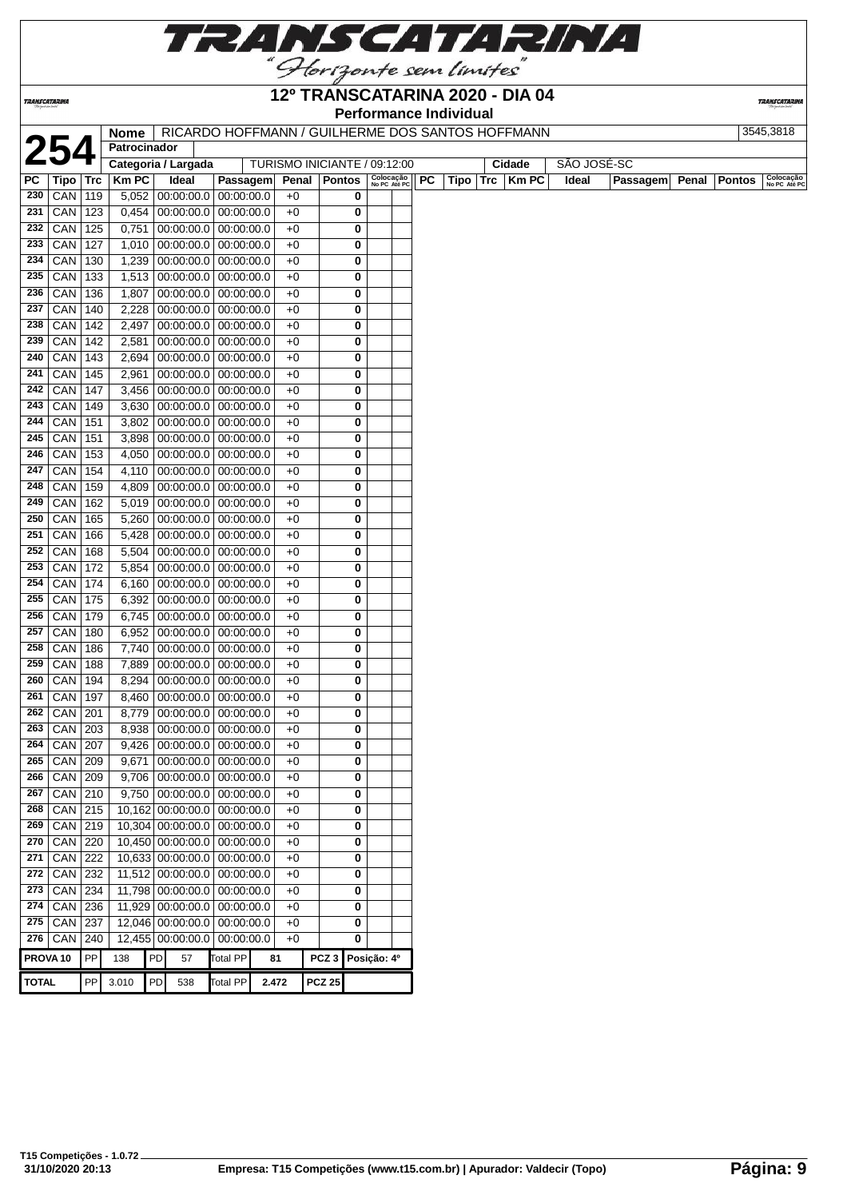# 12º TRANSCATARINA 2020 - DIA 04

**Performance Individual**

| **254** | Nome | RICARDO HOFFMANN / GUILHERME DOS SANTOS HOFFMANN | 3545,3818 |
|---|---|---|---|
| | Patrocinador | | |
| | Categoria / Largada | TURISMO INICIANTE / 09:12:00 | Cidade: SÃO JOSÉ-SC |

| PC | Tipo | Trc | Km PC | Ideal | Passagem | Penal | Pontos | Colocação No PC | Colocação Até PC |
|---|---|---|---|---|---|---|---|---|---|
| 230 | CAN | 119 | 5,052 | 00:00:00.0 | 00:00:00.0 | +0 | 0 | | |
| 231 | CAN | 123 | 0,454 | 00:00:00.0 | 00:00:00.0 | +0 | 0 | | |
| 232 | CAN | 125 | 0,751 | 00:00:00.0 | 00:00:00.0 | +0 | 0 | | |
| 233 | CAN | 127 | 1,010 | 00:00:00.0 | 00:00:00.0 | +0 | 0 | | |
| 234 | CAN | 130 | 1,239 | 00:00:00.0 | 00:00:00.0 | +0 | 0 | | |
| 235 | CAN | 133 | 1,513 | 00:00:00.0 | 00:00:00.0 | +0 | 0 | | |
| 236 | CAN | 136 | 1,807 | 00:00:00.0 | 00:00:00.0 | +0 | 0 | | |
| 237 | CAN | 140 | 2,228 | 00:00:00.0 | 00:00:00.0 | +0 | 0 | | |
| 238 | CAN | 142 | 2,497 | 00:00:00.0 | 00:00:00.0 | +0 | 0 | | |
| 239 | CAN | 142 | 2,581 | 00:00:00.0 | 00:00:00.0 | +0 | 0 | | |
| 240 | CAN | 143 | 2,694 | 00:00:00.0 | 00:00:00.0 | +0 | 0 | | |
| 241 | CAN | 145 | 2,961 | 00:00:00.0 | 00:00:00.0 | +0 | 0 | | |
| 242 | CAN | 147 | 3,456 | 00:00:00.0 | 00:00:00.0 | +0 | 0 | | |
| 243 | CAN | 149 | 3,630 | 00:00:00.0 | 00:00:00.0 | +0 | 0 | | |
| 244 | CAN | 151 | 3,802 | 00:00:00.0 | 00:00:00.0 | +0 | 0 | | |
| 245 | CAN | 151 | 3,898 | 00:00:00.0 | 00:00:00.0 | +0 | 0 | | |
| 246 | CAN | 153 | 4,050 | 00:00:00.0 | 00:00:00.0 | +0 | 0 | | |
| 247 | CAN | 154 | 4,110 | 00:00:00.0 | 00:00:00.0 | +0 | 0 | | |
| 248 | CAN | 159 | 4,809 | 00:00:00.0 | 00:00:00.0 | +0 | 0 | | |
| 249 | CAN | 162 | 5,019 | 00:00:00.0 | 00:00:00.0 | +0 | 0 | | |
| 250 | CAN | 165 | 5,260 | 00:00:00.0 | 00:00:00.0 | +0 | 0 | | |
| 251 | CAN | 166 | 5,428 | 00:00:00.0 | 00:00:00.0 | +0 | 0 | | |
| 252 | CAN | 168 | 5,504 | 00:00:00.0 | 00:00:00.0 | +0 | 0 | | |
| 253 | CAN | 172 | 5,854 | 00:00:00.0 | 00:00:00.0 | +0 | 0 | | |
| 254 | CAN | 174 | 6,160 | 00:00:00.0 | 00:00:00.0 | +0 | 0 | | |
| 255 | CAN | 175 | 6,392 | 00:00:00.0 | 00:00:00.0 | +0 | 0 | | |
| 256 | CAN | 179 | 6,745 | 00:00:00.0 | 00:00:00.0 | +0 | 0 | | |
| 257 | CAN | 180 | 6,952 | 00:00:00.0 | 00:00:00.0 | +0 | 0 | | |
| 258 | CAN | 186 | 7,740 | 00:00:00.0 | 00:00:00.0 | +0 | 0 | | |
| 259 | CAN | 188 | 7,889 | 00:00:00.0 | 00:00:00.0 | +0 | 0 | | |
| 260 | CAN | 194 | 8,294 | 00:00:00.0 | 00:00:00.0 | +0 | 0 | | |
| 261 | CAN | 197 | 8,460 | 00:00:00.0 | 00:00:00.0 | +0 | 0 | | |
| 262 | CAN | 201 | 8,779 | 00:00:00.0 | 00:00:00.0 | +0 | 0 | | |
| 263 | CAN | 203 | 8,938 | 00:00:00.0 | 00:00:00.0 | +0 | 0 | | |
| 264 | CAN | 207 | 9,426 | 00:00:00.0 | 00:00:00.0 | +0 | 0 | | |
| 265 | CAN | 209 | 9,671 | 00:00:00.0 | 00:00:00.0 | +0 | 0 | | |
| 266 | CAN | 209 | 9,706 | 00:00:00.0 | 00:00:00.0 | +0 | 0 | | |
| 267 | CAN | 210 | 9,750 | 00:00:00.0 | 00:00:00.0 | +0 | 0 | | |
| 268 | CAN | 215 | 10,162 | 00:00:00.0 | 00:00:00.0 | +0 | 0 | | |
| 269 | CAN | 219 | 10,304 | 00:00:00.0 | 00:00:00.0 | +0 | 0 | | |
| 270 | CAN | 220 | 10,450 | 00:00:00.0 | 00:00:00.0 | +0 | 0 | | |
| 271 | CAN | 222 | 10,633 | 00:00:00.0 | 00:00:00.0 | +0 | 0 | | |
| 272 | CAN | 232 | 11,512 | 00:00:00.0 | 00:00:00.0 | +0 | 0 | | |
| 273 | CAN | 234 | 11,798 | 00:00:00.0 | 00:00:00.0 | +0 | 0 | | |
| 274 | CAN | 236 | 11,929 | 00:00:00.0 | 00:00:00.0 | +0 | 0 | | |
| 275 | CAN | 237 | 12,046 | 00:00:00.0 | 00:00:00.0 | +0 | 0 | | |
| 276 | CAN | 240 | 12,455 | 00:00:00.0 | 00:00:00.0 | +0 | 0 | | |

| | | | | | | | | |
|---|---|---|---|---|---|---|---|---|
| PROVA 10 | PP | 138 | PD | 57 | Total PP | 81 | PCZ 3 | Posição: 4º |
| TOTAL | PP | 3.010 | PD | 538 | Total PP | 2.472 | PCZ 25 | |

T15 Competições - 1.0.72
31/10/2020 20:13 — Empresa: T15 Competições (www.t15.com.br) | Apurador: Valdecir (Topo)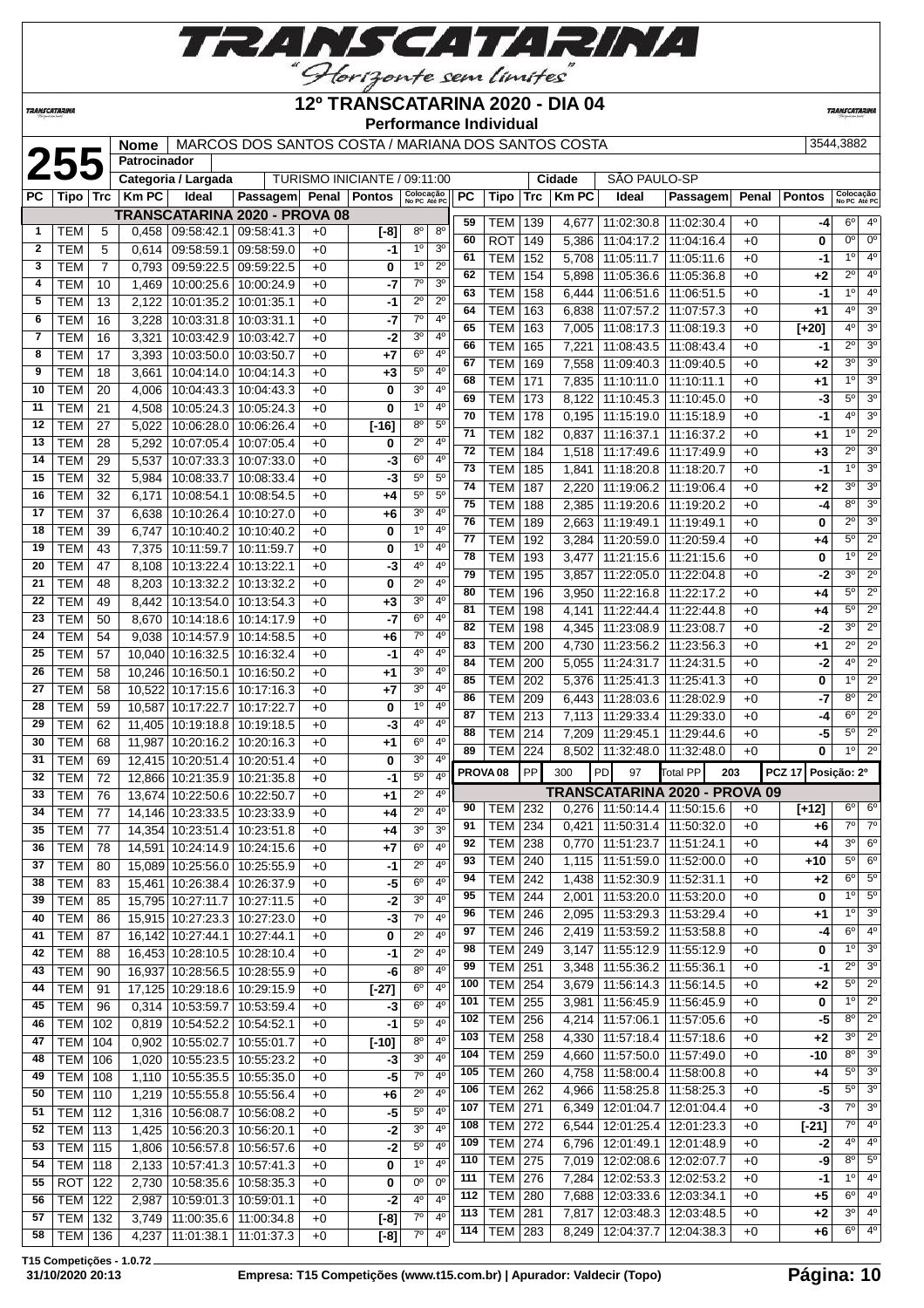# 12º TRANSCATARINA 2020 - DIA 04

**Performance Individual**

**255**

| Nome | MARCOS DOS SANTOS COSTA / MARIANA DOS SANTOS COSTA | 3544,3882 |
|---|---|---|
| Patrocinador | | |
| Categoria / Largada | TURISMO INICIANTE / 09:11:00 | Cidade: SÃO PAULO-SP |

| PC | Tipo | Trc | Km PC | Ideal | Passagem | Penal | Pontos | Colocação No PC | Colocação Até PC |
|---|---|---|---|---|---|---|---|---|---|
| **TRANSCATARINA 2020 - PROVA 08** | | | | | | | | | |
| 1 | TEM | 5 | 0,458 | 09:58:42.1 | 09:58:41.3 | +0 | [-8] | 8º | 8º |
| 2 | TEM | 5 | 0,614 | 09:58:59.1 | 09:58:59.0 | +0 | -1 | 1º | 3º |
| 3 | TEM | 7 | 0,793 | 09:59:22.5 | 09:59:22.5 | +0 | 0 | 1º | 2º |
| 4 | TEM | 10 | 1,469 | 10:00:25.6 | 10:00:24.9 | +0 | -7 | 7º | 3º |
| 5 | TEM | 13 | 2,122 | 10:01:35.2 | 10:01:35.1 | +0 | -1 | 2º | 2º |
| 6 | TEM | 16 | 3,228 | 10:03:31.8 | 10:03:31.1 | +0 | -7 | 7º | 4º |
| 7 | TEM | 16 | 3,321 | 10:03:42.9 | 10:03:42.7 | +0 | -2 | 3º | 4º |
| 8 | TEM | 17 | 3,393 | 10:03:50.0 | 10:03:50.7 | +0 | +7 | 6º | 4º |
| 9 | TEM | 18 | 3,661 | 10:04:14.0 | 10:04:14.3 | +0 | +3 | 5º | 4º |
| 10 | TEM | 20 | 4,006 | 10:04:43.3 | 10:04:43.3 | +0 | 0 | 3º | 4º |
| 11 | TEM | 21 | 4,508 | 10:05:24.3 | 10:05:24.3 | +0 | 0 | 1º | 4º |
| 12 | TEM | 27 | 5,022 | 10:06:28.0 | 10:06:26.4 | +0 | [-16] | 8º | 5º |
| 13 | TEM | 28 | 5,292 | 10:07:05.4 | 10:07:05.4 | +0 | 0 | 2º | 4º |
| 14 | TEM | 29 | 5,537 | 10:07:33.3 | 10:07:33.0 | +0 | -3 | 6º | 4º |
| 15 | TEM | 32 | 5,984 | 10:08:33.7 | 10:08:33.4 | +0 | -3 | 5º | 5º |
| 16 | TEM | 32 | 6,171 | 10:08:54.1 | 10:08:54.5 | +0 | +4 | 5º | 5º |
| 17 | TEM | 37 | 6,638 | 10:10:26.4 | 10:10:27.0 | +0 | +6 | 3º | 4º |
| 18 | TEM | 39 | 6,747 | 10:10:40.2 | 10:10:40.2 | +0 | 0 | 1º | 4º |
| 19 | TEM | 43 | 7,375 | 10:11:59.7 | 10:11:59.7 | +0 | 0 | 1º | 4º |
| 20 | TEM | 47 | 8,108 | 10:13:22.4 | 10:13:22.1 | +0 | -3 | 4º | 4º |
| 21 | TEM | 48 | 8,203 | 10:13:32.2 | 10:13:32.2 | +0 | 0 | 2º | 4º |
| 22 | TEM | 49 | 8,442 | 10:13:54.0 | 10:13:54.3 | +0 | +3 | 3º | 4º |
| 23 | TEM | 50 | 8,670 | 10:14:18.6 | 10:14:17.9 | +0 | -7 | 6º | 4º |
| 24 | TEM | 54 | 9,038 | 10:14:57.9 | 10:14:58.5 | +0 | +6 | 7º | 4º |
| 25 | TEM | 57 | 10,040 | 10:16:32.5 | 10:16:32.4 | +0 | -1 | 4º | 4º |
| 26 | TEM | 58 | 10,246 | 10:16:50.1 | 10:16:50.2 | +0 | +1 | 3º | 4º |
| 27 | TEM | 58 | 10,522 | 10:17:15.6 | 10:17:16.3 | +0 | +7 | 3º | 4º |
| 28 | TEM | 59 | 10,587 | 10:17:22.7 | 10:17:22.7 | +0 | 0 | 1º | 4º |
| 29 | TEM | 62 | 11,405 | 10:19:18.8 | 10:19:18.5 | +0 | -3 | 4º | 4º |
| 30 | TEM | 68 | 11,987 | 10:20:16.2 | 10:20:16.3 | +0 | +1 | 6º | 4º |
| 31 | TEM | 69 | 12,415 | 10:20:51.4 | 10:20:51.4 | +0 | 0 | 3º | 4º |
| 32 | TEM | 72 | 12,866 | 10:21:35.9 | 10:21:35.8 | +0 | -1 | 5º | 4º |
| 33 | TEM | 76 | 13,674 | 10:22:50.6 | 10:22:50.7 | +0 | +1 | 2º | 4º |
| 34 | TEM | 77 | 14,146 | 10:23:33.5 | 10:23:33.9 | +0 | +4 | 2º | 4º |
| 35 | TEM | 77 | 14,354 | 10:23:51.4 | 10:23:51.8 | +0 | +4 | 3º | 3º |
| 36 | TEM | 78 | 14,591 | 10:24:14.9 | 10:24:15.6 | +0 | +7 | 6º | 4º |
| 37 | TEM | 80 | 15,089 | 10:25:56.0 | 10:25:55.9 | +0 | -1 | 2º | 4º |
| 38 | TEM | 83 | 15,461 | 10:26:38.4 | 10:26:37.9 | +0 | -5 | 6º | 4º |
| 39 | TEM | 85 | 15,795 | 10:27:11.7 | 10:27:11.5 | +0 | -2 | 3º | 4º |
| 40 | TEM | 86 | 15,915 | 10:27:23.3 | 10:27:23.0 | +0 | -3 | 7º | 4º |
| 41 | TEM | 87 | 16,142 | 10:27:44.1 | 10:27:44.1 | +0 | 0 | 2º | 4º |
| 42 | TEM | 88 | 16,453 | 10:28:10.5 | 10:28:10.4 | +0 | -1 | 2º | 4º |
| 43 | TEM | 90 | 16,937 | 10:28:56.5 | 10:28:55.9 | +0 | -6 | 8º | 4º |
| 44 | TEM | 91 | 17,125 | 10:29:18.6 | 10:29:15.9 | +0 | [-27] | 6º | 4º |
| 45 | TEM | 96 | 0,314 | 10:53:59.7 | 10:53:59.4 | +0 | -3 | 6º | 4º |
| 46 | TEM | 102 | 0,819 | 10:54:52.2 | 10:54:52.1 | +0 | -1 | 5º | 4º |
| 47 | TEM | 104 | 0,902 | 10:55:02.7 | 10:55:01.7 | +0 | [-10] | 8º | 4º |
| 48 | TEM | 106 | 1,020 | 10:55:23.5 | 10:55:23.2 | +0 | -3 | 3º | 4º |
| 49 | TEM | 108 | 1,110 | 10:55:35.5 | 10:55:35.0 | +0 | -5 | 7º | 4º |
| 50 | TEM | 110 | 1,219 | 10:55:55.8 | 10:55:56.4 | +0 | +6 | 2º | 4º |
| 51 | TEM | 112 | 1,316 | 10:56:08.7 | 10:56:08.2 | +0 | -5 | 5º | 4º |
| 52 | TEM | 113 | 1,425 | 10:56:20.3 | 10:56:20.1 | +0 | -2 | 3º | 4º |
| 53 | TEM | 115 | 1,806 | 10:56:57.8 | 10:56:57.6 | +0 | -2 | 5º | 4º |
| 54 | TEM | 118 | 2,133 | 10:57:41.3 | 10:57:41.3 | +0 | 0 | 1º | 4º |
| 55 | ROT | 122 | 2,730 | 10:58:35.6 | 10:58:35.3 | +0 | 0 | 0º | 0º |
| 56 | TEM | 122 | 2,987 | 10:59:01.3 | 10:59:01.1 | +0 | -2 | 4º | 4º |
| 57 | TEM | 132 | 3,749 | 11:00:35.6 | 11:00:34.8 | +0 | [-8] | 7º | 4º |
| 58 | TEM | 136 | 4,237 | 11:01:38.1 | 11:01:37.3 | +0 | [-8] | 7º | 4º |
| 59 | TEM | 139 | 4,677 | 11:02:30.8 | 11:02:30.4 | +0 | -4 | 6º | 4º |
| 60 | ROT | 149 | 5,386 | 11:04:17.2 | 11:04:16.4 | +0 | 0 | 0º | 0º |
| 61 | TEM | 152 | 5,708 | 11:05:11.7 | 11:05:11.6 | +0 | -1 | 1º | 4º |
| 62 | TEM | 154 | 5,898 | 11:05:36.6 | 11:05:36.8 | +0 | +2 | 2º | 4º |
| 63 | TEM | 158 | 6,444 | 11:06:51.6 | 11:06:51.5 | +0 | -1 | 1º | 4º |
| 64 | TEM | 163 | 6,838 | 11:07:57.2 | 11:07:57.3 | +0 | +1 | 4º | 3º |
| 65 | TEM | 163 | 7,005 | 11:08:17.3 | 11:08:19.3 | +0 | [+20] | 4º | 3º |
| 66 | TEM | 165 | 7,221 | 11:08:43.5 | 11:08:43.4 | +0 | -1 | 2º | 3º |
| 67 | TEM | 169 | 7,558 | 11:09:40.3 | 11:09:40.5 | +0 | +2 | 3º | 3º |
| 68 | TEM | 171 | 7,835 | 11:10:11.0 | 11:10:11.1 | +0 | +1 | 1º | 3º |
| 69 | TEM | 173 | 8,122 | 11:10:45.3 | 11:10:45.0 | +0 | -3 | 5º | 3º |
| 70 | TEM | 178 | 0,195 | 11:15:19.0 | 11:15:18.9 | +0 | -1 | 4º | 3º |
| 71 | TEM | 182 | 0,837 | 11:16:37.1 | 11:16:37.2 | +0 | +1 | 1º | 2º |
| 72 | TEM | 184 | 1,518 | 11:17:49.6 | 11:17:49.9 | +0 | +3 | 2º | 3º |
| 73 | TEM | 185 | 1,841 | 11:18:20.8 | 11:18:20.7 | +0 | -1 | 1º | 3º |
| 74 | TEM | 187 | 2,220 | 11:19:06.2 | 11:19:06.4 | +0 | +2 | 3º | 3º |
| 75 | TEM | 188 | 2,385 | 11:19:20.6 | 11:19:20.2 | +0 | -4 | 8º | 3º |
| 76 | TEM | 189 | 2,663 | 11:19:49.1 | 11:19:49.1 | +0 | 0 | 2º | 3º |
| 77 | TEM | 192 | 3,284 | 11:20:59.0 | 11:20:59.4 | +0 | +4 | 5º | 2º |
| 78 | TEM | 193 | 3,477 | 11:21:15.6 | 11:21:15.6 | +0 | 0 | 1º | 2º |
| 79 | TEM | 195 | 3,857 | 11:22:05.0 | 11:22:04.8 | +0 | -2 | 3º | 2º |
| 80 | TEM | 196 | 3,950 | 11:22:16.8 | 11:22:17.2 | +0 | +4 | 5º | 2º |
| 81 | TEM | 198 | 4,141 | 11:22:44.4 | 11:22:44.8 | +0 | +4 | 5º | 2º |
| 82 | TEM | 198 | 4,345 | 11:23:08.9 | 11:23:08.7 | +0 | -2 | 3º | 2º |
| 83 | TEM | 200 | 4,730 | 11:23:56.2 | 11:23:56.3 | +0 | +1 | 2º | 2º |
| 84 | TEM | 200 | 5,055 | 11:24:31.7 | 11:24:31.5 | +0 | -2 | 4º | 2º |
| 85 | TEM | 202 | 5,376 | 11:25:41.3 | 11:25:41.3 | +0 | 0 | 1º | 2º |
| 86 | TEM | 209 | 6,443 | 11:28:03.6 | 11:28:02.9 | +0 | -7 | 8º | 2º |
| 87 | TEM | 213 | 7,113 | 11:29:33.4 | 11:29:33.0 | +0 | -4 | 6º | 2º |
| 88 | TEM | 214 | 7,209 | 11:29:45.1 | 11:29:44.6 | +0 | -5 | 5º | 2º |
| 89 | TEM | 224 | 8,502 | 11:32:48.0 | 11:32:48.0 | +0 | 0 | 1º | 2º |
| PROVA 08 | PP | 300 | PD | 97 | Total PP | 203 | PCZ 17 | Posição: 2º | |
| **TRANSCATARINA 2020 - PROVA 09** | | | | | | | | | |
| 90 | TEM | 232 | 0,276 | 11:50:14.4 | 11:50:15.6 | +0 | [+12] | 6º | 6º |
| 91 | TEM | 234 | 0,421 | 11:50:31.4 | 11:50:32.0 | +0 | +6 | 7º | 7º |
| 92 | TEM | 238 | 0,770 | 11:51:23.7 | 11:51:24.1 | +0 | +4 | 3º | 6º |
| 93 | TEM | 240 | 1,115 | 11:51:59.0 | 11:52:00.0 | +0 | +10 | 5º | 6º |
| 94 | TEM | 242 | 1,438 | 11:52:30.9 | 11:52:31.1 | +0 | +2 | 6º | 5º |
| 95 | TEM | 244 | 2,001 | 11:53:20.0 | 11:53:20.0 | +0 | 0 | 1º | 5º |
| 96 | TEM | 246 | 2,095 | 11:53:29.3 | 11:53:29.4 | +0 | +1 | 1º | 3º |
| 97 | TEM | 246 | 2,419 | 11:53:59.2 | 11:53:58.8 | +0 | -4 | 6º | 4º |
| 98 | TEM | 249 | 3,147 | 11:55:12.9 | 11:55:12.9 | +0 | 0 | 1º | 3º |
| 99 | TEM | 251 | 3,348 | 11:55:36.2 | 11:55:36.1 | +0 | -1 | 2º | 3º |
| 100 | TEM | 254 | 3,679 | 11:56:14.3 | 11:56:14.5 | +0 | +2 | 5º | 2º |
| 101 | TEM | 255 | 3,981 | 11:56:45.9 | 11:56:45.9 | +0 | 0 | 1º | 2º |
| 102 | TEM | 256 | 4,214 | 11:57:06.1 | 11:57:05.6 | +0 | -5 | 8º | 2º |
| 103 | TEM | 258 | 4,330 | 11:57:18.4 | 11:57:18.6 | +0 | +2 | 3º | 2º |
| 104 | TEM | 259 | 4,660 | 11:57:50.0 | 11:57:49.0 | +0 | -10 | 8º | 3º |
| 105 | TEM | 260 | 4,758 | 11:58:00.4 | 11:58:00.8 | +0 | +4 | 5º | 3º |
| 106 | TEM | 262 | 4,966 | 11:58:25.8 | 11:58:25.3 | +0 | -5 | 5º | 3º |
| 107 | TEM | 271 | 6,349 | 12:01:04.7 | 12:01:04.4 | +0 | -3 | 7º | 3º |
| 108 | TEM | 272 | 6,544 | 12:01:25.4 | 12:01:23.3 | +0 | [-21] | 7º | 4º |
| 109 | TEM | 274 | 6,796 | 12:01:49.1 | 12:01:48.9 | +0 | -2 | 4º | 4º |
| 110 | TEM | 275 | 7,019 | 12:02:08.6 | 12:02:07.7 | +0 | -9 | 8º | 5º |
| 111 | TEM | 276 | 7,284 | 12:02:53.3 | 12:02:53.2 | +0 | -1 | 1º | 4º |
| 112 | TEM | 280 | 7,688 | 12:03:33.6 | 12:03:34.1 | +0 | +5 | 6º | 4º |
| 113 | TEM | 281 | 7,817 | 12:03:48.3 | 12:03:48.5 | +0 | +2 | 3º | 4º |
| 114 | TEM | 283 | 8,249 | 12:04:37.7 | 12:04:38.3 | +0 | +6 | 6º | 4º |

T15 Competições - 1.0.72
31/10/2020 20:13 — Empresa: T15 Competições (www.t15.com.br) | Apurador: Valdecir (Topo)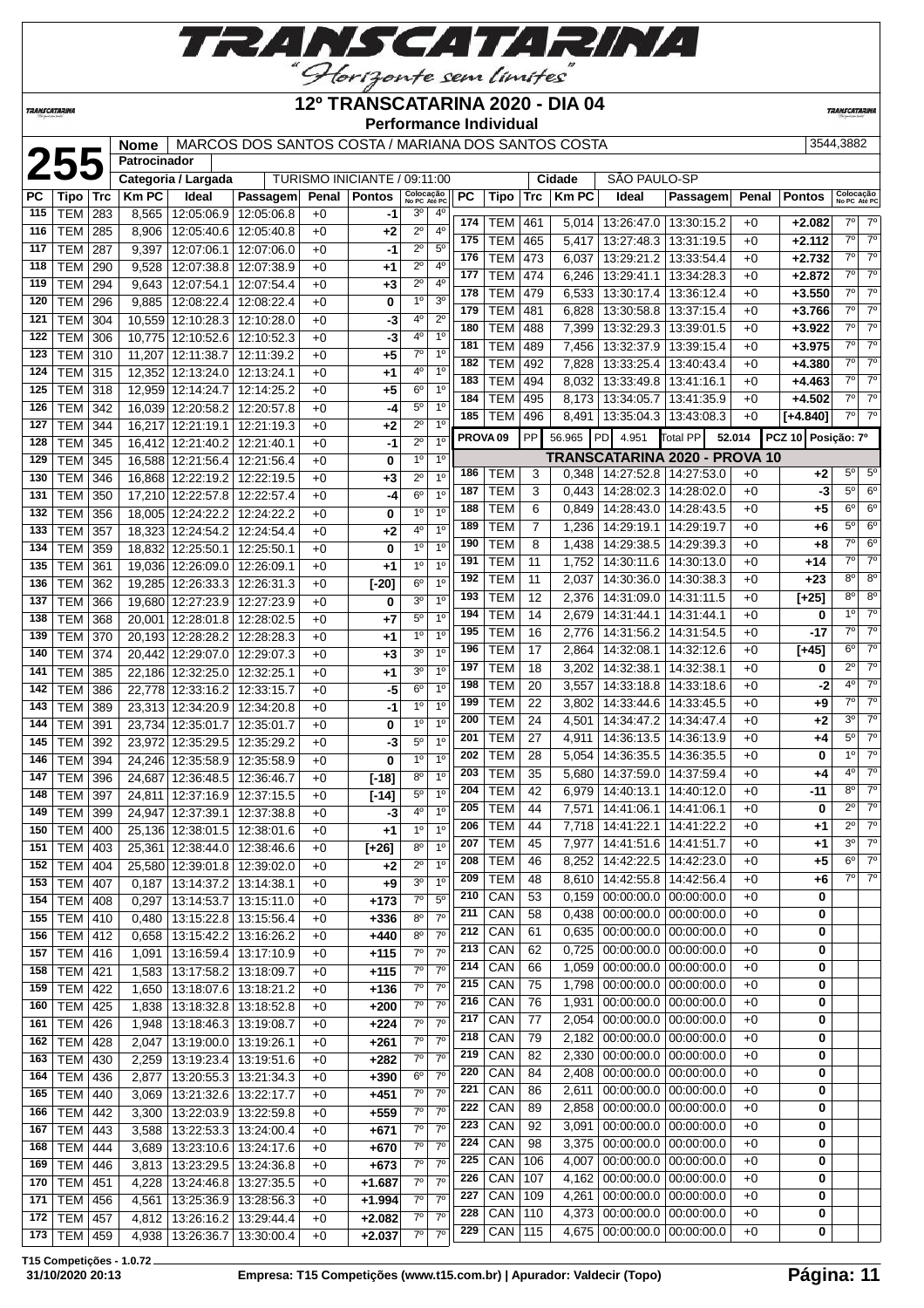# 12º TRANSCATARINA 2020 - DIA 04

**Performance Individual**

**255** | Nome: MARCOS DOS SANTOS COSTA / MARIANA DOS SANTOS COSTA | 3544,3882

Patrocinador:

Categoria / Largada: TURISMO INICIANTE / 09:11:00 | Cidade: SÃO PAULO-SP

| PC | Tipo | Trc | Km PC | Ideal | Passagem | Penal | Pontos | Colocação No PC | Colocação Até PC |
|---|---|---|---|---|---|---|---|---|---|
| 115 | TEM | 283 | 8,565 | 12:05:06.9 | 12:05:06.8 | +0 | -1 | 3º | 4º |
| 116 | TEM | 285 | 8,906 | 12:05:40.6 | 12:05:40.8 | +0 | +2 | 2º | 4º |
| 117 | TEM | 287 | 9,397 | 12:07:06.1 | 12:07:06.0 | +0 | -1 | 2º | 5º |
| 118 | TEM | 290 | 9,528 | 12:07:38.8 | 12:07:38.9 | +0 | +1 | 2º | 4º |
| 119 | TEM | 294 | 9,643 | 12:07:54.1 | 12:07:54.4 | +0 | +3 | 2º | 4º |
| 120 | TEM | 296 | 9,885 | 12:08:22.4 | 12:08:22.4 | +0 | 0 | 1º | 3º |
| 121 | TEM | 304 | 10,559 | 12:10:28.3 | 12:10:28.0 | +0 | -3 | 4º | 2º |
| 122 | TEM | 306 | 10,775 | 12:10:52.6 | 12:10:52.3 | +0 | -3 | 4º | 1º |
| 123 | TEM | 310 | 11,207 | 12:11:38.7 | 12:11:39.2 | +0 | +5 | 7º | 1º |
| 124 | TEM | 315 | 12,352 | 12:13:24.0 | 12:13:24.1 | +0 | +1 | 4º | 1º |
| 125 | TEM | 318 | 12,959 | 12:14:24.7 | 12:14:25.2 | +0 | +5 | 6º | 1º |
| 126 | TEM | 342 | 16,039 | 12:20:58.2 | 12:20:57.8 | +0 | -4 | 5º | 1º |
| 127 | TEM | 344 | 16,217 | 12:21:19.1 | 12:21:19.3 | +0 | +2 | 2º | 1º |
| 128 | TEM | 345 | 16,412 | 12:21:40.2 | 12:21:40.1 | +0 | -1 | 2º | 1º |
| 129 | TEM | 345 | 16,588 | 12:21:56.4 | 12:21:56.4 | +0 | 0 | 1º | 1º |
| 130 | TEM | 346 | 16,868 | 12:22:19.2 | 12:22:19.5 | +0 | +3 | 2º | 1º |
| 131 | TEM | 350 | 17,210 | 12:22:57.8 | 12:22:57.4 | +0 | -4 | 6º | 1º |
| 132 | TEM | 356 | 18,005 | 12:24:22.2 | 12:24:22.2 | +0 | 0 | 1º | 1º |
| 133 | TEM | 357 | 18,323 | 12:24:54.2 | 12:24:54.4 | +0 | +2 | 4º | 1º |
| 134 | TEM | 359 | 18,832 | 12:25:50.1 | 12:25:50.1 | +0 | 0 | 1º | 1º |
| 135 | TEM | 361 | 19,036 | 12:26:09.0 | 12:26:09.1 | +0 | +1 | 1º | 1º |
| 136 | TEM | 362 | 19,285 | 12:26:33.3 | 12:26:31.3 | +0 | [-20] | 6º | 1º |
| 137 | TEM | 366 | 19,680 | 12:27:23.9 | 12:27:23.9 | +0 | 0 | 3º | 1º |
| 138 | TEM | 368 | 20,001 | 12:28:01.8 | 12:28:02.5 | +0 | +7 | 5º | 1º |
| 139 | TEM | 370 | 20,193 | 12:28:28.2 | 12:28:28.3 | +0 | +1 | 1º | 1º |
| 140 | TEM | 374 | 20,442 | 12:29:07.0 | 12:29:07.3 | +0 | +3 | 3º | 1º |
| 141 | TEM | 385 | 22,186 | 12:32:25.0 | 12:32:25.1 | +0 | +1 | 3º | 1º |
| 142 | TEM | 386 | 22,778 | 12:33:16.2 | 12:33:15.7 | +0 | -5 | 6º | 1º |
| 143 | TEM | 389 | 23,313 | 12:34:20.9 | 12:34:20.8 | +0 | -1 | 1º | 1º |
| 144 | TEM | 391 | 23,734 | 12:35:01.7 | 12:35:01.7 | +0 | 0 | 1º | 1º |
| 145 | TEM | 392 | 23,972 | 12:35:29.5 | 12:35:29.2 | +0 | -3 | 5º | 1º |
| 146 | TEM | 394 | 24,246 | 12:35:58.9 | 12:35:58.9 | +0 | 0 | 1º | 1º |
| 147 | TEM | 396 | 24,687 | 12:36:48.5 | 12:36:46.7 | +0 | [-18] | 8º | 1º |
| 148 | TEM | 397 | 24,811 | 12:37:16.9 | 12:37:15.5 | +0 | [-14] | 5º | 1º |
| 149 | TEM | 399 | 24,947 | 12:37:39.1 | 12:37:38.8 | +0 | -3 | 4º | 1º |
| 150 | TEM | 400 | 25,136 | 12:38:01.5 | 12:38:01.6 | +0 | +1 | 1º | 1º |
| 151 | TEM | 403 | 25,361 | 12:38:44.0 | 12:38:46.6 | +0 | [+26] | 8º | 1º |
| 152 | TEM | 404 | 25,580 | 12:39:01.8 | 12:39:02.0 | +0 | +2 | 2º | 1º |
| 153 | TEM | 407 | 0,187 | 13:14:37.2 | 13:14:38.1 | +0 | +9 | 3º | 1º |
| 154 | TEM | 408 | 0,297 | 13:14:53.7 | 13:15:11.0 | +0 | +173 | 7º | 5º |
| 155 | TEM | 410 | 0,480 | 13:15:22.8 | 13:15:56.4 | +0 | +336 | 8º | 7º |
| 156 | TEM | 412 | 0,658 | 13:15:42.2 | 13:16:26.2 | +0 | +440 | 8º | 7º |
| 157 | TEM | 416 | 1,091 | 13:16:59.4 | 13:17:10.9 | +0 | +115 | 7º | 7º |
| 158 | TEM | 421 | 1,583 | 13:17:58.2 | 13:18:09.7 | +0 | +115 | 7º | 7º |
| 159 | TEM | 422 | 1,650 | 13:18:07.6 | 13:18:21.2 | +0 | +136 | 7º | 7º |
| 160 | TEM | 425 | 1,838 | 13:18:32.8 | 13:18:52.8 | +0 | +200 | 7º | 7º |
| 161 | TEM | 426 | 1,948 | 13:18:46.3 | 13:19:08.7 | +0 | +224 | 7º | 7º |
| 162 | TEM | 428 | 2,047 | 13:19:00.0 | 13:19:26.1 | +0 | +261 | 7º | 7º |
| 163 | TEM | 430 | 2,259 | 13:19:23.4 | 13:19:51.6 | +0 | +282 | 7º | 7º |
| 164 | TEM | 436 | 2,877 | 13:20:55.3 | 13:21:34.3 | +0 | +390 | 6º | 7º |
| 165 | TEM | 440 | 3,069 | 13:21:32.6 | 13:22:17.7 | +0 | +451 | 7º | 7º |
| 166 | TEM | 442 | 3,300 | 13:22:03.9 | 13:22:59.8 | +0 | +559 | 7º | 7º |
| 167 | TEM | 443 | 3,588 | 13:22:53.3 | 13:24:00.4 | +0 | +671 | 7º | 7º |
| 168 | TEM | 444 | 3,689 | 13:23:10.6 | 13:24:17.6 | +0 | +670 | 7º | 7º |
| 169 | TEM | 446 | 3,813 | 13:23:29.5 | 13:24:36.8 | +0 | +673 | 7º | 7º |
| 170 | TEM | 451 | 4,228 | 13:24:46.8 | 13:27:35.5 | +0 | +1.687 | 7º | 7º |
| 171 | TEM | 456 | 4,561 | 13:25:36.9 | 13:28:56.3 | +0 | +1.994 | 7º | 7º |
| 172 | TEM | 457 | 4,812 | 13:26:16.2 | 13:29:44.4 | +0 | +2.082 | 7º | 7º |
| 173 | TEM | 459 | 4,938 | 13:26:36.7 | 13:30:00.4 | +0 | +2.037 | 7º | 7º |
| 174 | TEM | 461 | 5,014 | 13:26:47.0 | 13:30:15.2 | +0 | +2.082 | 7º | 7º |
| 175 | TEM | 465 | 5,417 | 13:27:48.3 | 13:31:19.5 | +0 | +2.112 | 7º | 7º |
| 176 | TEM | 473 | 6,037 | 13:29:21.2 | 13:33:54.4 | +0 | +2.732 | 7º | 7º |
| 177 | TEM | 474 | 6,246 | 13:29:41.1 | 13:34:28.3 | +0 | +2.872 | 7º | 7º |
| 178 | TEM | 479 | 6,533 | 13:30:17.4 | 13:36:12.4 | +0 | +3.550 | 7º | 7º |
| 179 | TEM | 481 | 6,828 | 13:30:58.8 | 13:37:15.4 | +0 | +3.766 | 7º | 7º |
| 180 | TEM | 488 | 7,399 | 13:32:29.3 | 13:39:01.5 | +0 | +3.922 | 7º | 7º |
| 181 | TEM | 489 | 7,456 | 13:32:37.9 | 13:39:15.4 | +0 | +3.975 | 7º | 7º |
| 182 | TEM | 492 | 7,828 | 13:33:25.4 | 13:40:43.4 | +0 | +4.380 | 7º | 7º |
| 183 | TEM | 494 | 8,032 | 13:33:49.8 | 13:41:16.1 | +0 | +4.463 | 7º | 7º |
| 184 | TEM | 495 | 8,173 | 13:34:05.7 | 13:41:35.9 | +0 | +4.502 | 7º | 7º |
| 185 | TEM | 496 | 8,491 | 13:35:04.3 | 13:43:08.3 | +0 | [+4.840] | 7º | 7º |

PROVA 09 | PP 56.965 | PD 4.951 | Total PP 52.014 | PCZ 10 | Posição: 7º

## TRANSCATARINA 2020 - PROVA 10

| PC | Tipo | Trc | Km PC | Ideal | Passagem | Penal | Pontos | Colocação No PC | Colocação Até PC |
|---|---|---|---|---|---|---|---|---|---|
| 186 | TEM | 3 | 0,348 | 14:27:52.8 | 14:27:53.0 | +0 | +2 | 5º | 5º |
| 187 | TEM | 3 | 0,443 | 14:28:02.3 | 14:28:02.0 | +0 | -3 | 5º | 6º |
| 188 | TEM | 6 | 0,849 | 14:28:43.0 | 14:28:43.5 | +0 | +5 | 6º | 6º |
| 189 | TEM | 7 | 1,236 | 14:29:19.1 | 14:29:19.7 | +0 | +6 | 5º | 6º |
| 190 | TEM | 8 | 1,438 | 14:29:38.5 | 14:29:39.3 | +0 | +8 | 7º | 6º |
| 191 | TEM | 11 | 1,752 | 14:30:11.6 | 14:30:13.0 | +0 | +14 | 7º | 7º |
| 192 | TEM | 11 | 2,037 | 14:30:36.0 | 14:30:38.3 | +0 | +23 | 8º | 8º |
| 193 | TEM | 12 | 2,376 | 14:31:09.0 | 14:31:11.5 | +0 | [+25] | 8º | 8º |
| 194 | TEM | 14 | 2,679 | 14:31:44.1 | 14:31:44.1 | +0 | 0 | 1º | 7º |
| 195 | TEM | 16 | 2,776 | 14:31:56.2 | 14:31:54.5 | +0 | -17 | 7º | 7º |
| 196 | TEM | 17 | 2,864 | 14:32:08.1 | 14:32:12.6 | +0 | [+45] | 6º | 7º |
| 197 | TEM | 18 | 3,202 | 14:32:38.1 | 14:32:38.1 | +0 | 0 | 2º | 7º |
| 198 | TEM | 20 | 3,557 | 14:33:18.8 | 14:33:18.6 | +0 | -2 | 4º | 7º |
| 199 | TEM | 22 | 3,802 | 14:33:44.6 | 14:33:45.5 | +0 | +9 | 7º | 7º |
| 200 | TEM | 24 | 4,501 | 14:34:47.2 | 14:34:47.4 | +0 | +2 | 3º | 7º |
| 201 | TEM | 27 | 4,911 | 14:36:13.5 | 14:36:13.9 | +0 | +4 | 5º | 7º |
| 202 | TEM | 28 | 5,054 | 14:36:35.5 | 14:36:35.5 | +0 | 0 | 1º | 7º |
| 203 | TEM | 35 | 5,680 | 14:37:59.0 | 14:37:59.4 | +0 | +4 | 4º | 7º |
| 204 | TEM | 42 | 6,979 | 14:40:13.1 | 14:40:12.0 | +0 | -11 | 8º | 7º |
| 205 | TEM | 44 | 7,571 | 14:41:06.1 | 14:41:06.1 | +0 | 0 | 2º | 7º |
| 206 | TEM | 44 | 7,718 | 14:41:22.1 | 14:41:22.2 | +0 | +1 | 2º | 7º |
| 207 | TEM | 45 | 7,977 | 14:41:51.6 | 14:41:51.7 | +0 | +1 | 3º | 7º |
| 208 | TEM | 46 | 8,252 | 14:42:22.5 | 14:42:23.0 | +0 | +5 | 6º | 7º |
| 209 | TEM | 48 | 8,610 | 14:42:55.8 | 14:42:56.4 | +0 | +6 | 7º | 7º |
| 210 | CAN | 53 | 0,159 | 00:00:00.0 | 00:00:00.0 | +0 | 0 | | |
| 211 | CAN | 58 | 0,438 | 00:00:00.0 | 00:00:00.0 | +0 | 0 | | |
| 212 | CAN | 61 | 0,635 | 00:00:00.0 | 00:00:00.0 | +0 | 0 | | |
| 213 | CAN | 62 | 0,725 | 00:00:00.0 | 00:00:00.0 | +0 | 0 | | |
| 214 | CAN | 66 | 1,059 | 00:00:00.0 | 00:00:00.0 | +0 | 0 | | |
| 215 | CAN | 75 | 1,798 | 00:00:00.0 | 00:00:00.0 | +0 | 0 | | |
| 216 | CAN | 76 | 1,931 | 00:00:00.0 | 00:00:00.0 | +0 | 0 | | |
| 217 | CAN | 77 | 2,054 | 00:00:00.0 | 00:00:00.0 | +0 | 0 | | |
| 218 | CAN | 79 | 2,182 | 00:00:00.0 | 00:00:00.0 | +0 | 0 | | |
| 219 | CAN | 82 | 2,330 | 00:00:00.0 | 00:00:00.0 | +0 | 0 | | |
| 220 | CAN | 84 | 2,408 | 00:00:00.0 | 00:00:00.0 | +0 | 0 | | |
| 221 | CAN | 86 | 2,611 | 00:00:00.0 | 00:00:00.0 | +0 | 0 | | |
| 222 | CAN | 89 | 2,858 | 00:00:00.0 | 00:00:00.0 | +0 | 0 | | |
| 223 | CAN | 92 | 3,091 | 00:00:00.0 | 00:00:00.0 | +0 | 0 | | |
| 224 | CAN | 98 | 3,375 | 00:00:00.0 | 00:00:00.0 | +0 | 0 | | |
| 225 | CAN | 106 | 4,007 | 00:00:00.0 | 00:00:00.0 | +0 | 0 | | |
| 226 | CAN | 107 | 4,162 | 00:00:00.0 | 00:00:00.0 | +0 | 0 | | |
| 227 | CAN | 109 | 4,261 | 00:00:00.0 | 00:00:00.0 | +0 | 0 | | |
| 228 | CAN | 110 | 4,373 | 00:00:00.0 | 00:00:00.0 | +0 | 0 | | |
| 229 | CAN | 115 | 4,675 | 00:00:00.0 | 00:00:00.0 | +0 | 0 | | |

T15 Competições - 1.0.72
31/10/2020 20:13 | Empresa: T15 Competições (www.t15.com.br) | Apurador: Valdecir (Topo)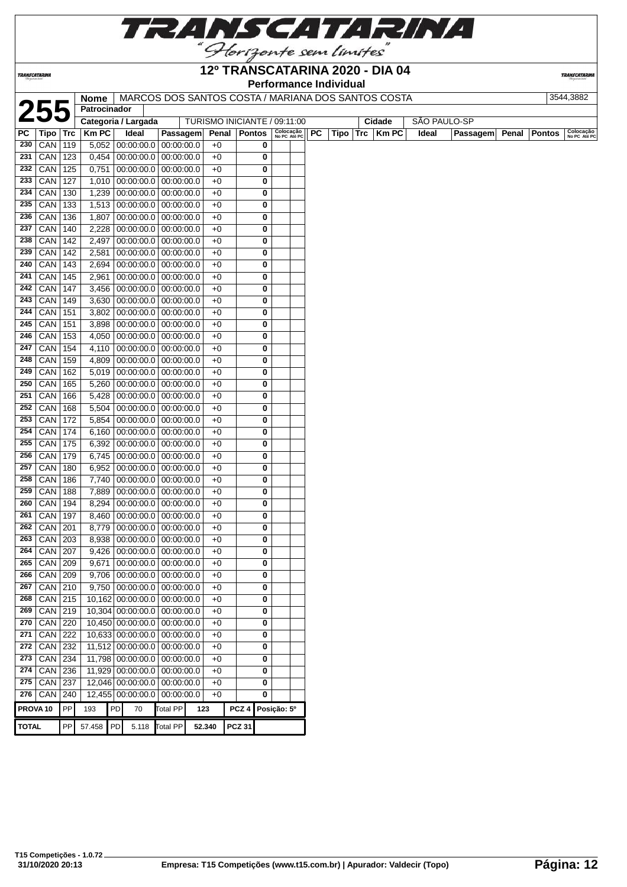# 12º TRANSCATARINA 2020 - DIA 04

**Performance Individual**

| | | |
|---|---|---|
| **255** | **Nome** | MARCOS DOS SANTOS COSTA / MARIANA DOS SANTOS COSTA — 3544,3882 |
| | **Patrocinador** | |
| | **Categoria / Largada** | TURISMO INICIANTE / 09:11:00 — **Cidade** SÃO PAULO-SP |

| PC | Tipo | Trc | Km PC | Ideal | Passagem | Penal | Pontos | Colocação No PC | Colocação Até PC |
|---|---|---|---|---|---|---|---|---|---|
| 230 | CAN | 119 | 5,052 | 00:00:00.0 | 00:00:00.0 | +0 | 0 | | |
| 231 | CAN | 123 | 0,454 | 00:00:00.0 | 00:00:00.0 | +0 | 0 | | |
| 232 | CAN | 125 | 0,751 | 00:00:00.0 | 00:00:00.0 | +0 | 0 | | |
| 233 | CAN | 127 | 1,010 | 00:00:00.0 | 00:00:00.0 | +0 | 0 | | |
| 234 | CAN | 130 | 1,239 | 00:00:00.0 | 00:00:00.0 | +0 | 0 | | |
| 235 | CAN | 133 | 1,513 | 00:00:00.0 | 00:00:00.0 | +0 | 0 | | |
| 236 | CAN | 136 | 1,807 | 00:00:00.0 | 00:00:00.0 | +0 | 0 | | |
| 237 | CAN | 140 | 2,228 | 00:00:00.0 | 00:00:00.0 | +0 | 0 | | |
| 238 | CAN | 142 | 2,497 | 00:00:00.0 | 00:00:00.0 | +0 | 0 | | |
| 239 | CAN | 142 | 2,581 | 00:00:00.0 | 00:00:00.0 | +0 | 0 | | |
| 240 | CAN | 143 | 2,694 | 00:00:00.0 | 00:00:00.0 | +0 | 0 | | |
| 241 | CAN | 145 | 2,961 | 00:00:00.0 | 00:00:00.0 | +0 | 0 | | |
| 242 | CAN | 147 | 3,456 | 00:00:00.0 | 00:00:00.0 | +0 | 0 | | |
| 243 | CAN | 149 | 3,630 | 00:00:00.0 | 00:00:00.0 | +0 | 0 | | |
| 244 | CAN | 151 | 3,802 | 00:00:00.0 | 00:00:00.0 | +0 | 0 | | |
| 245 | CAN | 151 | 3,898 | 00:00:00.0 | 00:00:00.0 | +0 | 0 | | |
| 246 | CAN | 153 | 4,050 | 00:00:00.0 | 00:00:00.0 | +0 | 0 | | |
| 247 | CAN | 154 | 4,110 | 00:00:00.0 | 00:00:00.0 | +0 | 0 | | |
| 248 | CAN | 159 | 4,809 | 00:00:00.0 | 00:00:00.0 | +0 | 0 | | |
| 249 | CAN | 162 | 5,019 | 00:00:00.0 | 00:00:00.0 | +0 | 0 | | |
| 250 | CAN | 165 | 5,260 | 00:00:00.0 | 00:00:00.0 | +0 | 0 | | |
| 251 | CAN | 166 | 5,428 | 00:00:00.0 | 00:00:00.0 | +0 | 0 | | |
| 252 | CAN | 168 | 5,504 | 00:00:00.0 | 00:00:00.0 | +0 | 0 | | |
| 253 | CAN | 172 | 5,854 | 00:00:00.0 | 00:00:00.0 | +0 | 0 | | |
| 254 | CAN | 174 | 6,160 | 00:00:00.0 | 00:00:00.0 | +0 | 0 | | |
| 255 | CAN | 175 | 6,392 | 00:00:00.0 | 00:00:00.0 | +0 | 0 | | |
| 256 | CAN | 179 | 6,745 | 00:00:00.0 | 00:00:00.0 | +0 | 0 | | |
| 257 | CAN | 180 | 6,952 | 00:00:00.0 | 00:00:00.0 | +0 | 0 | | |
| 258 | CAN | 186 | 7,740 | 00:00:00.0 | 00:00:00.0 | +0 | 0 | | |
| 259 | CAN | 188 | 7,889 | 00:00:00.0 | 00:00:00.0 | +0 | 0 | | |
| 260 | CAN | 194 | 8,294 | 00:00:00.0 | 00:00:00.0 | +0 | 0 | | |
| 261 | CAN | 197 | 8,460 | 00:00:00.0 | 00:00:00.0 | +0 | 0 | | |
| 262 | CAN | 201 | 8,779 | 00:00:00.0 | 00:00:00.0 | +0 | 0 | | |
| 263 | CAN | 203 | 8,938 | 00:00:00.0 | 00:00:00.0 | +0 | 0 | | |
| 264 | CAN | 207 | 9,426 | 00:00:00.0 | 00:00:00.0 | +0 | 0 | | |
| 265 | CAN | 209 | 9,671 | 00:00:00.0 | 00:00:00.0 | +0 | 0 | | |
| 266 | CAN | 209 | 9,706 | 00:00:00.0 | 00:00:00.0 | +0 | 0 | | |
| 267 | CAN | 210 | 9,750 | 00:00:00.0 | 00:00:00.0 | +0 | 0 | | |
| 268 | CAN | 215 | 10,162 | 00:00:00.0 | 00:00:00.0 | +0 | 0 | | |
| 269 | CAN | 219 | 10,304 | 00:00:00.0 | 00:00:00.0 | +0 | 0 | | |
| 270 | CAN | 220 | 10,450 | 00:00:00.0 | 00:00:00.0 | +0 | 0 | | |
| 271 | CAN | 222 | 10,633 | 00:00:00.0 | 00:00:00.0 | +0 | 0 | | |
| 272 | CAN | 232 | 11,512 | 00:00:00.0 | 00:00:00.0 | +0 | 0 | | |
| 273 | CAN | 234 | 11,798 | 00:00:00.0 | 00:00:00.0 | +0 | 0 | | |
| 274 | CAN | 236 | 11,929 | 00:00:00.0 | 00:00:00.0 | +0 | 0 | | |
| 275 | CAN | 237 | 12,046 | 00:00:00.0 | 00:00:00.0 | +0 | 0 | | |
| 276 | CAN | 240 | 12,455 | 00:00:00.0 | 00:00:00.0 | +0 | 0 | | |

| | | | | | | | | |
|---|---|---|---|---|---|---|---|---|
| **PROVA 10** | PP | 193 | PD | 70 | Total PP | 123 | PCZ 4 | Posição: 5º |
| **TOTAL** | PP | 57.458 | PD | 5.118 | Total PP | 52.340 | PCZ 31 | |

T15 Competições - 1.0.72
31/10/2020 20:13

Empresa: T15 Competições (www.t15.com.br) | Apurador: Valdecir (Topo)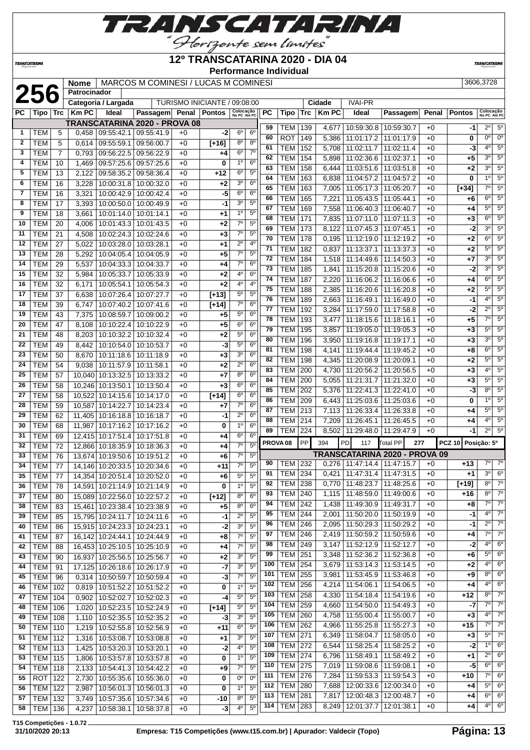# 12º TRANSCATARINA 2020 - DIA 04

**Performance Individual**

**256**

| Nome | MARCOS M COMINESI / LUCAS M COMINESI | 3606,3728 |
|---|---|---|
| Patrocinador | | |
| Categoria / Largada | TURISMO INICIANTE / 09:08:00 | |
| Cidade | IVAI-PR | |

| PC | Tipo | Trc | Km PC | Ideal | Passagem | Penal | Pontos | Colocação No PC | Colocação Até PC |
|---|---|---|---|---|---|---|---|---|---|
| **TRANSCATARINA 2020 - PROVA 08** | | | | | | | | | |
| 1 | TEM | 5 | 0,458 | 09:55:42.1 | 09:55:41.9 | +0 | -2 | 6º | 6º |
| 2 | TEM | 5 | 0,614 | 09:55:59.1 | 09:56:00.7 | +0 | [+16] | 8º | 8º |
| 3 | TEM | 7 | 0,793 | 09:56:22.5 | 09:56:22.9 | +0 | +4 | 6º | 7º |
| 4 | TEM | 10 | 1,469 | 09:57:25.6 | 09:57:25.6 | +0 | 0 | 1º | 6º |
| 5 | TEM | 13 | 2,122 | 09:58:35.2 | 09:58:36.4 | +0 | +12 | 6º | 5º |
| 6 | TEM | 16 | 3,228 | 10:00:31.8 | 10:00:32.0 | +0 | +2 | 3º | 6º |
| 7 | TEM | 16 | 3,321 | 10:00:42.9 | 10:00:42.4 | +0 | -5 | 6º | 6º |
| 8 | TEM | 17 | 3,393 | 10:00:50.0 | 10:00:49.9 | +0 | -1 | 3º | 5º |
| 9 | TEM | 18 | 3,661 | 10:01:14.0 | 10:01:14.1 | +0 | +1 | 1º | 5º |
| 10 | TEM | 20 | 4,006 | 10:01:43.3 | 10:01:43.5 | +0 | +2 | 7º | 5º |
| 11 | TEM | 21 | 4,508 | 10:02:24.3 | 10:02:24.6 | +0 | +3 | 7º | 5º |
| 12 | TEM | 27 | 5,022 | 10:03:28.0 | 10:03:28.1 | +0 | +1 | 2º | 4º |
| 13 | TEM | 28 | 5,292 | 10:04:05.4 | 10:04:05.9 | +0 | +5 | 7º | 5º |
| 14 | TEM | 29 | 5,537 | 10:04:33.3 | 10:04:33.7 | +0 | +4 | 7º | 6º |
| 15 | TEM | 32 | 5,984 | 10:05:33.7 | 10:05:33.9 | +0 | +2 | 4º | 6º |
| 16 | TEM | 32 | 6,171 | 10:05:54.1 | 10:05:54.3 | +0 | +2 | 4º | 4º |
| 17 | TEM | 37 | 6,638 | 10:07:26.4 | 10:07:27.7 | +0 | [+13] | 5º | 5º |
| 18 | TEM | 39 | 6,747 | 10:07:40.2 | 10:07:41.6 | +0 | [+14] | 7º | 6º |
| 19 | TEM | 43 | 7,375 | 10:08:59.7 | 10:09:00.2 | +0 | +5 | 5º | 6º |
| 20 | TEM | 47 | 8,108 | 10:10:22.4 | 10:10:22.9 | +0 | +5 | 6º | 6º |
| 21 | TEM | 48 | 8,203 | 10:10:32.2 | 10:10:32.4 | +0 | +2 | 5º | 6º |
| 22 | TEM | 49 | 8,442 | 10:10:54.0 | 10:10:53.7 | +0 | -3 | 5º | 6º |
| 23 | TEM | 50 | 8,670 | 10:11:18.6 | 10:11:18.9 | +0 | +3 | 3º | 6º |
| 24 | TEM | 54 | 9,038 | 10:11:57.9 | 10:11:58.1 | +0 | +2 | 2º | 6º |
| 25 | TEM | 57 | 10,040 | 10:13:32.5 | 10:13:33.2 | +0 | +7 | 8º | 6º |
| 26 | TEM | 58 | 10,246 | 10:13:50.1 | 10:13:50.4 | +0 | +3 | 6º | 6º |
| 27 | TEM | 58 | 10,522 | 10:14:15.6 | 10:14:17.0 | +0 | [+14] | 6º | 6º |
| 28 | TEM | 59 | 10,587 | 10:14:22.7 | 10:14:23.4 | +0 | +7 | 7º | 6º |
| 29 | TEM | 62 | 11,405 | 10:16:18.8 | 10:16:18.7 | +0 | -1 | 2º | 6º |
| 30 | TEM | 68 | 11,987 | 10:17:16.2 | 10:17:16.2 | +0 | 0 | 1º | 6º |
| 31 | TEM | 69 | 12,415 | 10:17:51.4 | 10:17:51.8 | +0 | +4 | 6º | 6º |
| 32 | TEM | 72 | 12,866 | 10:18:35.9 | 10:18:36.3 | +0 | +4 | 7º | 5º |
| 33 | TEM | 76 | 13,674 | 10:19:50.6 | 10:19:51.2 | +0 | +6 | 7º | 5º |
| 34 | TEM | 77 | 14,146 | 10:20:33.5 | 10:20:34.6 | +0 | +11 | 7º | 5º |
| 35 | TEM | 77 | 14,354 | 10:20:51.4 | 10:20:52.0 | +0 | +6 | 5º | 5º |
| 36 | TEM | 78 | 14,591 | 10:21:14.9 | 10:21:14.9 | +0 | 0 | 1º | 5º |
| 37 | TEM | 80 | 15,089 | 10:22:56.0 | 10:22:57.2 | +0 | [+12] | 8º | 6º |
| 38 | TEM | 83 | 15,461 | 10:23:38.4 | 10:23:38.9 | +0 | +5 | 8º | 6º |
| 39 | TEM | 85 | 15,795 | 10:24:11.7 | 10:24:11.6 | +0 | -1 | 2º | 5º |
| 40 | TEM | 86 | 15,915 | 10:24:23.3 | 10:24:23.1 | +0 | -2 | 3º | 5º |
| 41 | TEM | 87 | 16,142 | 10:24:44.1 | 10:24:44.9 | +0 | +8 | 7º | 5º |
| 42 | TEM | 88 | 16,453 | 10:25:10.5 | 10:25:10.9 | +0 | +4 | 7º | 5º |
| 43 | TEM | 90 | 16,937 | 10:25:56.5 | 10:25:56.7 | +0 | +2 | 3º | 5º |
| 44 | TEM | 91 | 17,125 | 10:26:18.6 | 10:26:17.9 | +0 | -7 | 3º | 5º |
| 45 | TEM | 96 | 0,314 | 10:50:59.7 | 10:50:59.4 | +0 | -3 | 7º | 5º |
| 46 | TEM | 102 | 0,819 | 10:51:52.2 | 10:51:52.2 | +0 | 0 | 1º | 5º |
| 47 | TEM | 104 | 0,902 | 10:52:02.7 | 10:52:02.3 | +0 | -4 | 5º | 5º |
| 48 | TEM | 106 | 1,020 | 10:52:23.5 | 10:52:24.9 | +0 | [+14] | 5º | 5º |
| 49 | TEM | 108 | 1,110 | 10:52:35.5 | 10:52:35.2 | +0 | -3 | 3º | 5º |
| 50 | TEM | 110 | 1,219 | 10:52:55.8 | 10:52:56.9 | +0 | +11 | 6º | 5º |
| 51 | TEM | 112 | 1,316 | 10:53:08.7 | 10:53:08.8 | +0 | +1 | 3º | 5º |
| 52 | TEM | 113 | 1,425 | 10:53:20.3 | 10:53:20.1 | +0 | -2 | 4º | 5º |
| 53 | TEM | 115 | 1,806 | 10:53:57.8 | 10:53:57.8 | +0 | 0 | 1º | 5º |
| 54 | TEM | 118 | 2,133 | 10:54:41.3 | 10:54:42.2 | +0 | +9 | 7º | 5º |
| 55 | ROT | 122 | 2,730 | 10:55:35.6 | 10:55:36.0 | +0 | 0 | 0º | 0º |
| 56 | TEM | 122 | 2,987 | 10:56:01.3 | 10:56:01.3 | +0 | 0 | 1º | 5º |
| 57 | TEM | 132 | 3,749 | 10:57:35.6 | 10:57:34.6 | +0 | -10 | 8º | 5º |
| 58 | TEM | 136 | 4,237 | 10:58:38.1 | 10:58:37.8 | +0 | -3 | 4º | 5º |
| 59 | TEM | 139 | 4,677 | 10:59:30.8 | 10:59:30.7 | +0 | -1 | 2º | 5º |
| 60 | ROT | 149 | 5,386 | 11:01:17.2 | 11:01:17.9 | +0 | 0 | 0º | 0º |
| 61 | TEM | 152 | 5,708 | 11:02:11.7 | 11:02:11.4 | +0 | -3 | 4º | 5º |
| 62 | TEM | 154 | 5,898 | 11:02:36.6 | 11:02:37.1 | +0 | +5 | 3º | 5º |
| 63 | TEM | 158 | 6,444 | 11:03:51.6 | 11:03:51.8 | +0 | +2 | 3º | 5º |
| 64 | TEM | 163 | 6,838 | 11:04:57.2 | 11:04:57.2 | +0 | 0 | 1º | 5º |
| 65 | TEM | 163 | 7,005 | 11:05:17.3 | 11:05:20.7 | +0 | [+34] | 7º | 5º |
| 66 | TEM | 165 | 7,221 | 11:05:43.5 | 11:05:44.1 | +0 | +6 | 6º | 5º |
| 67 | TEM | 169 | 7,558 | 11:06:40.3 | 11:06:40.7 | +0 | +4 | 5º | 5º |
| 68 | TEM | 171 | 7,835 | 11:07:11.0 | 11:07:11.3 | +0 | +3 | 6º | 5º |
| 69 | TEM | 173 | 8,122 | 11:07:45.3 | 11:07:45.1 | +0 | -2 | 3º | 5º |
| 70 | TEM | 178 | 0,195 | 11:12:19.0 | 11:12:19.2 | +0 | +2 | 6º | 5º |
| 71 | TEM | 182 | 0,837 | 11:13:37.1 | 11:13:37.3 | +0 | +2 | 5º | 5º |
| 72 | TEM | 184 | 1,518 | 11:14:49.6 | 11:14:50.3 | +0 | +7 | 3º | 5º |
| 73 | TEM | 185 | 1,841 | 11:15:20.8 | 11:15:20.6 | +0 | -2 | 3º | 5º |
| 74 | TEM | 187 | 2,220 | 11:16:06.2 | 11:16:06.6 | +0 | +4 | 6º | 5º |
| 75 | TEM | 188 | 2,385 | 11:16:20.6 | 11:16:20.8 | +0 | +2 | 5º | 5º |
| 76 | TEM | 189 | 2,663 | 11:16:49.1 | 11:16:49.0 | +0 | -1 | 4º | 5º |
| 77 | TEM | 192 | 3,284 | 11:17:59.0 | 11:17:58.8 | +0 | -2 | 2º | 5º |
| 78 | TEM | 193 | 3,477 | 11:18:15.6 | 11:18:16.1 | +0 | +5 | 7º | 5º |
| 79 | TEM | 195 | 3,857 | 11:19:05.0 | 11:19:05.3 | +0 | +3 | 5º | 5º |
| 80 | TEM | 196 | 3,950 | 11:19:16.8 | 11:19:17.1 | +0 | +3 | 3º | 5º |
| 81 | TEM | 198 | 4,141 | 11:19:44.4 | 11:19:45.2 | +0 | +8 | 6º | 5º |
| 82 | TEM | 198 | 4,345 | 11:20:08.9 | 11:20:09.1 | +0 | +2 | 5º | 5º |
| 83 | TEM | 200 | 4,730 | 11:20:56.2 | 11:20:56.5 | +0 | +3 | 4º | 5º |
| 84 | TEM | 200 | 5,055 | 11:21:31.7 | 11:21:32.0 | +0 | +3 | 5º | 5º |
| 85 | TEM | 202 | 5,376 | 11:22:41.3 | 11:22:41.0 | +0 | -3 | 8º | 5º |
| 86 | TEM | 209 | 6,443 | 11:25:03.6 | 11:25:03.6 | +0 | 0 | 1º | 5º |
| 87 | TEM | 213 | 7,113 | 11:26:33.4 | 11:26:33.8 | +0 | +4 | 5º | 5º |
| 88 | TEM | 214 | 7,209 | 11:26:45.1 | 11:26:45.5 | +0 | +4 | 4º | 5º |
| 89 | TEM | 224 | 8,502 | 11:29:48.0 | 11:29:47.9 | +0 | -1 | 2º | 5º |
| PROVA 08 | PP | 394 | PD | 117 | Total PP | 277 | PCZ 10 | Posição: 5º | |
| **TRANSCATARINA 2020 - PROVA 09** | | | | | | | | | |
| 90 | TEM | 232 | 0,276 | 11:47:14.4 | 11:47:15.7 | +0 | +13 | 7º | 7º |
| 91 | TEM | 234 | 0,421 | 11:47:31.4 | 11:47:31.5 | +0 | +1 | 3º | 6º |
| 92 | TEM | 238 | 0,770 | 11:48:23.7 | 11:48:25.6 | +0 | [+19] | 8º | 7º |
| 93 | TEM | 240 | 1,115 | 11:48:59.0 | 11:49:00.6 | +0 | +16 | 8º | 7º |
| 94 | TEM | 242 | 1,438 | 11:49:30.9 | 11:49:31.7 | +0 | +8 | 7º | 7º |
| 95 | TEM | 244 | 2,001 | 11:50:20.0 | 11:50:19.9 | +0 | -1 | 4º | 7º |
| 96 | TEM | 246 | 2,095 | 11:50:29.3 | 11:50:29.2 | +0 | -1 | 2º | 7º |
| 97 | TEM | 246 | 2,419 | 11:50:59.2 | 11:50:59.6 | +0 | +4 | 7º | 7º |
| 98 | TEM | 249 | 3,147 | 11:52:12.9 | 11:52:12.7 | +0 | -2 | 4º | 6º |
| 99 | TEM | 251 | 3,348 | 11:52:36.2 | 11:52:36.8 | +0 | +6 | 5º | 6º |
| 100 | TEM | 254 | 3,679 | 11:53:13.3 | 11:53:14.5 | +0 | +2 | 4º | 6º |
| 101 | TEM | 255 | 3,981 | 11:53:45.9 | 11:53:46.8 | +0 | +9 | 8º | 6º |
| 102 | TEM | 256 | 4,214 | 11:54:06.1 | 11:54:06.5 | +0 | +4 | 4º | 6º |
| 103 | TEM | 258 | 4,330 | 11:54:18.4 | 11:54:19.6 | +0 | +12 | 8º | 7º |
| 104 | TEM | 259 | 4,660 | 11:54:50.0 | 11:54:49.3 | +0 | -7 | 7º | 7º |
| 105 | TEM | 260 | 4,758 | 11:55:00.4 | 11:55:00.7 | +0 | +3 | 4º | 7º |
| 106 | TEM | 262 | 4,966 | 11:55:25.8 | 11:55:27.3 | +0 | +15 | 7º | 7º |
| 107 | TEM | 271 | 6,349 | 11:58:04.7 | 11:58:05.0 | +0 | +3 | 5º | 7º |
| 108 | TEM | 272 | 6,544 | 11:58:25.4 | 11:58:25.2 | +0 | -2 | 1º | 6º |
| 109 | TEM | 274 | 6,796 | 11:58:49.1 | 11:58:49.2 | +0 | +1 | 2º | 6º |
| 110 | TEM | 275 | 7,019 | 11:59:08.6 | 11:59:08.1 | +0 | -5 | 6º | 6º |
| 111 | TEM | 276 | 7,289 | 11:59:52.3 | 11:59:53.3 | +0 | +10 | 7º | 6º |
| 112 | TEM | 280 | 7,688 | 12:00:33.6 | 12:00:34.0 | +0 | +4 | 5º | 6º |
| 113 | TEM | 281 | 7,817 | 12:00:48.3 | 12:00:48.7 | +0 | +4 | 6º | 6º |
| 114 | TEM | 283 | 8,249 | 12:01:37.7 | 12:01:38.1 | +0 | +4 | 4º | 6º |

T15 Competições - 1.0.72
31/10/2020 20:13 Empresa: T15 Competições (www.t15.com.br) | Apurador: Valdecir (Topo)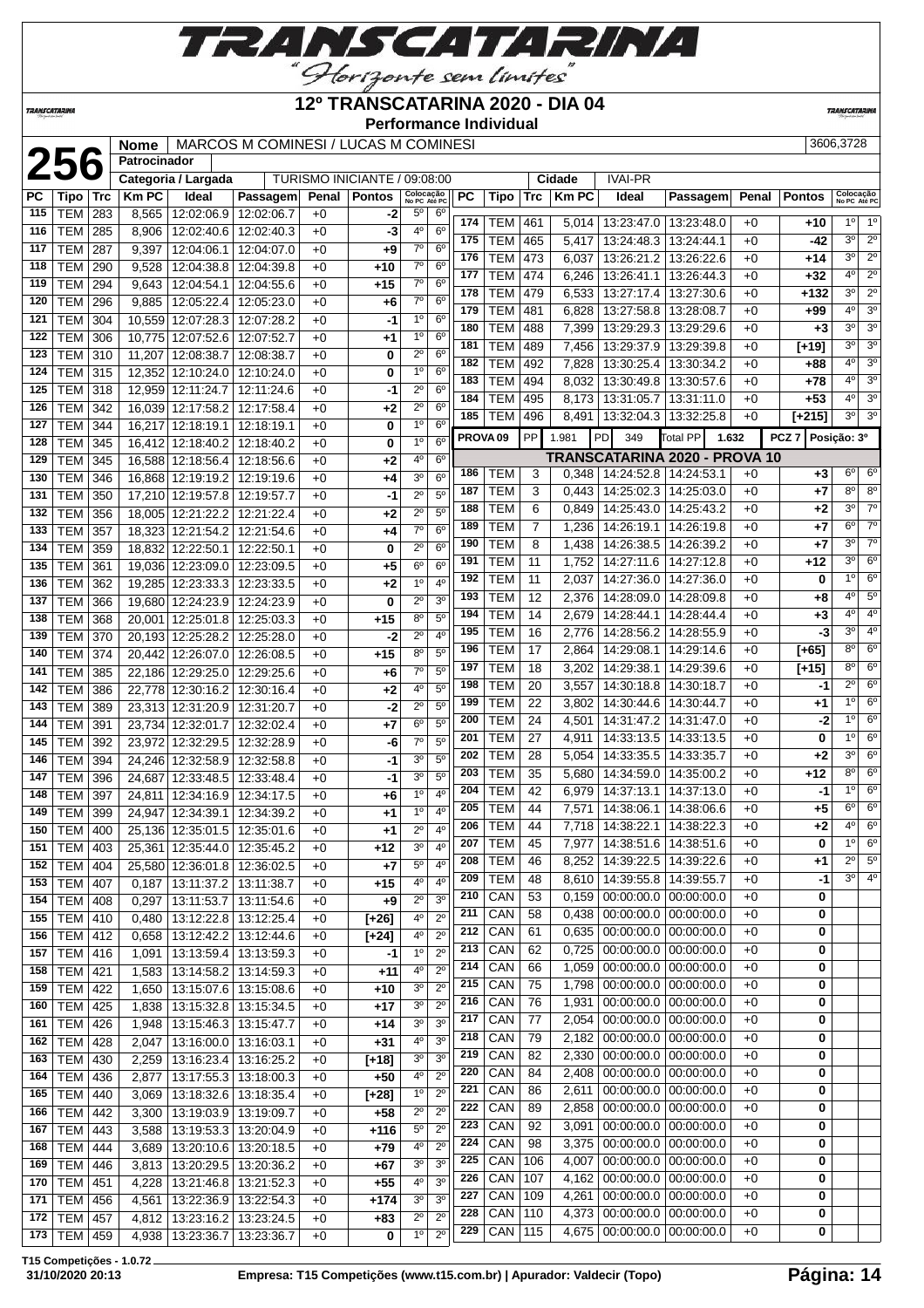# 12º TRANSCATARINA 2020 - DIA 04

**Performance Individual**

**256** | Nome: MARCOS M COMINESI / LUCAS M COMINESI | 3606,3728

Patrocinador:

Categoria / Largada: TURISMO INICIANTE / 09:08:00 | Cidade: IVAI-PR

| PC | Tipo | Trc | Km PC | Ideal | Passagem | Penal | Pontos | Colocação No PC | Colocação Até PC |
|---|---|---|---|---|---|---|---|---|---|
| 115 | TEM | 283 | 8,565 | 12:02:06.9 | 12:02:06.7 | +0 | -2 | 5º | 6º |
| 116 | TEM | 285 | 8,906 | 12:02:40.6 | 12:02:40.3 | +0 | -3 | 4º | 6º |
| 117 | TEM | 287 | 9,397 | 12:04:06.1 | 12:04:07.0 | +0 | +9 | 7º | 6º |
| 118 | TEM | 290 | 9,528 | 12:04:38.8 | 12:04:39.8 | +0 | +10 | 7º | 6º |
| 119 | TEM | 294 | 9,643 | 12:04:54.1 | 12:04:55.6 | +0 | +15 | 7º | 6º |
| 120 | TEM | 296 | 9,885 | 12:05:22.4 | 12:05:23.0 | +0 | +6 | 7º | 6º |
| 121 | TEM | 304 | 10,559 | 12:07:28.3 | 12:07:28.2 | +0 | -1 | 1º | 6º |
| 122 | TEM | 306 | 10,775 | 12:07:52.6 | 12:07:52.7 | +0 | +1 | 1º | 6º |
| 123 | TEM | 310 | 11,207 | 12:08:38.7 | 12:08:38.7 | +0 | 0 | 2º | 6º |
| 124 | TEM | 315 | 12,352 | 12:10:24.0 | 12:10:24.0 | +0 | 0 | 1º | 6º |
| 125 | TEM | 318 | 12,959 | 12:11:24.7 | 12:11:24.6 | +0 | -1 | 2º | 6º |
| 126 | TEM | 342 | 16,039 | 12:17:58.2 | 12:17:58.4 | +0 | +2 | 2º | 6º |
| 127 | TEM | 344 | 16,217 | 12:18:19.1 | 12:18:19.1 | +0 | 0 | 1º | 6º |
| 128 | TEM | 345 | 16,412 | 12:18:40.2 | 12:18:40.2 | +0 | 0 | 1º | 6º |
| 129 | TEM | 345 | 16,588 | 12:18:56.4 | 12:18:56.6 | +0 | +2 | 4º | 6º |
| 130 | TEM | 346 | 16,868 | 12:19:19.2 | 12:19:19.6 | +0 | +4 | 3º | 6º |
| 131 | TEM | 350 | 17,210 | 12:19:57.8 | 12:19:57.7 | +0 | -1 | 2º | 5º |
| 132 | TEM | 356 | 18,005 | 12:21:22.2 | 12:21:22.4 | +0 | +2 | 2º | 5º |
| 133 | TEM | 357 | 18,323 | 12:21:54.2 | 12:21:54.6 | +0 | +4 | 7º | 6º |
| 134 | TEM | 359 | 18,832 | 12:22:50.1 | 12:22:50.1 | +0 | 0 | 2º | 6º |
| 135 | TEM | 361 | 19,036 | 12:23:09.0 | 12:23:09.5 | +0 | +5 | 6º | 6º |
| 136 | TEM | 362 | 19,285 | 12:23:33.3 | 12:23:33.5 | +0 | +2 | 1º | 4º |
| 137 | TEM | 366 | 19,680 | 12:24:23.9 | 12:24:23.9 | +0 | 0 | 2º | 3º |
| 138 | TEM | 368 | 20,001 | 12:25:01.8 | 12:25:03.3 | +0 | +15 | 8º | 5º |
| 139 | TEM | 370 | 20,193 | 12:25:28.2 | 12:25:28.0 | +0 | -2 | 2º | 4º |
| 140 | TEM | 374 | 20,442 | 12:26:07.0 | 12:26:08.5 | +0 | +15 | 8º | 5º |
| 141 | TEM | 385 | 22,186 | 12:29:25.0 | 12:29:25.6 | +0 | +6 | 7º | 5º |
| 142 | TEM | 386 | 22,778 | 12:30:16.2 | 12:30:16.4 | +0 | +2 | 4º | 5º |
| 143 | TEM | 389 | 23,313 | 12:31:20.9 | 12:31:20.7 | +0 | -2 | 2º | 5º |
| 144 | TEM | 391 | 23,734 | 12:32:01.7 | 12:32:02.4 | +0 | +7 | 6º | 5º |
| 145 | TEM | 392 | 23,972 | 12:32:29.5 | 12:32:28.9 | +0 | -6 | 7º | 5º |
| 146 | TEM | 394 | 24,246 | 12:32:58.9 | 12:32:58.8 | +0 | -1 | 3º | 5º |
| 147 | TEM | 396 | 24,687 | 12:33:48.5 | 12:33:48.4 | +0 | -1 | 3º | 5º |
| 148 | TEM | 397 | 24,811 | 12:34:16.9 | 12:34:17.5 | +0 | +6 | 1º | 4º |
| 149 | TEM | 399 | 24,947 | 12:34:39.1 | 12:34:39.2 | +0 | +1 | 1º | 4º |
| 150 | TEM | 400 | 25,136 | 12:35:01.5 | 12:35:01.6 | +0 | +1 | 2º | 4º |
| 151 | TEM | 403 | 25,361 | 12:35:44.0 | 12:35:45.2 | +0 | +12 | 3º | 4º |
| 152 | TEM | 404 | 25,580 | 12:36:01.8 | 12:36:02.5 | +0 | +7 | 5º | 4º |
| 153 | TEM | 407 | 0,187 | 13:11:37.2 | 13:11:38.7 | +0 | +15 | 4º | 4º |
| 154 | TEM | 408 | 0,297 | 13:11:53.7 | 13:11:54.6 | +0 | +9 | 2º | 3º |
| 155 | TEM | 410 | 0,480 | 13:12:22.8 | 13:12:25.4 | +0 | [+26] | 4º | 2º |
| 156 | TEM | 412 | 0,658 | 13:12:42.2 | 13:12:44.6 | +0 | [+24] | 4º | 2º |
| 157 | TEM | 416 | 1,091 | 13:13:59.4 | 13:13:59.3 | +0 | -1 | 1º | 2º |
| 158 | TEM | 421 | 1,583 | 13:14:58.2 | 13:14:59.3 | +0 | +11 | 4º | 2º |
| 159 | TEM | 422 | 1,650 | 13:15:07.6 | 13:15:08.6 | +0 | +10 | 3º | 2º |
| 160 | TEM | 425 | 1,838 | 13:15:32.8 | 13:15:34.5 | +0 | +17 | 3º | 2º |
| 161 | TEM | 426 | 1,948 | 13:15:46.3 | 13:15:47.7 | +0 | +14 | 3º | 3º |
| 162 | TEM | 428 | 2,047 | 13:16:00.0 | 13:16:03.1 | +0 | +31 | 4º | 3º |
| 163 | TEM | 430 | 2,259 | 13:16:23.4 | 13:16:25.2 | +0 | [+18] | 3º | 3º |
| 164 | TEM | 436 | 2,877 | 13:17:55.3 | 13:18:00.3 | +0 | +50 | 4º | 2º |
| 165 | TEM | 440 | 3,069 | 13:18:32.6 | 13:18:35.4 | +0 | [+28] | 1º | 2º |
| 166 | TEM | 442 | 3,300 | 13:19:03.9 | 13:19:09.7 | +0 | +58 | 2º | 2º |
| 167 | TEM | 443 | 3,588 | 13:19:53.3 | 13:20:04.9 | +0 | +116 | 5º | 2º |
| 168 | TEM | 444 | 3,689 | 13:20:10.6 | 13:20:18.5 | +0 | +79 | 4º | 2º |
| 169 | TEM | 446 | 3,813 | 13:20:29.5 | 13:20:36.2 | +0 | +67 | 3º | 3º |
| 170 | TEM | 451 | 4,228 | 13:21:46.8 | 13:21:52.3 | +0 | +55 | 4º | 3º |
| 171 | TEM | 456 | 4,561 | 13:22:36.9 | 13:22:54.3 | +0 | +174 | 3º | 3º |
| 172 | TEM | 457 | 4,812 | 13:23:16.2 | 13:23:24.5 | +0 | +83 | 2º | 2º |
| 173 | TEM | 459 | 4,938 | 13:23:36.7 | 13:23:36.7 | +0 | 0 | 1º | 2º |
| 174 | TEM | 461 | 5,014 | 13:23:47.0 | 13:23:48.0 | +0 | +10 | 1º | 1º |
| 175 | TEM | 465 | 5,417 | 13:24:48.3 | 13:24:44.1 | +0 | -42 | 3º | 2º |
| 176 | TEM | 473 | 6,037 | 13:26:21.2 | 13:26:22.6 | +0 | +14 | 3º | 2º |
| 177 | TEM | 474 | 6,246 | 13:26:41.1 | 13:26:44.3 | +0 | +32 | 4º | 2º |
| 178 | TEM | 479 | 6,533 | 13:27:17.4 | 13:27:30.6 | +0 | +132 | 3º | 2º |
| 179 | TEM | 481 | 6,828 | 13:27:58.8 | 13:28:08.7 | +0 | +99 | 4º | 3º |
| 180 | TEM | 488 | 7,399 | 13:29:29.3 | 13:29:29.6 | +0 | +3 | 3º | 3º |
| 181 | TEM | 489 | 7,456 | 13:29:37.9 | 13:29:39.8 | +0 | [+19] | 3º | 3º |
| 182 | TEM | 492 | 7,828 | 13:30:25.4 | 13:30:34.2 | +0 | +88 | 4º | 3º |
| 183 | TEM | 494 | 8,032 | 13:30:49.8 | 13:30:57.6 | +0 | +78 | 4º | 3º |
| 184 | TEM | 495 | 8,173 | 13:31:05.7 | 13:31:11.0 | +0 | +53 | 4º | 3º |
| 185 | TEM | 496 | 8,491 | 13:32:04.3 | 13:32:25.8 | +0 | [+215] | 3º | 3º |

PROVA 09 | PP 1.981 | PD 349 | Total PP 1.632 | PCZ 7 | Posição: 3º

## TRANSCATARINA 2020 - PROVA 10

| PC | Tipo | Trc | Km PC | Ideal | Passagem | Penal | Pontos | Colocação No PC | Colocação Até PC |
|---|---|---|---|---|---|---|---|---|---|
| 186 | TEM | 3 | 0,348 | 14:24:52.8 | 14:24:53.1 | +0 | +3 | 6º | 6º |
| 187 | TEM | 3 | 0,443 | 14:25:02.3 | 14:25:03.0 | +0 | +7 | 8º | 8º |
| 188 | TEM | 6 | 0,849 | 14:25:43.0 | 14:25:43.2 | +0 | +2 | 3º | 7º |
| 189 | TEM | 7 | 1,236 | 14:26:19.1 | 14:26:19.8 | +0 | +7 | 6º | 7º |
| 190 | TEM | 8 | 1,438 | 14:26:38.5 | 14:26:39.2 | +0 | +7 | 3º | 7º |
| 191 | TEM | 11 | 1,752 | 14:27:11.6 | 14:27:12.8 | +0 | +12 | 3º | 6º |
| 192 | TEM | 11 | 2,037 | 14:27:36.0 | 14:27:36.0 | +0 | 0 | 1º | 6º |
| 193 | TEM | 12 | 2,376 | 14:28:09.0 | 14:28:09.8 | +0 | +8 | 4º | 5º |
| 194 | TEM | 14 | 2,679 | 14:28:44.1 | 14:28:44.4 | +0 | +3 | 4º | 4º |
| 195 | TEM | 16 | 2,776 | 14:28:56.2 | 14:28:55.9 | +0 | -3 | 3º | 4º |
| 196 | TEM | 17 | 2,864 | 14:29:08.1 | 14:29:14.6 | +0 | [+65] | 8º | 6º |
| 197 | TEM | 18 | 3,202 | 14:29:38.1 | 14:29:39.6 | +0 | [+15] | 8º | 6º |
| 198 | TEM | 20 | 3,557 | 14:30:18.8 | 14:30:18.7 | +0 | -1 | 2º | 6º |
| 199 | TEM | 22 | 3,802 | 14:30:44.6 | 14:30:44.7 | +0 | +1 | 1º | 6º |
| 200 | TEM | 24 | 4,501 | 14:31:47.2 | 14:31:47.0 | +0 | -2 | 1º | 6º |
| 201 | TEM | 27 | 4,911 | 14:33:13.5 | 14:33:13.5 | +0 | 0 | 1º | 6º |
| 202 | TEM | 28 | 5,054 | 14:33:35.5 | 14:33:35.7 | +0 | +2 | 3º | 6º |
| 203 | TEM | 35 | 5,680 | 14:34:59.0 | 14:35:00.2 | +0 | +12 | 8º | 6º |
| 204 | TEM | 42 | 6,979 | 14:37:13.1 | 14:37:13.0 | +0 | -1 | 1º | 6º |
| 205 | TEM | 44 | 7,571 | 14:38:06.1 | 14:38:06.6 | +0 | +5 | 6º | 6º |
| 206 | TEM | 44 | 7,718 | 14:38:22.1 | 14:38:22.3 | +0 | +2 | 4º | 6º |
| 207 | TEM | 45 | 7,977 | 14:38:51.6 | 14:38:51.6 | +0 | 0 | 1º | 6º |
| 208 | TEM | 46 | 8,252 | 14:39:22.5 | 14:39:22.6 | +0 | +1 | 2º | 5º |
| 209 | TEM | 48 | 8,610 | 14:39:55.8 | 14:39:55.7 | +0 | -1 | 3º | 4º |
| 210 | CAN | 53 | 0,159 | 00:00:00.0 | 00:00:00.0 | +0 | 0 | | |
| 211 | CAN | 58 | 0,438 | 00:00:00.0 | 00:00:00.0 | +0 | 0 | | |
| 212 | CAN | 61 | 0,635 | 00:00:00.0 | 00:00:00.0 | +0 | 0 | | |
| 213 | CAN | 62 | 0,725 | 00:00:00.0 | 00:00:00.0 | +0 | 0 | | |
| 214 | CAN | 66 | 1,059 | 00:00:00.0 | 00:00:00.0 | +0 | 0 | | |
| 215 | CAN | 75 | 1,798 | 00:00:00.0 | 00:00:00.0 | +0 | 0 | | |
| 216 | CAN | 76 | 1,931 | 00:00:00.0 | 00:00:00.0 | +0 | 0 | | |
| 217 | CAN | 77 | 2,054 | 00:00:00.0 | 00:00:00.0 | +0 | 0 | | |
| 218 | CAN | 79 | 2,182 | 00:00:00.0 | 00:00:00.0 | +0 | 0 | | |
| 219 | CAN | 82 | 2,330 | 00:00:00.0 | 00:00:00.0 | +0 | 0 | | |
| 220 | CAN | 84 | 2,408 | 00:00:00.0 | 00:00:00.0 | +0 | 0 | | |
| 221 | CAN | 86 | 2,611 | 00:00:00.0 | 00:00:00.0 | +0 | 0 | | |
| 222 | CAN | 89 | 2,858 | 00:00:00.0 | 00:00:00.0 | +0 | 0 | | |
| 223 | CAN | 92 | 3,091 | 00:00:00.0 | 00:00:00.0 | +0 | 0 | | |
| 224 | CAN | 98 | 3,375 | 00:00:00.0 | 00:00:00.0 | +0 | 0 | | |
| 225 | CAN | 106 | 4,007 | 00:00:00.0 | 00:00:00.0 | +0 | 0 | | |
| 226 | CAN | 107 | 4,162 | 00:00:00.0 | 00:00:00.0 | +0 | 0 | | |
| 227 | CAN | 109 | 4,261 | 00:00:00.0 | 00:00:00.0 | +0 | 0 | | |
| 228 | CAN | 110 | 4,373 | 00:00:00.0 | 00:00:00.0 | +0 | 0 | | |
| 229 | CAN | 115 | 4,675 | 00:00:00.0 | 00:00:00.0 | +0 | 0 | | |

T15 Competições - 1.0.72

31/10/2020 20:13 — Empresa: T15 Competições (www.t15.com.br) | Apurador: Valdecir (Topo)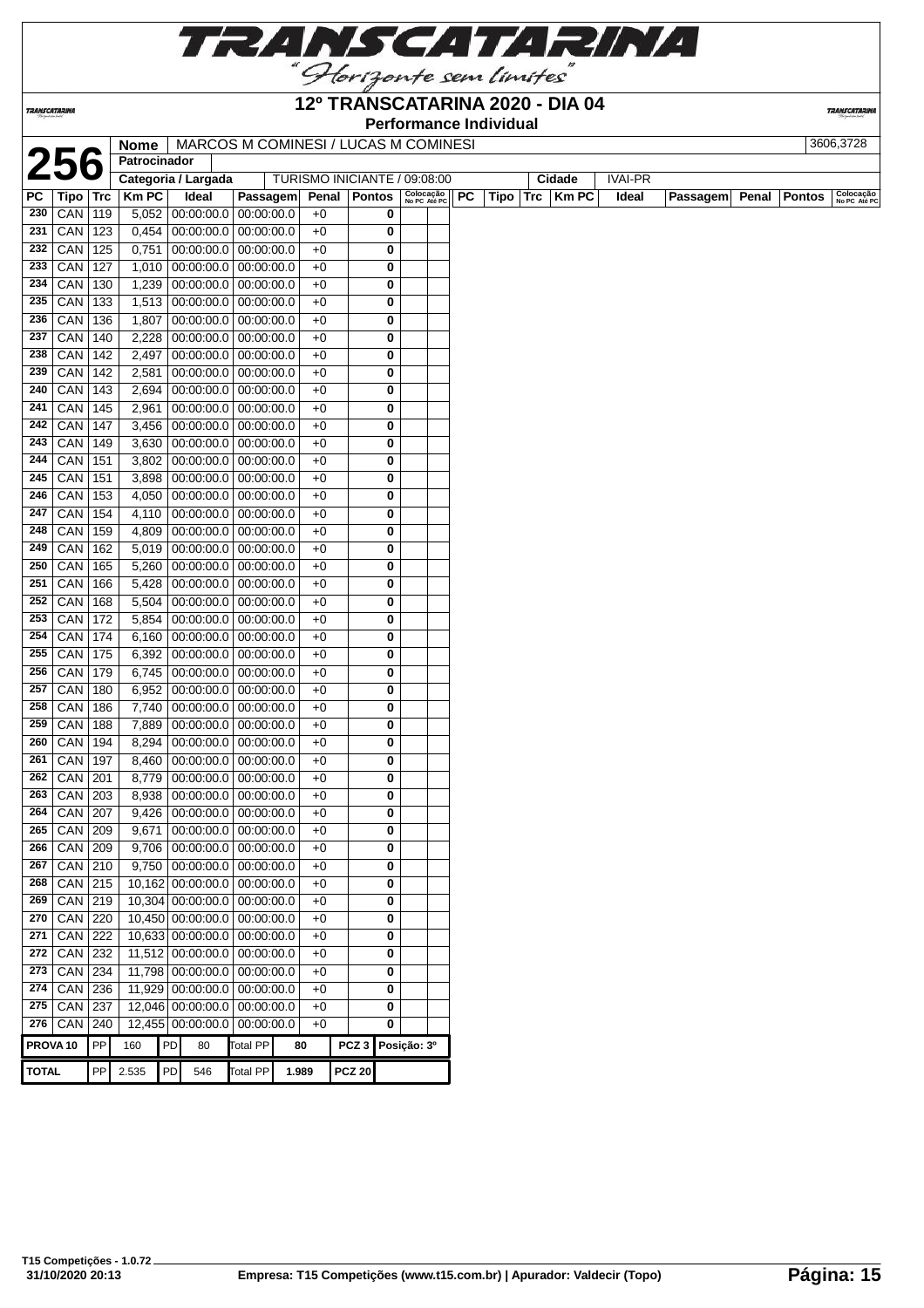# 12º TRANSCATARINA 2020 - DIA 04

## Performance Individual

**256**

| Nome | MARCOS M COMINESI / LUCAS M COMINESI | 3606,3728 |
|---|---|---|
| Patrocinador | | |
| Categoria / Largada | TURISMO INICIANTE / 09:08:00 | Cidade: IVAI-PR |

| PC | Tipo | Trc | Km PC | Ideal | Passagem | Penal | Pontos | Colocação No PC | Colocação Até PC |
|---|---|---|---|---|---|---|---|---|---|
| 230 | CAN | 119 | 5,052 | 00:00:00.0 | 00:00:00.0 | +0 | 0 | | |
| 231 | CAN | 123 | 0,454 | 00:00:00.0 | 00:00:00.0 | +0 | 0 | | |
| 232 | CAN | 125 | 0,751 | 00:00:00.0 | 00:00:00.0 | +0 | 0 | | |
| 233 | CAN | 127 | 1,010 | 00:00:00.0 | 00:00:00.0 | +0 | 0 | | |
| 234 | CAN | 130 | 1,239 | 00:00:00.0 | 00:00:00.0 | +0 | 0 | | |
| 235 | CAN | 133 | 1,513 | 00:00:00.0 | 00:00:00.0 | +0 | 0 | | |
| 236 | CAN | 136 | 1,807 | 00:00:00.0 | 00:00:00.0 | +0 | 0 | | |
| 237 | CAN | 140 | 2,228 | 00:00:00.0 | 00:00:00.0 | +0 | 0 | | |
| 238 | CAN | 142 | 2,497 | 00:00:00.0 | 00:00:00.0 | +0 | 0 | | |
| 239 | CAN | 142 | 2,581 | 00:00:00.0 | 00:00:00.0 | +0 | 0 | | |
| 240 | CAN | 143 | 2,694 | 00:00:00.0 | 00:00:00.0 | +0 | 0 | | |
| 241 | CAN | 145 | 2,961 | 00:00:00.0 | 00:00:00.0 | +0 | 0 | | |
| 242 | CAN | 147 | 3,456 | 00:00:00.0 | 00:00:00.0 | +0 | 0 | | |
| 243 | CAN | 149 | 3,630 | 00:00:00.0 | 00:00:00.0 | +0 | 0 | | |
| 244 | CAN | 151 | 3,802 | 00:00:00.0 | 00:00:00.0 | +0 | 0 | | |
| 245 | CAN | 151 | 3,898 | 00:00:00.0 | 00:00:00.0 | +0 | 0 | | |
| 246 | CAN | 153 | 4,050 | 00:00:00.0 | 00:00:00.0 | +0 | 0 | | |
| 247 | CAN | 154 | 4,110 | 00:00:00.0 | 00:00:00.0 | +0 | 0 | | |
| 248 | CAN | 159 | 4,809 | 00:00:00.0 | 00:00:00.0 | +0 | 0 | | |
| 249 | CAN | 162 | 5,019 | 00:00:00.0 | 00:00:00.0 | +0 | 0 | | |
| 250 | CAN | 165 | 5,260 | 00:00:00.0 | 00:00:00.0 | +0 | 0 | | |
| 251 | CAN | 166 | 5,428 | 00:00:00.0 | 00:00:00.0 | +0 | 0 | | |
| 252 | CAN | 168 | 5,504 | 00:00:00.0 | 00:00:00.0 | +0 | 0 | | |
| 253 | CAN | 172 | 5,854 | 00:00:00.0 | 00:00:00.0 | +0 | 0 | | |
| 254 | CAN | 174 | 6,160 | 00:00:00.0 | 00:00:00.0 | +0 | 0 | | |
| 255 | CAN | 175 | 6,392 | 00:00:00.0 | 00:00:00.0 | +0 | 0 | | |
| 256 | CAN | 179 | 6,745 | 00:00:00.0 | 00:00:00.0 | +0 | 0 | | |
| 257 | CAN | 180 | 6,952 | 00:00:00.0 | 00:00:00.0 | +0 | 0 | | |
| 258 | CAN | 186 | 7,740 | 00:00:00.0 | 00:00:00.0 | +0 | 0 | | |
| 259 | CAN | 188 | 7,889 | 00:00:00.0 | 00:00:00.0 | +0 | 0 | | |
| 260 | CAN | 194 | 8,294 | 00:00:00.0 | 00:00:00.0 | +0 | 0 | | |
| 261 | CAN | 197 | 8,460 | 00:00:00.0 | 00:00:00.0 | +0 | 0 | | |
| 262 | CAN | 201 | 8,779 | 00:00:00.0 | 00:00:00.0 | +0 | 0 | | |
| 263 | CAN | 203 | 8,938 | 00:00:00.0 | 00:00:00.0 | +0 | 0 | | |
| 264 | CAN | 207 | 9,426 | 00:00:00.0 | 00:00:00.0 | +0 | 0 | | |
| 265 | CAN | 209 | 9,671 | 00:00:00.0 | 00:00:00.0 | +0 | 0 | | |
| 266 | CAN | 209 | 9,706 | 00:00:00.0 | 00:00:00.0 | +0 | 0 | | |
| 267 | CAN | 210 | 9,750 | 00:00:00.0 | 00:00:00.0 | +0 | 0 | | |
| 268 | CAN | 215 | 10,162 | 00:00:00.0 | 00:00:00.0 | +0 | 0 | | |
| 269 | CAN | 219 | 10,304 | 00:00:00.0 | 00:00:00.0 | +0 | 0 | | |
| 270 | CAN | 220 | 10,450 | 00:00:00.0 | 00:00:00.0 | +0 | 0 | | |
| 271 | CAN | 222 | 10,633 | 00:00:00.0 | 00:00:00.0 | +0 | 0 | | |
| 272 | CAN | 232 | 11,512 | 00:00:00.0 | 00:00:00.0 | +0 | 0 | | |
| 273 | CAN | 234 | 11,798 | 00:00:00.0 | 00:00:00.0 | +0 | 0 | | |
| 274 | CAN | 236 | 11,929 | 00:00:00.0 | 00:00:00.0 | +0 | 0 | | |
| 275 | CAN | 237 | 12,046 | 00:00:00.0 | 00:00:00.0 | +0 | 0 | | |
| 276 | CAN | 240 | 12,455 | 00:00:00.0 | 00:00:00.0 | +0 | 0 | | |

| PROVA 10 | PP | 160 | PD | 80 | Total PP | 80 | PCZ 3 | Posição: 3º |
|---|---|---|---|---|---|---|---|---|
| **TOTAL** | PP | 2.535 | PD | 546 | Total PP | 1.989 | PCZ 20 | |

T15 Competições - 1.0.72
31/10/2020 20:13

Empresa: T15 Competições (www.t15.com.br) | Apurador: Valdecir (Topo)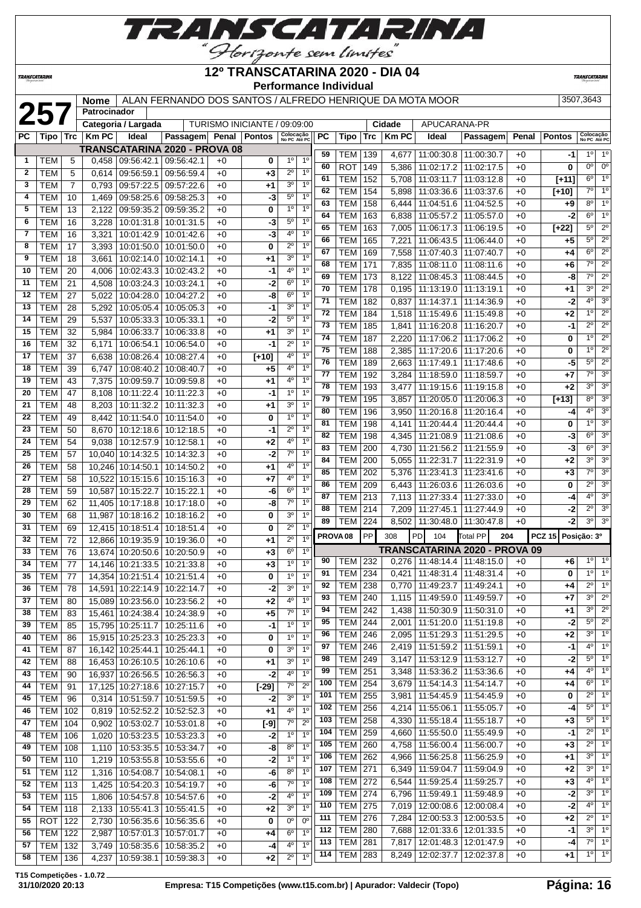# 12º TRANSCATARINA 2020 - DIA 04

**Performance Individual**

| 257 | Nome | ALAN FERNANDO DOS SANTOS / ALFREDO HENRIQUE DA MOTA MOOR | 3507,3643 |
|---|---|---|---|
| | Patrocinador | | |
| | Categoria / Largada | TURISMO INICIANTE / 09:09:00 | Cidade: APUCARANA-PR |

**TRANSCATARINA 2020 - PROVA 08**

| PC | Tipo | Trc | Km PC | Ideal | Passagem | Penal | Pontos | Colocação No PC | Colocação Até PC |
|---|---|---|---|---|---|---|---|---|---|
| 1 | TEM | 5 | 0,458 | 09:56:42.1 | 09:56:42.1 | +0 | 0 | 1º | 1º |
| 2 | TEM | 5 | 0,614 | 09:56:59.1 | 09:56:59.4 | +0 | +3 | 2º | 1º |
| 3 | TEM | 7 | 0,793 | 09:57:22.5 | 09:57:22.6 | +0 | +1 | 3º | 1º |
| 4 | TEM | 10 | 1,469 | 09:58:25.6 | 09:58:25.3 | +0 | -3 | 5º | 1º |
| 5 | TEM | 13 | 2,122 | 09:59:35.2 | 09:59:35.2 | +0 | 0 | 1º | 1º |
| 6 | TEM | 16 | 3,228 | 10:01:31.8 | 10:01:31.5 | +0 | -3 | 5º | 1º |
| 7 | TEM | 16 | 3,321 | 10:01:42.9 | 10:01:42.6 | +0 | -3 | 4º | 1º |
| 8 | TEM | 17 | 3,393 | 10:01:50.0 | 10:01:50.0 | +0 | 0 | 2º | 1º |
| 9 | TEM | 18 | 3,661 | 10:02:14.0 | 10:02:14.1 | +0 | +1 | 3º | 1º |
| 10 | TEM | 20 | 4,006 | 10:02:43.3 | 10:02:43.2 | +0 | -1 | 4º | 1º |
| 11 | TEM | 21 | 4,508 | 10:03:24.3 | 10:03:24.1 | +0 | -2 | 6º | 1º |
| 12 | TEM | 27 | 5,022 | 10:04:28.0 | 10:04:27.2 | +0 | -8 | 6º | 1º |
| 13 | TEM | 28 | 5,292 | 10:05:05.4 | 10:05:05.3 | +0 | -1 | 3º | 1º |
| 14 | TEM | 29 | 5,537 | 10:05:33.3 | 10:05:33.1 | +0 | -2 | 5º | 1º |
| 15 | TEM | 32 | 5,984 | 10:06:33.7 | 10:06:33.8 | +0 | +1 | 3º | 1º |
| 16 | TEM | 32 | 6,171 | 10:06:54.1 | 10:06:54.0 | +0 | -1 | 2º | 1º |
| 17 | TEM | 37 | 6,638 | 10:08:26.4 | 10:08:27.4 | +0 | [+10] | 4º | 1º |
| 18 | TEM | 39 | 6,747 | 10:08:40.2 | 10:08:40.7 | +0 | +5 | 4º | 1º |
| 19 | TEM | 43 | 7,375 | 10:09:59.7 | 10:09:59.8 | +0 | +1 | 4º | 1º |
| 20 | TEM | 47 | 8,108 | 10:11:22.4 | 10:11:22.3 | +0 | -1 | 1º | 1º |
| 21 | TEM | 48 | 8,203 | 10:11:32.2 | 10:11:32.3 | +0 | +1 | 3º | 1º |
| 22 | TEM | 49 | 8,442 | 10:11:54.0 | 10:11:54.0 | +0 | 0 | 1º | 1º |
| 23 | TEM | 50 | 8,670 | 10:12:18.6 | 10:12:18.5 | +0 | -1 | 2º | 1º |
| 24 | TEM | 54 | 9,038 | 10:12:57.9 | 10:12:58.1 | +0 | +2 | 4º | 1º |
| 25 | TEM | 57 | 10,040 | 10:14:32.5 | 10:14:32.3 | +0 | -2 | 7º | 1º |
| 26 | TEM | 58 | 10,246 | 10:14:50.1 | 10:14:50.2 | +0 | +1 | 4º | 1º |
| 27 | TEM | 58 | 10,522 | 10:15:15.6 | 10:15:16.3 | +0 | +7 | 4º | 1º |
| 28 | TEM | 59 | 10,587 | 10:15:22.7 | 10:15:22.1 | +0 | -6 | 6º | 1º |
| 29 | TEM | 62 | 11,405 | 10:17:18.8 | 10:17:18.0 | +0 | -8 | 7º | 1º |
| 30 | TEM | 68 | 11,987 | 10:18:16.2 | 10:18:16.2 | +0 | 0 | 3º | 1º |
| 31 | TEM | 69 | 12,415 | 10:18:51.4 | 10:18:51.4 | +0 | 0 | 2º | 1º |
| 32 | TEM | 72 | 12,866 | 10:19:35.9 | 10:19:36.0 | +0 | +1 | 2º | 1º |
| 33 | TEM | 76 | 13,674 | 10:20:50.6 | 10:20:50.9 | +0 | +3 | 6º | 1º |
| 34 | TEM | 77 | 14,146 | 10:21:33.5 | 10:21:33.8 | +0 | +3 | 1º | 1º |
| 35 | TEM | 77 | 14,354 | 10:21:51.4 | 10:21:51.4 | +0 | 0 | 1º | 1º |
| 36 | TEM | 78 | 14,591 | 10:22:14.9 | 10:22:14.7 | +0 | -2 | 3º | 1º |
| 37 | TEM | 80 | 15,089 | 10:23:56.0 | 10:23:56.2 | +0 | +2 | 4º | 1º |
| 38 | TEM | 83 | 15,461 | 10:24:38.4 | 10:24:38.9 | +0 | +5 | 7º | 1º |
| 39 | TEM | 85 | 15,795 | 10:25:11.7 | 10:25:11.6 | +0 | -1 | 1º | 1º |
| 40 | TEM | 86 | 15,915 | 10:25:23.3 | 10:25:23.3 | +0 | 0 | 1º | 1º |
| 41 | TEM | 87 | 16,142 | 10:25:44.1 | 10:25:44.1 | +0 | 0 | 3º | 1º |
| 42 | TEM | 88 | 16,453 | 10:26:10.5 | 10:26:10.6 | +0 | +1 | 3º | 1º |
| 43 | TEM | 90 | 16,937 | 10:26:56.5 | 10:26:56.3 | +0 | -2 | 4º | 1º |
| 44 | TEM | 91 | 17,125 | 10:27:18.6 | 10:27:15.7 | +0 | [-29] | 7º | 2º |
| 45 | TEM | 96 | 0,314 | 10:51:59.7 | 10:51:59.5 | +0 | -2 | 3º | 1º |
| 46 | TEM | 102 | 0,819 | 10:52:52.2 | 10:52:52.3 | +0 | +1 | 4º | 1º |
| 47 | TEM | 104 | 0,902 | 10:53:02.7 | 10:53:01.8 | +0 | [-9] | 7º | 2º |
| 48 | TEM | 106 | 1,020 | 10:53:23.5 | 10:53:23.3 | +0 | -2 | 1º | 1º |
| 49 | TEM | 108 | 1,110 | 10:53:35.5 | 10:53:34.7 | +0 | -8 | 8º | 1º |
| 50 | TEM | 110 | 1,219 | 10:53:55.8 | 10:53:55.6 | +0 | -2 | 1º | 1º |
| 51 | TEM | 112 | 1,316 | 10:54:08.7 | 10:54:08.1 | +0 | -6 | 8º | 1º |
| 52 | TEM | 113 | 1,425 | 10:54:20.3 | 10:54:19.7 | +0 | -6 | 7º | 1º |
| 53 | TEM | 115 | 1,806 | 10:54:57.8 | 10:54:57.6 | +0 | -2 | 4º | 1º |
| 54 | TEM | 118 | 2,133 | 10:55:41.3 | 10:55:41.5 | +0 | +2 | 3º | 1º |
| 55 | ROT | 122 | 2,730 | 10:56:35.6 | 10:56:35.6 | +0 | 0 | 0º | 0º |
| 56 | TEM | 122 | 2,987 | 10:57:01.3 | 10:57:01.7 | +0 | +4 | 6º | 1º |
| 57 | TEM | 132 | 3,749 | 10:58:35.6 | 10:58:35.2 | +0 | -4 | 4º | 1º |
| 58 | TEM | 136 | 4,237 | 10:59:38.1 | 10:59:38.3 | +0 | +2 | 2º | 1º |
| 59 | TEM | 139 | 4,677 | 11:00:30.8 | 11:00:30.7 | +0 | -1 | 1º | 1º |
| 60 | ROT | 149 | 5,386 | 11:02:17.2 | 11:02:17.5 | +0 | 0 | 0º | 0º |
| 61 | TEM | 152 | 5,708 | 11:03:11.7 | 11:03:12.8 | +0 | [+11] | 6º | 1º |
| 62 | TEM | 154 | 5,898 | 11:03:36.6 | 11:03:37.6 | +0 | [+10] | 7º | 1º |
| 63 | TEM | 158 | 6,444 | 11:04:51.6 | 11:04:52.5 | +0 | +9 | 8º | 1º |
| 64 | TEM | 163 | 6,838 | 11:05:57.2 | 11:05:57.0 | +0 | -2 | 6º | 1º |
| 65 | TEM | 163 | 7,005 | 11:06:17.3 | 11:06:19.5 | +0 | [+22] | 5º | 2º |
| 66 | TEM | 165 | 7,221 | 11:06:43.5 | 11:06:44.0 | +0 | +5 | 5º | 2º |
| 67 | TEM | 169 | 7,558 | 11:07:40.3 | 11:07:40.7 | +0 | +4 | 6º | 2º |
| 68 | TEM | 171 | 7,835 | 11:08:11.0 | 11:08:11.6 | +0 | +6 | 7º | 2º |
| 69 | TEM | 173 | 8,122 | 11:08:45.3 | 11:08:44.5 | +0 | -8 | 7º | 2º |
| 70 | TEM | 178 | 0,195 | 11:13:19.0 | 11:13:19.1 | +0 | +1 | 3º | 2º |
| 71 | TEM | 182 | 0,837 | 11:14:37.1 | 11:14:36.9 | +0 | -2 | 4º | 3º |
| 72 | TEM | 184 | 1,518 | 11:15:49.6 | 11:15:49.8 | +0 | +2 | 1º | 2º |
| 73 | TEM | 185 | 1,841 | 11:16:20.8 | 11:16:20.7 | +0 | -1 | 2º | 2º |
| 74 | TEM | 187 | 2,220 | 11:17:06.2 | 11:17:06.2 | +0 | 0 | 1º | 2º |
| 75 | TEM | 188 | 2,385 | 11:17:20.6 | 11:17:20.6 | +0 | 0 | 1º | 2º |
| 76 | TEM | 189 | 2,663 | 11:17:49.1 | 11:17:48.6 | +0 | -5 | 5º | 2º |
| 77 | TEM | 192 | 3,284 | 11:18:59.0 | 11:18:59.7 | +0 | +7 | 7º | 3º |
| 78 | TEM | 193 | 3,477 | 11:19:15.6 | 11:19:15.8 | +0 | +2 | 3º | 3º |
| 79 | TEM | 195 | 3,857 | 11:20:05.0 | 11:20:06.3 | +0 | [+13] | 8º | 3º |
| 80 | TEM | 196 | 3,950 | 11:20:16.8 | 11:20:16.4 | +0 | -4 | 4º | 3º |
| 81 | TEM | 198 | 4,141 | 11:20:44.4 | 11:20:44.4 | +0 | 0 | 1º | 3º |
| 82 | TEM | 198 | 4,345 | 11:21:08.9 | 11:21:08.6 | +0 | -3 | 6º | 3º |
| 83 | TEM | 200 | 4,730 | 11:21:56.2 | 11:21:55.9 | +0 | -3 | 6º | 3º |
| 84 | TEM | 200 | 5,055 | 11:22:31.7 | 11:22:31.9 | +0 | +2 | 3º | 3º |
| 85 | TEM | 202 | 5,376 | 11:23:41.3 | 11:23:41.6 | +0 | +3 | 7º | 3º |
| 86 | TEM | 209 | 6,443 | 11:26:03.6 | 11:26:03.6 | +0 | 0 | 2º | 3º |
| 87 | TEM | 213 | 7,113 | 11:27:33.4 | 11:27:33.0 | +0 | -4 | 4º | 3º |
| 88 | TEM | 214 | 7,209 | 11:27:45.1 | 11:27:44.9 | +0 | -2 | 2º | 3º |
| 89 | TEM | 224 | 8,502 | 11:30:48.0 | 11:30:47.8 | +0 | -2 | 3º | 3º |

PROVA 08 | PP 308 | PD 104 | Total PP 204 | PCZ 15 | Posição: 3º

**TRANSCATARINA 2020 - PROVA 09**

| PC | Tipo | Trc | Km PC | Ideal | Passagem | Penal | Pontos | Colocação No PC | Colocação Até PC |
|---|---|---|---|---|---|---|---|---|---|
| 90 | TEM | 232 | 0,276 | 11:48:14.4 | 11:48:15.0 | +0 | +6 | 1º | 1º |
| 91 | TEM | 234 | 0,421 | 11:48:31.4 | 11:48:31.4 | +0 | 0 | 1º | 1º |
| 92 | TEM | 238 | 0,770 | 11:49:23.7 | 11:49:24.1 | +0 | +4 | 2º | 1º |
| 93 | TEM | 240 | 1,115 | 11:49:59.0 | 11:49:59.7 | +0 | +7 | 3º | 2º |
| 94 | TEM | 242 | 1,438 | 11:50:30.9 | 11:50:31.0 | +0 | +1 | 3º | 2º |
| 95 | TEM | 244 | 2,001 | 11:51:20.0 | 11:51:19.8 | +0 | -2 | 5º | 2º |
| 96 | TEM | 246 | 2,095 | 11:51:29.3 | 11:51:29.5 | +0 | +2 | 3º | 1º |
| 97 | TEM | 246 | 2,419 | 11:51:59.2 | 11:51:59.1 | +0 | -1 | 4º | 1º |
| 98 | TEM | 249 | 3,147 | 11:53:12.9 | 11:53:12.7 | +0 | -2 | 5º | 1º |
| 99 | TEM | 251 | 3,348 | 11:53:36.2 | 11:53:36.6 | +0 | +4 | 4º | 1º |
| 100 | TEM | 254 | 3,679 | 11:54:14.3 | 11:54:14.7 | +0 | +4 | 6º | 1º |
| 101 | TEM | 255 | 3,981 | 11:54:45.9 | 11:54:45.9 | +0 | 0 | 2º | 1º |
| 102 | TEM | 256 | 4,214 | 11:55:06.1 | 11:55:05.7 | +0 | -4 | 5º | 1º |
| 103 | TEM | 258 | 4,330 | 11:55:18.4 | 11:55:18.7 | +0 | +3 | 5º | 1º |
| 104 | TEM | 259 | 4,660 | 11:55:50.0 | 11:55:49.9 | +0 | -1 | 2º | 1º |
| 105 | TEM | 260 | 4,758 | 11:56:00.4 | 11:56:00.7 | +0 | +3 | 2º | 1º |
| 106 | TEM | 262 | 4,966 | 11:56:25.8 | 11:56:25.9 | +0 | +1 | 3º | 1º |
| 107 | TEM | 271 | 6,349 | 11:59:04.7 | 11:59:04.9 | +0 | +2 | 3º | 1º |
| 108 | TEM | 272 | 6,544 | 11:59:25.4 | 11:59:25.7 | +0 | +3 | 4º | 1º |
| 109 | TEM | 274 | 6,796 | 11:59:49.1 | 11:59:48.9 | +0 | -2 | 3º | 1º |
| 110 | TEM | 275 | 7,019 | 12:00:08.6 | 12:00:08.4 | +0 | -2 | 4º | 1º |
| 111 | TEM | 276 | 7,284 | 12:00:53.3 | 12:00:53.5 | +0 | +2 | 2º | 1º |
| 112 | TEM | 280 | 7,688 | 12:01:33.6 | 12:01:33.5 | +0 | -1 | 3º | 1º |
| 113 | TEM | 281 | 7,817 | 12:01:48.3 | 12:01:47.9 | +0 | -4 | 7º | 1º |
| 114 | TEM | 283 | 8,249 | 12:02:37.7 | 12:02:37.8 | +0 | +1 | 1º | 1º |

T15 Competições - 1.0.72
31/10/2020 20:13 — Empresa: T15 Competições (www.t15.com.br) | Apurador: Valdecir (Topo)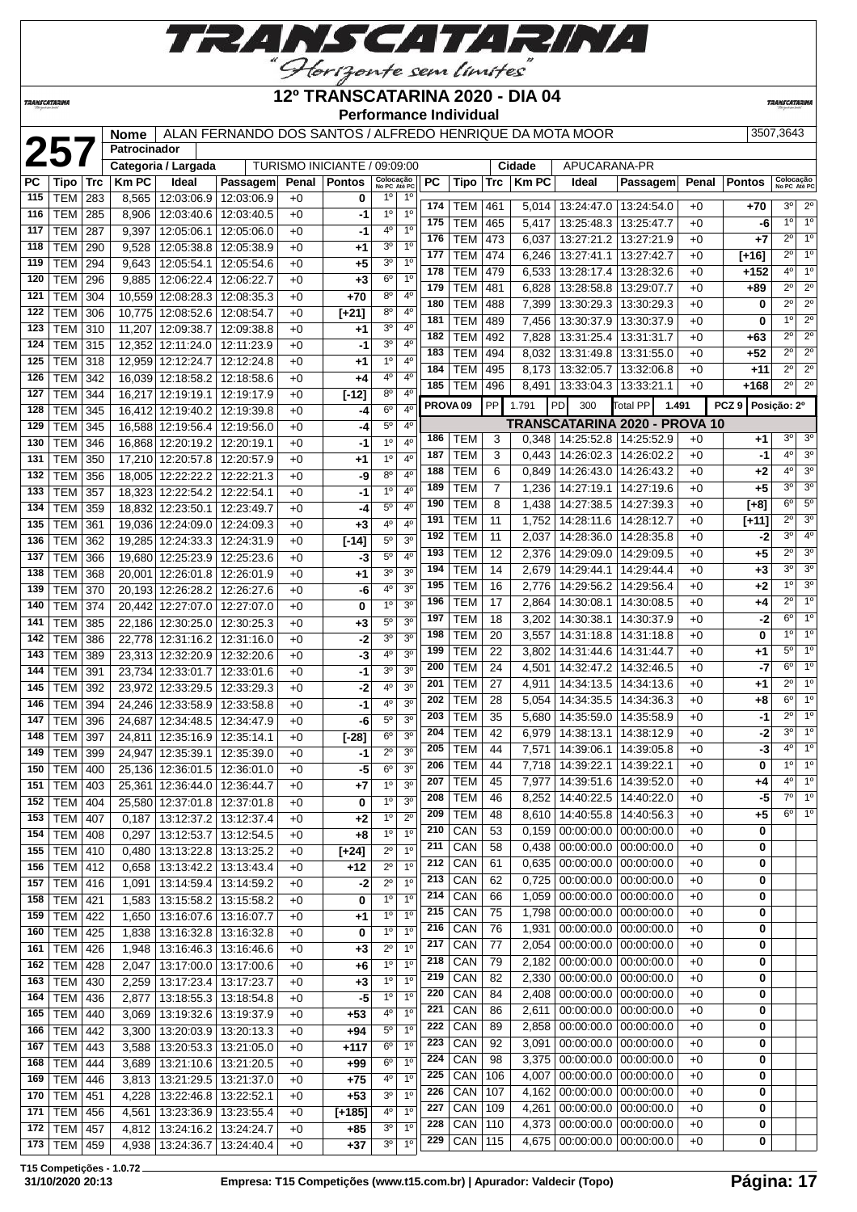# 12º TRANSCATARINA 2020 - DIA 04

**Performance Individual**

**257** | **Nome**: ALAN FERNANDO DOS SANTOS / ALFREDO HENRIQUE DA MOTA MOOR | 3507,3643

**Patrocinador**:

**Categoria / Largada**: TURISMO INICIANTE / 09:09:00 | **Cidade**: APUCARANA-PR

| PC | Tipo | Trc | Km PC | Ideal | Passagem | Penal | Pontos | Colocação No PC | Colocação Até PC |
|---|---|---|---|---|---|---|---|---|---|
| 115 | TEM | 283 | 8,565 | 12:03:06.9 | 12:03:06.9 | +0 | 0 | 1º | 1º |
| 116 | TEM | 285 | 8,906 | 12:03:40.6 | 12:03:40.5 | +0 | -1 | 1º | 1º |
| 117 | TEM | 287 | 9,397 | 12:05:06.1 | 12:05:06.0 | +0 | -1 | 4º | 1º |
| 118 | TEM | 290 | 9,528 | 12:05:38.8 | 12:05:38.9 | +0 | +1 | 3º | 1º |
| 119 | TEM | 294 | 9,643 | 12:05:54.1 | 12:05:54.6 | +0 | +5 | 3º | 1º |
| 120 | TEM | 296 | 9,885 | 12:06:22.4 | 12:06:22.7 | +0 | +3 | 6º | 1º |
| 121 | TEM | 304 | 10,559 | 12:08:28.3 | 12:08:35.3 | +0 | +70 | 8º | 4º |
| 122 | TEM | 306 | 10,775 | 12:08:52.6 | 12:08:54.7 | +0 | [+21] | 8º | 4º |
| 123 | TEM | 310 | 11,207 | 12:09:38.7 | 12:09:38.8 | +0 | +1 | 3º | 4º |
| 124 | TEM | 315 | 12,352 | 12:11:24.0 | 12:11:23.9 | +0 | -1 | 3º | 4º |
| 125 | TEM | 318 | 12,959 | 12:12:24.7 | 12:12:24.8 | +0 | +1 | 1º | 4º |
| 126 | TEM | 342 | 16,039 | 12:18:58.2 | 12:18:58.6 | +0 | +4 | 4º | 4º |
| 127 | TEM | 344 | 16,217 | 12:19:19.1 | 12:19:17.9 | +0 | [-12] | 8º | 4º |
| 128 | TEM | 345 | 16,412 | 12:19:40.2 | 12:19:39.8 | +0 | -4 | 6º | 4º |
| 129 | TEM | 345 | 16,588 | 12:19:56.4 | 12:19:56.0 | +0 | -4 | 5º | 4º |
| 130 | TEM | 346 | 16,868 | 12:20:19.2 | 12:20:19.1 | +0 | -1 | 1º | 4º |
| 131 | TEM | 350 | 17,210 | 12:20:57.8 | 12:20:57.9 | +0 | +1 | 1º | 4º |
| 132 | TEM | 356 | 18,005 | 12:22:22.2 | 12:22:21.3 | +0 | -9 | 8º | 4º |
| 133 | TEM | 357 | 18,323 | 12:22:54.2 | 12:22:54.1 | +0 | -1 | 1º | 4º |
| 134 | TEM | 359 | 18,832 | 12:23:50.1 | 12:23:49.7 | +0 | -4 | 5º | 4º |
| 135 | TEM | 361 | 19,036 | 12:24:09.0 | 12:24:09.3 | +0 | +3 | 4º | 4º |
| 136 | TEM | 362 | 19,285 | 12:24:33.3 | 12:24:31.9 | +0 | [-14] | 5º | 3º |
| 137 | TEM | 366 | 19,680 | 12:25:23.9 | 12:25:23.6 | +0 | -3 | 5º | 4º |
| 138 | TEM | 368 | 20,001 | 12:26:01.8 | 12:26:01.9 | +0 | +1 | 3º | 3º |
| 139 | TEM | 370 | 20,193 | 12:26:28.2 | 12:26:27.6 | +0 | -6 | 4º | 3º |
| 140 | TEM | 374 | 20,442 | 12:27:07.0 | 12:27:07.0 | +0 | 0 | 1º | 3º |
| 141 | TEM | 385 | 22,186 | 12:30:25.0 | 12:30:25.3 | +0 | +3 | 5º | 3º |
| 142 | TEM | 386 | 22,778 | 12:31:16.2 | 12:31:16.0 | +0 | -2 | 3º | 3º |
| 143 | TEM | 389 | 23,313 | 12:32:20.9 | 12:32:20.6 | +0 | -3 | 4º | 3º |
| 144 | TEM | 391 | 23,734 | 12:33:01.7 | 12:33:01.6 | +0 | -1 | 3º | 3º |
| 145 | TEM | 392 | 23,972 | 12:33:29.5 | 12:33:29.3 | +0 | -2 | 4º | 3º |
| 146 | TEM | 394 | 24,246 | 12:33:58.9 | 12:33:58.8 | +0 | -1 | 4º | 3º |
| 147 | TEM | 396 | 24,687 | 12:34:48.5 | 12:34:47.9 | +0 | -6 | 5º | 3º |
| 148 | TEM | 397 | 24,811 | 12:35:16.9 | 12:35:14.1 | +0 | [-28] | 6º | 3º |
| 149 | TEM | 399 | 24,947 | 12:35:39.1 | 12:35:39.0 | +0 | -1 | 2º | 3º |
| 150 | TEM | 400 | 25,136 | 12:36:01.5 | 12:36:01.0 | +0 | -5 | 6º | 3º |
| 151 | TEM | 403 | 25,361 | 12:36:44.0 | 12:36:44.7 | +0 | +7 | 1º | 3º |
| 152 | TEM | 404 | 25,580 | 12:37:01.8 | 12:37:01.8 | +0 | 0 | 1º | 3º |
| 153 | TEM | 407 | 0,187 | 13:12:37.2 | 13:12:37.4 | +0 | +2 | 1º | 2º |
| 154 | TEM | 408 | 0,297 | 13:12:53.7 | 13:12:54.5 | +0 | +8 | 1º | 1º |
| 155 | TEM | 410 | 0,480 | 13:13:22.8 | 13:13:25.2 | +0 | [+24] | 2º | 1º |
| 156 | TEM | 412 | 0,658 | 13:13:42.2 | 13:13:43.4 | +0 | +12 | 2º | 1º |
| 157 | TEM | 416 | 1,091 | 13:14:59.4 | 13:14:59.2 | +0 | -2 | 2º | 1º |
| 158 | TEM | 421 | 1,583 | 13:15:58.2 | 13:15:58.2 | +0 | 0 | 1º | 1º |
| 159 | TEM | 422 | 1,650 | 13:16:07.6 | 13:16:07.7 | +0 | +1 | 1º | 1º |
| 160 | TEM | 425 | 1,838 | 13:16:32.8 | 13:16:32.8 | +0 | 0 | 1º | 1º |
| 161 | TEM | 426 | 1,948 | 13:16:46.3 | 13:16:46.6 | +0 | +3 | 2º | 1º |
| 162 | TEM | 428 | 2,047 | 13:17:00.0 | 13:17:00.6 | +0 | +6 | 1º | 1º |
| 163 | TEM | 430 | 2,259 | 13:17:23.4 | 13:17:23.7 | +0 | +3 | 1º | 1º |
| 164 | TEM | 436 | 2,877 | 13:18:55.3 | 13:18:54.8 | +0 | -5 | 1º | 1º |
| 165 | TEM | 440 | 3,069 | 13:19:32.6 | 13:19:37.9 | +0 | +53 | 4º | 1º |
| 166 | TEM | 442 | 3,300 | 13:20:03.9 | 13:20:13.3 | +0 | +94 | 5º | 1º |
| 167 | TEM | 443 | 3,588 | 13:20:53.3 | 13:21:05.0 | +0 | +117 | 6º | 1º |
| 168 | TEM | 444 | 3,689 | 13:21:10.6 | 13:21:20.5 | +0 | +99 | 6º | 1º |
| 169 | TEM | 446 | 3,813 | 13:21:29.5 | 13:21:37.0 | +0 | +75 | 4º | 1º |
| 170 | TEM | 451 | 4,228 | 13:22:46.8 | 13:22:52.1 | +0 | +53 | 3º | 1º |
| 171 | TEM | 456 | 4,561 | 13:23:36.9 | 13:23:55.4 | +0 | [+185] | 4º | 1º |
| 172 | TEM | 457 | 4,812 | 13:24:16.2 | 13:24:24.7 | +0 | +85 | 3º | 1º |
| 173 | TEM | 459 | 4,938 | 13:24:36.7 | 13:24:40.4 | +0 | +37 | 3º | 1º |
| 174 | TEM | 461 | 5,014 | 13:24:47.0 | 13:24:54.0 | +0 | +70 | 3º | 2º |
| 175 | TEM | 465 | 5,417 | 13:25:48.3 | 13:25:47.7 | +0 | -6 | 1º | 1º |
| 176 | TEM | 473 | 6,037 | 13:27:21.2 | 13:27:21.9 | +0 | +7 | 2º | 1º |
| 177 | TEM | 474 | 6,246 | 13:27:41.1 | 13:27:42.7 | +0 | [+16] | 2º | 1º |
| 178 | TEM | 479 | 6,533 | 13:28:17.4 | 13:28:32.6 | +0 | +152 | 4º | 1º |
| 179 | TEM | 481 | 6,828 | 13:28:58.8 | 13:29:07.7 | +0 | +89 | 2º | 2º |
| 180 | TEM | 488 | 7,399 | 13:30:29.3 | 13:30:29.3 | +0 | 0 | 2º | 2º |
| 181 | TEM | 489 | 7,456 | 13:30:37.9 | 13:30:37.9 | +0 | 0 | 1º | 2º |
| 182 | TEM | 492 | 7,828 | 13:31:25.4 | 13:31:31.7 | +0 | +63 | 2º | 2º |
| 183 | TEM | 494 | 8,032 | 13:31:49.8 | 13:31:55.0 | +0 | +52 | 2º | 2º |
| 184 | TEM | 495 | 8,173 | 13:32:05.7 | 13:32:06.8 | +0 | +11 | 2º | 2º |
| 185 | TEM | 496 | 8,491 | 13:33:04.3 | 13:33:21.1 | +0 | +168 | 2º | 2º |

**PROVA 09** | PP 1.791 | PD 300 | Total PP 1.491 | PCZ 9 | Posição: 2º

## TRANSCATARINA 2020 - PROVA 10

| PC | Tipo | Trc | Km PC | Ideal | Passagem | Penal | Pontos | Colocação No PC | Colocação Até PC |
|---|---|---|---|---|---|---|---|---|---|
| 186 | TEM | 3 | 0,348 | 14:25:52.8 | 14:25:52.9 | +0 | +1 | 3º | 3º |
| 187 | TEM | 3 | 0,443 | 14:26:02.3 | 14:26:02.2 | +0 | -1 | 4º | 3º |
| 188 | TEM | 6 | 0,849 | 14:26:43.0 | 14:26:43.2 | +0 | +2 | 4º | 3º |
| 189 | TEM | 7 | 1,236 | 14:27:19.1 | 14:27:19.6 | +0 | +5 | 3º | 3º |
| 190 | TEM | 8 | 1,438 | 14:27:38.5 | 14:27:39.3 | +0 | [+8] | 6º | 5º |
| 191 | TEM | 11 | 1,752 | 14:28:11.6 | 14:28:12.7 | +0 | [+11] | 2º | 3º |
| 192 | TEM | 11 | 2,037 | 14:28:36.0 | 14:28:35.8 | +0 | -2 | 3º | 4º |
| 193 | TEM | 12 | 2,376 | 14:29:09.0 | 14:29:09.5 | +0 | +5 | 2º | 3º |
| 194 | TEM | 14 | 2,679 | 14:29:44.1 | 14:29:44.4 | +0 | +3 | 3º | 3º |
| 195 | TEM | 16 | 2,776 | 14:29:56.2 | 14:29:56.4 | +0 | +2 | 1º | 3º |
| 196 | TEM | 17 | 2,864 | 14:30:08.1 | 14:30:08.5 | +0 | +4 | 2º | 1º |
| 197 | TEM | 18 | 3,202 | 14:30:38.1 | 14:30:37.9 | +0 | -2 | 6º | 1º |
| 198 | TEM | 20 | 3,557 | 14:31:18.8 | 14:31:18.8 | +0 | 0 | 1º | 1º |
| 199 | TEM | 22 | 3,802 | 14:31:44.6 | 14:31:44.7 | +0 | +1 | 5º | 1º |
| 200 | TEM | 24 | 4,501 | 14:32:47.2 | 14:32:46.5 | +0 | -7 | 6º | 1º |
| 201 | TEM | 27 | 4,911 | 14:34:13.5 | 14:34:13.6 | +0 | +1 | 2º | 1º |
| 202 | TEM | 28 | 5,054 | 14:34:35.5 | 14:34:36.3 | +0 | +8 | 6º | 1º |
| 203 | TEM | 35 | 5,680 | 14:35:59.0 | 14:35:58.9 | +0 | -1 | 2º | 1º |
| 204 | TEM | 42 | 6,979 | 14:38:13.1 | 14:38:12.9 | +0 | -2 | 3º | 1º |
| 205 | TEM | 44 | 7,571 | 14:39:06.1 | 14:39:05.8 | +0 | -3 | 4º | 1º |
| 206 | TEM | 44 | 7,718 | 14:39:22.1 | 14:39:22.1 | +0 | 0 | 1º | 1º |
| 207 | TEM | 45 | 7,977 | 14:39:51.6 | 14:39:52.0 | +0 | +4 | 4º | 1º |
| 208 | TEM | 46 | 8,252 | 14:40:22.5 | 14:40:22.0 | +0 | -5 | 7º | 1º |
| 209 | TEM | 48 | 8,610 | 14:40:55.8 | 14:40:56.3 | +0 | +5 | 6º | 1º |
| 210 | CAN | 53 | 0,159 | 00:00:00.0 | 00:00:00.0 | +0 | 0 | | |
| 211 | CAN | 58 | 0,438 | 00:00:00.0 | 00:00:00.0 | +0 | 0 | | |
| 212 | CAN | 61 | 0,635 | 00:00:00.0 | 00:00:00.0 | +0 | 0 | | |
| 213 | CAN | 62 | 0,725 | 00:00:00.0 | 00:00:00.0 | +0 | 0 | | |
| 214 | CAN | 66 | 1,059 | 00:00:00.0 | 00:00:00.0 | +0 | 0 | | |
| 215 | CAN | 75 | 1,798 | 00:00:00.0 | 00:00:00.0 | +0 | 0 | | |
| 216 | CAN | 76 | 1,931 | 00:00:00.0 | 00:00:00.0 | +0 | 0 | | |
| 217 | CAN | 77 | 2,054 | 00:00:00.0 | 00:00:00.0 | +0 | 0 | | |
| 218 | CAN | 79 | 2,182 | 00:00:00.0 | 00:00:00.0 | +0 | 0 | | |
| 219 | CAN | 82 | 2,330 | 00:00:00.0 | 00:00:00.0 | +0 | 0 | | |
| 220 | CAN | 84 | 2,408 | 00:00:00.0 | 00:00:00.0 | +0 | 0 | | |
| 221 | CAN | 86 | 2,611 | 00:00:00.0 | 00:00:00.0 | +0 | 0 | | |
| 222 | CAN | 89 | 2,858 | 00:00:00.0 | 00:00:00.0 | +0 | 0 | | |
| 223 | CAN | 92 | 3,091 | 00:00:00.0 | 00:00:00.0 | +0 | 0 | | |
| 224 | CAN | 98 | 3,375 | 00:00:00.0 | 00:00:00.0 | +0 | 0 | | |
| 225 | CAN | 106 | 4,007 | 00:00:00.0 | 00:00:00.0 | +0 | 0 | | |
| 226 | CAN | 107 | 4,162 | 00:00:00.0 | 00:00:00.0 | +0 | 0 | | |
| 227 | CAN | 109 | 4,261 | 00:00:00.0 | 00:00:00.0 | +0 | 0 | | |
| 228 | CAN | 110 | 4,373 | 00:00:00.0 | 00:00:00.0 | +0 | 0 | | |
| 229 | CAN | 115 | 4,675 | 00:00:00.0 | 00:00:00.0 | +0 | 0 | | |

T15 Competições - 1.0.72
31/10/2020 20:13 | Empresa: T15 Competições (www.t15.com.br) | Apurador: Valdecir (Topo)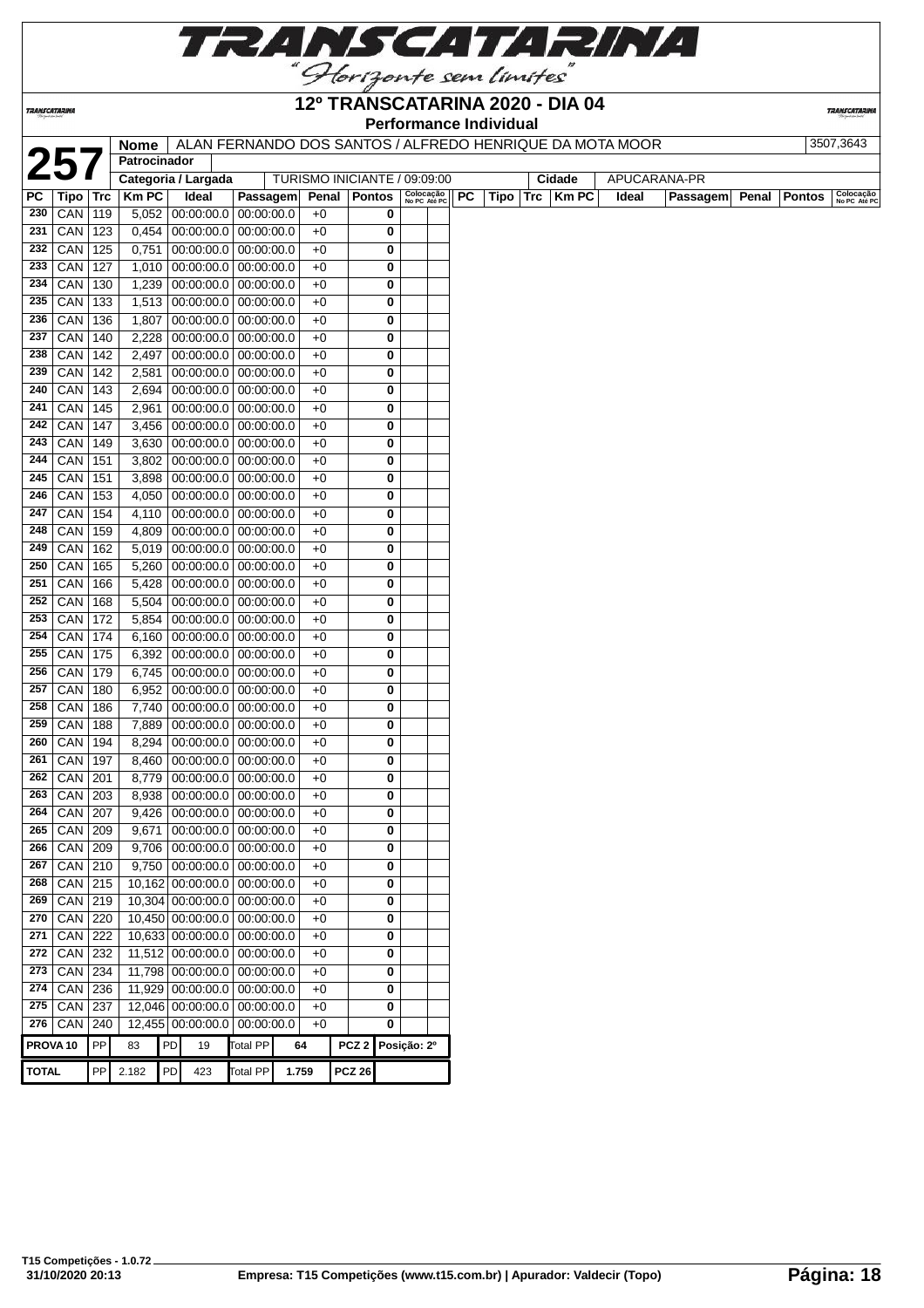# 12º TRANSCATARINA 2020 - DIA 04

## Performance Individual

| 257 | Nome | ALAN FERNANDO DOS SANTOS / ALFREDO HENRIQUE DA MOTA MOOR | 3507,3643 |
|---|---|---|---|
| | Patrocinador | | |
| | Categoria / Largada | TURISMO INICIANTE / 09:09:00 | Cidade: APUCARANA-PR |

| PC | Tipo | Trc | Km PC | Ideal | Passagem | Penal | Pontos | Colocação No PC | Colocação Até PC |
|---|---|---|---|---|---|---|---|---|---|
| 230 | CAN | 119 | 5,052 | 00:00:00.0 | 00:00:00.0 | +0 | 0 | | |
| 231 | CAN | 123 | 0,454 | 00:00:00.0 | 00:00:00.0 | +0 | 0 | | |
| 232 | CAN | 125 | 0,751 | 00:00:00.0 | 00:00:00.0 | +0 | 0 | | |
| 233 | CAN | 127 | 1,010 | 00:00:00.0 | 00:00:00.0 | +0 | 0 | | |
| 234 | CAN | 130 | 1,239 | 00:00:00.0 | 00:00:00.0 | +0 | 0 | | |
| 235 | CAN | 133 | 1,513 | 00:00:00.0 | 00:00:00.0 | +0 | 0 | | |
| 236 | CAN | 136 | 1,807 | 00:00:00.0 | 00:00:00.0 | +0 | 0 | | |
| 237 | CAN | 140 | 2,228 | 00:00:00.0 | 00:00:00.0 | +0 | 0 | | |
| 238 | CAN | 142 | 2,497 | 00:00:00.0 | 00:00:00.0 | +0 | 0 | | |
| 239 | CAN | 142 | 2,581 | 00:00:00.0 | 00:00:00.0 | +0 | 0 | | |
| 240 | CAN | 143 | 2,694 | 00:00:00.0 | 00:00:00.0 | +0 | 0 | | |
| 241 | CAN | 145 | 2,961 | 00:00:00.0 | 00:00:00.0 | +0 | 0 | | |
| 242 | CAN | 147 | 3,456 | 00:00:00.0 | 00:00:00.0 | +0 | 0 | | |
| 243 | CAN | 149 | 3,630 | 00:00:00.0 | 00:00:00.0 | +0 | 0 | | |
| 244 | CAN | 151 | 3,802 | 00:00:00.0 | 00:00:00.0 | +0 | 0 | | |
| 245 | CAN | 151 | 3,898 | 00:00:00.0 | 00:00:00.0 | +0 | 0 | | |
| 246 | CAN | 153 | 4,050 | 00:00:00.0 | 00:00:00.0 | +0 | 0 | | |
| 247 | CAN | 154 | 4,110 | 00:00:00.0 | 00:00:00.0 | +0 | 0 | | |
| 248 | CAN | 159 | 4,809 | 00:00:00.0 | 00:00:00.0 | +0 | 0 | | |
| 249 | CAN | 162 | 5,019 | 00:00:00.0 | 00:00:00.0 | +0 | 0 | | |
| 250 | CAN | 165 | 5,260 | 00:00:00.0 | 00:00:00.0 | +0 | 0 | | |
| 251 | CAN | 166 | 5,428 | 00:00:00.0 | 00:00:00.0 | +0 | 0 | | |
| 252 | CAN | 168 | 5,504 | 00:00:00.0 | 00:00:00.0 | +0 | 0 | | |
| 253 | CAN | 172 | 5,854 | 00:00:00.0 | 00:00:00.0 | +0 | 0 | | |
| 254 | CAN | 174 | 6,160 | 00:00:00.0 | 00:00:00.0 | +0 | 0 | | |
| 255 | CAN | 175 | 6,392 | 00:00:00.0 | 00:00:00.0 | +0 | 0 | | |
| 256 | CAN | 179 | 6,745 | 00:00:00.0 | 00:00:00.0 | +0 | 0 | | |
| 257 | CAN | 180 | 6,952 | 00:00:00.0 | 00:00:00.0 | +0 | 0 | | |
| 258 | CAN | 186 | 7,740 | 00:00:00.0 | 00:00:00.0 | +0 | 0 | | |
| 259 | CAN | 188 | 7,889 | 00:00:00.0 | 00:00:00.0 | +0 | 0 | | |
| 260 | CAN | 194 | 8,294 | 00:00:00.0 | 00:00:00.0 | +0 | 0 | | |
| 261 | CAN | 197 | 8,460 | 00:00:00.0 | 00:00:00.0 | +0 | 0 | | |
| 262 | CAN | 201 | 8,779 | 00:00:00.0 | 00:00:00.0 | +0 | 0 | | |
| 263 | CAN | 203 | 8,938 | 00:00:00.0 | 00:00:00.0 | +0 | 0 | | |
| 264 | CAN | 207 | 9,426 | 00:00:00.0 | 00:00:00.0 | +0 | 0 | | |
| 265 | CAN | 209 | 9,671 | 00:00:00.0 | 00:00:00.0 | +0 | 0 | | |
| 266 | CAN | 209 | 9,706 | 00:00:00.0 | 00:00:00.0 | +0 | 0 | | |
| 267 | CAN | 210 | 9,750 | 00:00:00.0 | 00:00:00.0 | +0 | 0 | | |
| 268 | CAN | 215 | 10,162 | 00:00:00.0 | 00:00:00.0 | +0 | 0 | | |
| 269 | CAN | 219 | 10,304 | 00:00:00.0 | 00:00:00.0 | +0 | 0 | | |
| 270 | CAN | 220 | 10,450 | 00:00:00.0 | 00:00:00.0 | +0 | 0 | | |
| 271 | CAN | 222 | 10,633 | 00:00:00.0 | 00:00:00.0 | +0 | 0 | | |
| 272 | CAN | 232 | 11,512 | 00:00:00.0 | 00:00:00.0 | +0 | 0 | | |
| 273 | CAN | 234 | 11,798 | 00:00:00.0 | 00:00:00.0 | +0 | 0 | | |
| 274 | CAN | 236 | 11,929 | 00:00:00.0 | 00:00:00.0 | +0 | 0 | | |
| 275 | CAN | 237 | 12,046 | 00:00:00.0 | 00:00:00.0 | +0 | 0 | | |
| 276 | CAN | 240 | 12,455 | 00:00:00.0 | 00:00:00.0 | +0 | 0 | | |

| PROVA 10 | PP | 83 | PD | 19 | Total PP | 64 | PCZ 2 | Posição: 2º |
|---|---|---|---|---|---|---|---|---|
| TOTAL | PP | 2.182 | PD | 423 | Total PP | 1.759 | PCZ 26 | |

T15 Competições - 1.0.72
31/10/2020 20:13
Empresa: T15 Competições (www.t15.com.br) | Apurador: Valdecir (Topo)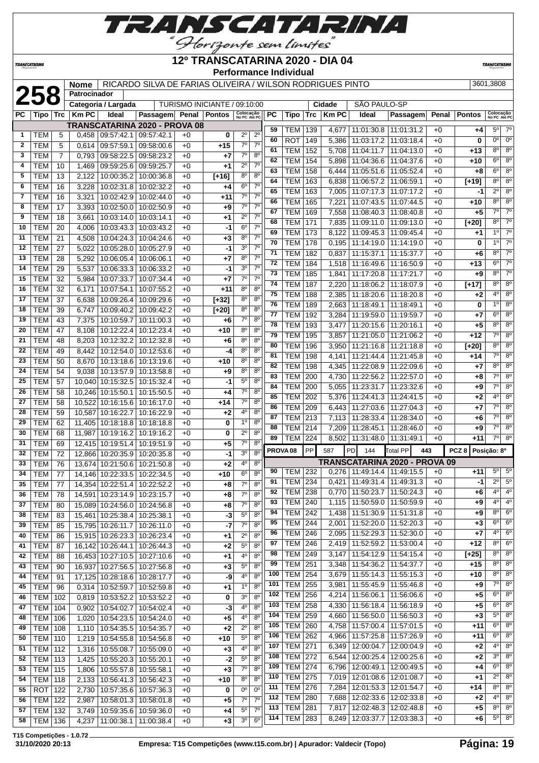# TRANSCATARINA

"Horizonte sem limites"

## 12º TRANSCATARINA 2020 - DIA 04

### Performance Individual

**258**

| Nome | RICARDO SILVA DE FARIAS OLIVEIRA / WILSON RODRIGUES PINTO | 3601,3808 |
|---|---|---|
| Patrocinador | | |
| Categoria / Largada | TURISMO INICIANTE / 09:10:00 | Cidade: SÃO PAULO-SP |

**TRANSCATARINA 2020 - PROVA 08**

| PC | Tipo | Trc | Km PC | Ideal | Passagem | Penal | Pontos | Colocação No PC | Colocação Até PC |
|---|---|---|---|---|---|---|---|---|---|
| 1 | TEM | 5 | 0,458 | 09:57:42.1 | 09:57:42.1 | +0 | 0 | 2º | 2º |
| 2 | TEM | 5 | 0,614 | 09:57:59.1 | 09:58:00.6 | +0 | +15 | 7º | 7º |
| 3 | TEM | 7 | 0,793 | 09:58:22.5 | 09:58:23.2 | +0 | +7 | 7º | 8º |
| 4 | TEM | 10 | 1,469 | 09:59:25.6 | 09:59:25.7 | +0 | +1 | 2º | 7º |
| 5 | TEM | 13 | 2,122 | 10:00:35.2 | 10:00:36.8 | +0 | [+16] | 8º | 8º |
| 6 | TEM | 16 | 3,228 | 10:02:31.8 | 10:02:32.2 | +0 | +4 | 6º | 7º |
| 7 | TEM | 16 | 3,321 | 10:02:42.9 | 10:02:44.0 | +0 | +11 | 7º | 7º |
| 8 | TEM | 17 | 3,393 | 10:02:50.0 | 10:02:50.9 | +0 | +9 | 7º | 7º |
| 9 | TEM | 18 | 3,661 | 10:03:14.0 | 10:03:14.1 | +0 | +1 | 2º | 7º |
| 10 | TEM | 20 | 4,006 | 10:03:43.3 | 10:03:43.2 | +0 | -1 | 6º | 7º |
| 11 | TEM | 21 | 4,508 | 10:04:24.3 | 10:04:24.6 | +0 | +3 | 8º | 7º |
| 12 | TEM | 27 | 5,022 | 10:05:28.0 | 10:05:27.9 | +0 | -1 | 3º | 7º |
| 13 | TEM | 28 | 5,292 | 10:06:05.4 | 10:06:06.1 | +0 | +7 | 8º | 7º |
| 14 | TEM | 29 | 5,537 | 10:06:33.3 | 10:06:33.2 | +0 | -1 | 3º | 7º |
| 15 | TEM | 32 | 5,984 | 10:07:33.7 | 10:07:34.4 | +0 | +7 | 7º | 7º |
| 16 | TEM | 32 | 6,171 | 10:07:54.1 | 10:07:55.2 | +0 | +11 | 8º | 8º |
| 17 | TEM | 37 | 6,638 | 10:09:26.4 | 10:09:29.6 | +0 | [+32] | 8º | 8º |
| 18 | TEM | 39 | 6,747 | 10:09:40.2 | 10:09:42.2 | +0 | [+20] | 8º | 8º |
| 19 | TEM | 43 | 7,375 | 10:10:59.7 | 10:11:00.3 | +0 | +6 | 7º | 8º |
| 20 | TEM | 47 | 8,108 | 10:12:22.4 | 10:12:23.4 | +0 | +10 | 8º | 8º |
| 21 | TEM | 48 | 8,203 | 10:12:32.2 | 10:12:32.8 | +0 | +6 | 8º | 8º |
| 22 | TEM | 49 | 8,442 | 10:12:54.0 | 10:12:53.6 | +0 | -4 | 8º | 8º |
| 23 | TEM | 50 | 8,670 | 10:13:18.6 | 10:13:19.6 | +0 | +10 | 8º | 8º |
| 24 | TEM | 54 | 9,038 | 10:13:57.9 | 10:13:58.8 | +0 | +9 | 8º | 8º |
| 25 | TEM | 57 | 10,040 | 10:15:32.5 | 10:15:32.4 | +0 | -1 | 5º | 8º |
| 26 | TEM | 58 | 10,246 | 10:15:50.1 | 10:15:50.5 | +0 | +4 | 7º | 8º |
| 27 | TEM | 58 | 10,522 | 10:16:15.6 | 10:16:17.0 | +0 | +14 | 7º | 8º |
| 28 | TEM | 59 | 10,587 | 10:16:22.7 | 10:16:22.9 | +0 | +2 | 4º | 8º |
| 29 | TEM | 62 | 11,405 | 10:18:18.8 | 10:18:18.8 | +0 | 0 | 1º | 8º |
| 30 | TEM | 68 | 11,987 | 10:19:16.2 | 10:19:16.2 | +0 | 0 | 2º | 8º |
| 31 | TEM | 69 | 12,415 | 10:19:51.4 | 10:19:51.9 | +0 | +5 | 7º | 8º |
| 32 | TEM | 72 | 12,866 | 10:20:35.9 | 10:20:35.8 | +0 | -1 | 3º | 8º |
| 33 | TEM | 76 | 13,674 | 10:21:50.6 | 10:21:50.8 | +0 | +2 | 4º | 8º |
| 34 | TEM | 77 | 14,146 | 10:22:33.5 | 10:22:34.5 | +0 | +10 | 6º | 8º |
| 35 | TEM | 77 | 14,354 | 10:22:51.4 | 10:22:52.2 | +0 | +8 | 7º | 8º |
| 36 | TEM | 78 | 14,591 | 10:23:14.9 | 10:23:15.7 | +0 | +8 | 7º | 8º |
| 37 | TEM | 80 | 15,089 | 10:24:56.0 | 10:24:56.8 | +0 | +8 | 7º | 8º |
| 38 | TEM | 83 | 15,461 | 10:25:38.4 | 10:25:38.1 | +0 | -3 | 5º | 8º |
| 39 | TEM | 85 | 15,795 | 10:26:11.7 | 10:26:11.0 | +0 | -7 | 7º | 8º |
| 40 | TEM | 86 | 15,915 | 10:26:23.3 | 10:26:23.4 | +0 | +1 | 2º | 8º |
| 41 | TEM | 87 | 16,142 | 10:26:44.1 | 10:26:44.3 | +0 | +2 | 5º | 8º |
| 42 | TEM | 88 | 16,453 | 10:27:10.5 | 10:27:10.6 | +0 | +1 | 4º | 8º |
| 43 | TEM | 90 | 16,937 | 10:27:56.5 | 10:27:56.8 | +0 | +3 | 5º | 8º |
| 44 | TEM | 91 | 17,125 | 10:28:18.6 | 10:28:17.7 | +0 | -9 | 4º | 8º |
| 45 | TEM | 96 | 0,314 | 10:52:59.7 | 10:52:59.8 | +0 | +1 | 1º | 8º |
| 46 | TEM | 102 | 0,819 | 10:53:52.2 | 10:53:52.2 | +0 | 0 | 3º | 8º |
| 47 | TEM | 104 | 0,902 | 10:54:02.7 | 10:54:02.4 | +0 | -3 | 4º | 8º |
| 48 | TEM | 106 | 1,020 | 10:54:23.5 | 10:54:24.0 | +0 | +5 | 4º | 8º |
| 49 | TEM | 108 | 1,110 | 10:54:35.5 | 10:54:35.7 | +0 | +2 | 2º | 8º |
| 50 | TEM | 110 | 1,219 | 10:54:55.8 | 10:54:56.8 | +0 | +10 | 5º | 8º |
| 51 | TEM | 112 | 1,316 | 10:55:08.7 | 10:55:09.0 | +0 | +3 | 4º | 8º |
| 52 | TEM | 113 | 1,425 | 10:55:20.3 | 10:55:20.1 | +0 | -2 | 5º | 8º |
| 53 | TEM | 115 | 1,806 | 10:55:57.8 | 10:55:58.1 | +0 | +3 | 7º | 8º |
| 54 | TEM | 118 | 2,133 | 10:56:41.3 | 10:56:42.3 | +0 | +10 | 8º | 8º |
| 55 | ROT | 122 | 2,730 | 10:57:35.6 | 10:57:36.3 | +0 | 0 | 0º | 0º |
| 56 | TEM | 122 | 2,987 | 10:58:01.3 | 10:58:01.8 | +0 | +5 | 7º | 7º |
| 57 | TEM | 132 | 3,749 | 10:59:35.6 | 10:59:36.0 | +0 | +4 | 5º | 7º |
| 58 | TEM | 136 | 4,237 | 11:00:38.1 | 11:00:38.4 | +0 | +3 | 3º | 6º |
| 59 | TEM | 139 | 4,677 | 11:01:30.8 | 11:01:31.2 | +0 | +4 | 5º | 7º |
| 60 | ROT | 149 | 5,386 | 11:03:17.2 | 11:03:18.4 | +0 | 0 | 0º | 0º |
| 61 | TEM | 152 | 5,708 | 11:04:11.7 | 11:04:13.0 | +0 | +13 | 8º | 8º |
| 62 | TEM | 154 | 5,898 | 11:04:36.6 | 11:04:37.6 | +0 | +10 | 6º | 8º |
| 63 | TEM | 158 | 6,444 | 11:05:51.6 | 11:05:52.4 | +0 | +8 | 6º | 8º |
| 64 | TEM | 163 | 6,838 | 11:06:57.2 | 11:06:59.1 | +0 | [+19] | 8º | 8º |
| 65 | TEM | 163 | 7,005 | 11:07:17.3 | 11:07:17.2 | +0 | -1 | 2º | 8º |
| 66 | TEM | 165 | 7,221 | 11:07:43.5 | 11:07:44.5 | +0 | +10 | 8º | 8º |
| 67 | TEM | 169 | 7,558 | 11:08:40.3 | 11:08:40.8 | +0 | +5 | 7º | 7º |
| 68 | TEM | 171 | 7,835 | 11:09:11.0 | 11:09:13.0 | +0 | [+20] | 8º | 7º |
| 69 | TEM | 173 | 8,122 | 11:09:45.3 | 11:09:45.4 | +0 | +1 | 1º | 7º |
| 70 | TEM | 178 | 0,195 | 11:14:19.0 | 11:14:19.0 | +0 | 0 | 1º | 7º |
| 71 | TEM | 182 | 0,837 | 11:15:37.1 | 11:15:37.7 | +0 | +6 | 8º | 7º |
| 72 | TEM | 184 | 1,518 | 11:16:49.6 | 11:16:50.9 | +0 | +13 | 6º | 7º |
| 73 | TEM | 185 | 1,841 | 11:17:20.8 | 11:17:21.7 | +0 | +9 | 8º | 7º |
| 74 | TEM | 187 | 2,220 | 11:18:06.2 | 11:18:07.9 | +0 | [+17] | 8º | 8º |
| 75 | TEM | 188 | 2,385 | 11:18:20.6 | 11:18:20.8 | +0 | +2 | 4º | 8º |
| 76 | TEM | 189 | 2,663 | 11:18:49.1 | 11:18:49.1 | +0 | 0 | 1º | 8º |
| 77 | TEM | 192 | 3,284 | 11:19:59.0 | 11:19:59.7 | +0 | +7 | 6º | 8º |
| 78 | TEM | 193 | 3,477 | 11:20:15.6 | 11:20:16.1 | +0 | +5 | 8º | 8º |
| 79 | TEM | 195 | 3,857 | 11:21:05.0 | 11:21:06.2 | +0 | +12 | 7º | 8º |
| 80 | TEM | 196 | 3,950 | 11:21:16.8 | 11:21:18.8 | +0 | [+20] | 8º | 8º |
| 81 | TEM | 198 | 4,141 | 11:21:44.4 | 11:21:45.8 | +0 | +14 | 7º | 8º |
| 82 | TEM | 198 | 4,345 | 11:22:08.9 | 11:22:09.6 | +0 | +7 | 8º | 8º |
| 83 | TEM | 200 | 4,730 | 11:22:56.2 | 11:22:57.0 | +0 | +8 | 7º | 8º |
| 84 | TEM | 200 | 5,055 | 11:23:31.7 | 11:23:32.6 | +0 | +9 | 7º | 8º |
| 85 | TEM | 202 | 5,376 | 11:24:41.3 | 11:24:41.5 | +0 | +2 | 4º | 8º |
| 86 | TEM | 209 | 6,443 | 11:27:03.6 | 11:27:04.3 | +0 | +7 | 7º | 8º |
| 87 | TEM | 213 | 7,113 | 11:28:33.4 | 11:28:34.0 | +0 | +6 | 7º | 8º |
| 88 | TEM | 214 | 7,209 | 11:28:45.1 | 11:28:46.0 | +0 | +9 | 7º | 8º |
| 89 | TEM | 224 | 8,502 | 11:31:48.0 | 11:31:49.1 | +0 | +11 | 7º | 8º |

PROVA 08 | PP 587 | PD 144 | Total PP 443 | PCZ 8 | Posição: 8º

**TRANSCATARINA 2020 - PROVA 09**

| PC | Tipo | Trc | Km PC | Ideal | Passagem | Penal | Pontos | Colocação No PC | Colocação Até PC |
|---|---|---|---|---|---|---|---|---|---|
| 90 | TEM | 232 | 0,276 | 11:49:14.4 | 11:49:15.5 | +0 | +11 | 5º | 5º |
| 91 | TEM | 234 | 0,421 | 11:49:31.4 | 11:49:31.3 | +0 | -1 | 2º | 5º |
| 92 | TEM | 238 | 0,770 | 11:50:23.7 | 11:50:24.3 | +0 | +6 | 4º | 4º |
| 93 | TEM | 240 | 1,115 | 11:50:59.0 | 11:50:59.9 | +0 | +9 | 4º | 4º |
| 94 | TEM | 242 | 1,438 | 11:51:30.9 | 11:51:31.8 | +0 | +9 | 8º | 6º |
| 95 | TEM | 244 | 2,001 | 11:52:20.0 | 11:52:20.3 | +0 | +3 | 6º | 6º |
| 96 | TEM | 246 | 2,095 | 11:52:29.3 | 11:52:30.0 | +0 | +7 | 4º | 6º |
| 97 | TEM | 246 | 2,419 | 11:52:59.2 | 11:53:00.4 | +0 | +12 | 8º | 6º |
| 98 | TEM | 249 | 3,147 | 11:54:12.9 | 11:54:15.4 | +0 | [+25] | 8º | 8º |
| 99 | TEM | 251 | 3,348 | 11:54:36.2 | 11:54:37.7 | +0 | +15 | 8º | 8º |
| 100 | TEM | 254 | 3,679 | 11:55:14.3 | 11:55:15.3 | +0 | +10 | 8º | 8º |
| 101 | TEM | 255 | 3,981 | 11:55:45.9 | 11:55:46.8 | +0 | +9 | 7º | 8º |
| 102 | TEM | 256 | 4,214 | 11:56:06.1 | 11:56:06.6 | +0 | +5 | 6º | 8º |
| 103 | TEM | 258 | 4,330 | 11:56:18.4 | 11:56:18.9 | +0 | +5 | 6º | 8º |
| 104 | TEM | 259 | 4,660 | 11:56:50.0 | 11:56:50.3 | +0 | +3 | 5º | 8º |
| 105 | TEM | 260 | 4,758 | 11:57:00.4 | 11:57:01.5 | +0 | +11 | 6º | 8º |
| 106 | TEM | 262 | 4,966 | 11:57:25.8 | 11:57:26.9 | +0 | +11 | 6º | 8º |
| 107 | TEM | 271 | 6,349 | 12:00:04.7 | 12:00:04.9 | +0 | +2 | 4º | 8º |
| 108 | TEM | 272 | 6,544 | 12:00:25.4 | 12:00:25.6 | +0 | +2 | 3º | 8º |
| 109 | TEM | 274 | 6,796 | 12:00:49.1 | 12:00:49.5 | +0 | +4 | 6º | 8º |
| 110 | TEM | 275 | 7,019 | 12:01:08.6 | 12:01:08.7 | +0 | +1 | 2º | 8º |
| 111 | TEM | 276 | 7,284 | 12:01:53.3 | 12:01:54.7 | +0 | +14 | 8º | 8º |
| 112 | TEM | 280 | 7,688 | 12:02:33.6 | 12:02:33.8 | +0 | +2 | 4º | 8º |
| 113 | TEM | 281 | 7,817 | 12:02:48.3 | 12:02:48.8 | +0 | +5 | 8º | 8º |
| 114 | TEM | 283 | 8,249 | 12:03:37.7 | 12:03:38.3 | +0 | +6 | 5º | 8º |

T15 Competições - 1.0.72
31/10/2020 20:13 — Empresa: T15 Competições (www.t15.com.br) | Apurador: Valdecir (Topo)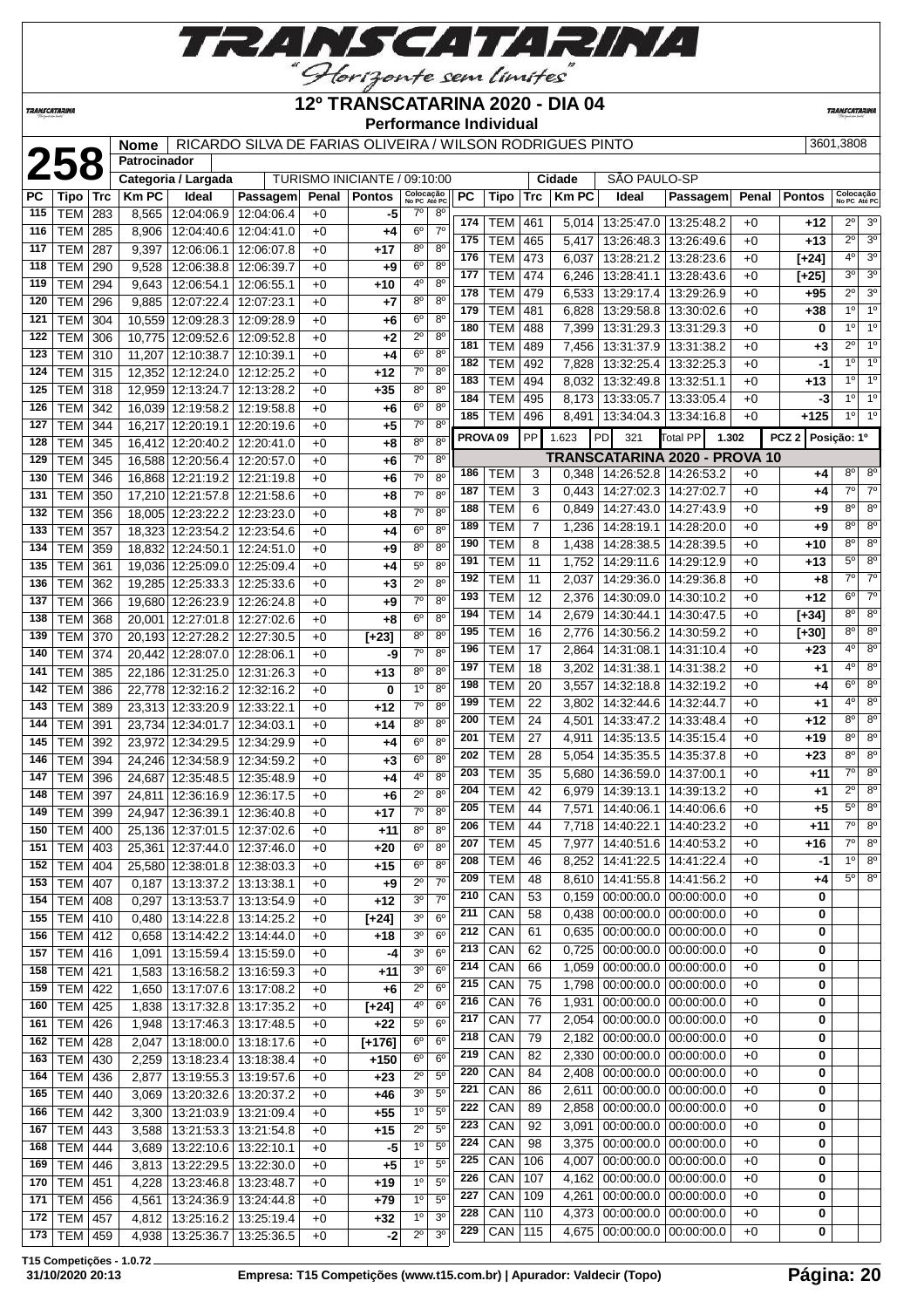# 12º TRANSCATARINA 2020 - DIA 04

**Performance Individual**

**258**

| Nome | RICARDO SILVA DE FARIAS OLIVEIRA / WILSON RODRIGUES PINTO | 3601,3808 |
|---|---|---|
| Patrocinador | | |
| Categoria / Largada | TURISMO INICIANTE / 09:10:00 | Cidade: SÃO PAULO-SP |

| PC | Tipo | Trc | Km PC | Ideal | Passagem | Penal | Pontos | Colocação No PC | Colocação Até PC |
|---|---|---|---|---|---|---|---|---|---|
| 115 | TEM | 283 | 8,565 | 12:04:06.9 | 12:04:06.4 | +0 | -5 | 7º | 8º |
| 116 | TEM | 285 | 8,906 | 12:04:40.6 | 12:04:41.0 | +0 | +4 | 6º | 7º |
| 117 | TEM | 287 | 9,397 | 12:06:06.1 | 12:06:07.8 | +0 | +17 | 8º | 8º |
| 118 | TEM | 290 | 9,528 | 12:06:38.8 | 12:06:39.7 | +0 | +9 | 6º | 8º |
| 119 | TEM | 294 | 9,643 | 12:06:54.1 | 12:06:55.1 | +0 | +10 | 4º | 8º |
| 120 | TEM | 296 | 9,885 | 12:07:22.4 | 12:07:23.1 | +0 | +7 | 8º | 8º |
| 121 | TEM | 304 | 10,559 | 12:09:28.3 | 12:09:28.9 | +0 | +6 | 6º | 8º |
| 122 | TEM | 306 | 10,775 | 12:09:52.6 | 12:09:52.8 | +0 | +2 | 2º | 8º |
| 123 | TEM | 310 | 11,207 | 12:10:38.7 | 12:10:39.1 | +0 | +4 | 6º | 8º |
| 124 | TEM | 315 | 12,352 | 12:12:24.0 | 12:12:25.2 | +0 | +12 | 7º | 8º |
| 125 | TEM | 318 | 12,959 | 12:13:24.7 | 12:13:28.2 | +0 | +35 | 8º | 8º |
| 126 | TEM | 342 | 16,039 | 12:19:58.2 | 12:19:58.8 | +0 | +6 | 6º | 8º |
| 127 | TEM | 344 | 16,217 | 12:20:19.1 | 12:20:19.6 | +0 | +5 | 7º | 8º |
| 128 | TEM | 345 | 16,412 | 12:20:40.2 | 12:20:41.0 | +0 | +8 | 8º | 8º |
| 129 | TEM | 345 | 16,588 | 12:20:56.4 | 12:20:57.0 | +0 | +6 | 7º | 8º |
| 130 | TEM | 346 | 16,868 | 12:21:19.2 | 12:21:19.8 | +0 | +6 | 7º | 8º |
| 131 | TEM | 350 | 17,210 | 12:21:57.8 | 12:21:58.6 | +0 | +8 | 7º | 8º |
| 132 | TEM | 356 | 18,005 | 12:23:22.2 | 12:23:23.0 | +0 | +8 | 7º | 8º |
| 133 | TEM | 357 | 18,323 | 12:23:54.2 | 12:23:54.6 | +0 | +4 | 6º | 8º |
| 134 | TEM | 359 | 18,832 | 12:24:50.1 | 12:24:51.0 | +0 | +9 | 8º | 8º |
| 135 | TEM | 361 | 19,036 | 12:25:09.0 | 12:25:09.4 | +0 | +4 | 5º | 8º |
| 136 | TEM | 362 | 19,285 | 12:25:33.3 | 12:25:33.6 | +0 | +3 | 2º | 8º |
| 137 | TEM | 366 | 19,680 | 12:26:23.9 | 12:26:24.8 | +0 | +9 | 7º | 8º |
| 138 | TEM | 368 | 20,001 | 12:27:01.8 | 12:27:02.6 | +0 | +8 | 6º | 8º |
| 139 | TEM | 370 | 20,193 | 12:27:28.2 | 12:27:30.5 | +0 | [+23] | 8º | 8º |
| 140 | TEM | 374 | 20,442 | 12:28:07.0 | 12:28:06.1 | +0 | -9 | 7º | 8º |
| 141 | TEM | 385 | 22,186 | 12:31:25.0 | 12:31:26.3 | +0 | +13 | 8º | 8º |
| 142 | TEM | 386 | 22,778 | 12:32:16.2 | 12:32:16.2 | +0 | 0 | 1º | 8º |
| 143 | TEM | 389 | 23,313 | 12:33:20.9 | 12:33:22.1 | +0 | +12 | 7º | 8º |
| 144 | TEM | 391 | 23,734 | 12:34:01.7 | 12:34:03.1 | +0 | +14 | 8º | 8º |
| 145 | TEM | 392 | 23,972 | 12:34:29.5 | 12:34:29.9 | +0 | +4 | 6º | 8º |
| 146 | TEM | 394 | 24,246 | 12:34:58.9 | 12:34:59.2 | +0 | +3 | 6º | 8º |
| 147 | TEM | 396 | 24,687 | 12:35:48.5 | 12:35:48.9 | +0 | +4 | 4º | 8º |
| 148 | TEM | 397 | 24,811 | 12:36:16.9 | 12:36:17.5 | +0 | +6 | 2º | 8º |
| 149 | TEM | 399 | 24,947 | 12:36:39.1 | 12:36:40.8 | +0 | +17 | 7º | 8º |
| 150 | TEM | 400 | 25,136 | 12:37:01.5 | 12:37:02.6 | +0 | +11 | 8º | 8º |
| 151 | TEM | 403 | 25,361 | 12:37:44.0 | 12:37:46.0 | +0 | +20 | 6º | 8º |
| 152 | TEM | 404 | 25,580 | 12:38:01.8 | 12:38:03.3 | +0 | +15 | 6º | 8º |
| 153 | TEM | 407 | 0,187 | 13:13:37.2 | 13:13:38.1 | +0 | +9 | 2º | 7º |
| 154 | TEM | 408 | 0,297 | 13:13:53.7 | 13:13:54.9 | +0 | +12 | 3º | 7º |
| 155 | TEM | 410 | 0,480 | 13:14:22.8 | 13:14:25.2 | +0 | [+24] | 3º | 6º |
| 156 | TEM | 412 | 0,658 | 13:14:42.2 | 13:14:44.0 | +0 | +18 | 3º | 6º |
| 157 | TEM | 416 | 1,091 | 13:15:59.4 | 13:15:59.0 | +0 | -4 | 3º | 6º |
| 158 | TEM | 421 | 1,583 | 13:16:58.2 | 13:16:59.3 | +0 | +11 | 3º | 6º |
| 159 | TEM | 422 | 1,650 | 13:17:07.6 | 13:17:08.2 | +0 | +6 | 2º | 6º |
| 160 | TEM | 425 | 1,838 | 13:17:32.8 | 13:17:35.2 | +0 | [+24] | 4º | 6º |
| 161 | TEM | 426 | 1,948 | 13:17:46.3 | 13:17:48.5 | +0 | +22 | 5º | 6º |
| 162 | TEM | 428 | 2,047 | 13:18:00.0 | 13:18:17.6 | +0 | [+176] | 6º | 6º |
| 163 | TEM | 430 | 2,259 | 13:18:23.4 | 13:18:38.4 | +0 | +150 | 6º | 6º |
| 164 | TEM | 436 | 2,877 | 13:19:55.3 | 13:19:57.6 | +0 | +23 | 2º | 5º |
| 165 | TEM | 440 | 3,069 | 13:20:32.6 | 13:20:37.2 | +0 | +46 | 3º | 5º |
| 166 | TEM | 442 | 3,300 | 13:21:03.9 | 13:21:09.4 | +0 | +55 | 1º | 5º |
| 167 | TEM | 443 | 3,588 | 13:21:53.3 | 13:21:54.8 | +0 | +15 | 2º | 5º |
| 168 | TEM | 444 | 3,689 | 13:22:10.6 | 13:22:10.1 | +0 | -5 | 1º | 5º |
| 169 | TEM | 446 | 3,813 | 13:22:29.5 | 13:22:30.0 | +0 | +5 | 1º | 5º |
| 170 | TEM | 451 | 4,228 | 13:23:46.8 | 13:23:48.7 | +0 | +19 | 1º | 5º |
| 171 | TEM | 456 | 4,561 | 13:24:36.9 | 13:24:44.8 | +0 | +79 | 1º | 5º |
| 172 | TEM | 457 | 4,812 | 13:25:16.2 | 13:25:19.4 | +0 | +32 | 1º | 3º |
| 173 | TEM | 459 | 4,938 | 13:25:36.7 | 13:25:36.5 | +0 | -2 | 2º | 3º |
| 174 | TEM | 461 | 5,014 | 13:25:47.0 | 13:25:48.2 | +0 | +12 | 2º | 3º |
| 175 | TEM | 465 | 5,417 | 13:26:48.3 | 13:26:49.6 | +0 | +13 | 2º | 3º |
| 176 | TEM | 473 | 6,037 | 13:28:21.2 | 13:28:23.6 | +0 | [+24] | 4º | 3º |
| 177 | TEM | 474 | 6,246 | 13:28:41.1 | 13:28:43.6 | +0 | [+25] | 3º | 3º |
| 178 | TEM | 479 | 6,533 | 13:29:17.4 | 13:29:26.9 | +0 | +95 | 2º | 3º |
| 179 | TEM | 481 | 6,828 | 13:29:58.8 | 13:30:02.6 | +0 | +38 | 1º | 1º |
| 180 | TEM | 488 | 7,399 | 13:31:29.3 | 13:31:29.3 | +0 | 0 | 1º | 1º |
| 181 | TEM | 489 | 7,456 | 13:31:37.9 | 13:31:38.2 | +0 | +3 | 2º | 1º |
| 182 | TEM | 492 | 7,828 | 13:32:25.4 | 13:32:25.3 | +0 | -1 | 1º | 1º |
| 183 | TEM | 494 | 8,032 | 13:32:49.8 | 13:32:51.1 | +0 | +13 | 1º | 1º |
| 184 | TEM | 495 | 8,173 | 13:33:05.7 | 13:33:05.4 | +0 | -3 | 1º | 1º |
| 185 | TEM | 496 | 8,491 | 13:34:04.3 | 13:34:16.8 | +0 | +125 | 1º | 1º |

PROVA 09 — PP 1.623 — PD 321 — Total PP 1.302 — PCZ 2 — Posição: 1º

## TRANSCATARINA 2020 - PROVA 10

| PC | Tipo | Trc | Km PC | Ideal | Passagem | Penal | Pontos | Colocação No PC | Colocação Até PC |
|---|---|---|---|---|---|---|---|---|---|
| 186 | TEM | 3 | 0,348 | 14:26:52.8 | 14:26:53.2 | +0 | +4 | 8º | 8º |
| 187 | TEM | 3 | 0,443 | 14:27:02.3 | 14:27:02.7 | +0 | +4 | 7º | 7º |
| 188 | TEM | 6 | 0,849 | 14:27:43.0 | 14:27:43.9 | +0 | +9 | 8º | 8º |
| 189 | TEM | 7 | 1,236 | 14:28:19.1 | 14:28:20.0 | +0 | +9 | 8º | 8º |
| 190 | TEM | 8 | 1,438 | 14:28:38.5 | 14:28:39.5 | +0 | +10 | 8º | 8º |
| 191 | TEM | 11 | 1,752 | 14:29:11.6 | 14:29:12.9 | +0 | +13 | 5º | 8º |
| 192 | TEM | 11 | 2,037 | 14:29:36.0 | 14:29:36.8 | +0 | +8 | 7º | 7º |
| 193 | TEM | 12 | 2,376 | 14:30:09.0 | 14:30:10.2 | +0 | +12 | 6º | 7º |
| 194 | TEM | 14 | 2,679 | 14:30:44.1 | 14:30:47.5 | +0 | [+34] | 8º | 8º |
| 195 | TEM | 16 | 2,776 | 14:30:56.2 | 14:30:59.2 | +0 | [+30] | 8º | 8º |
| 196 | TEM | 17 | 2,864 | 14:31:08.1 | 14:31:10.4 | +0 | +23 | 4º | 8º |
| 197 | TEM | 18 | 3,202 | 14:31:38.1 | 14:31:38.2 | +0 | +1 | 4º | 8º |
| 198 | TEM | 20 | 3,557 | 14:32:18.8 | 14:32:19.2 | +0 | +4 | 6º | 8º |
| 199 | TEM | 22 | 3,802 | 14:32:44.6 | 14:32:44.7 | +0 | +1 | 4º | 8º |
| 200 | TEM | 24 | 4,501 | 14:33:47.2 | 14:33:48.4 | +0 | +12 | 8º | 8º |
| 201 | TEM | 27 | 4,911 | 14:35:13.5 | 14:35:15.4 | +0 | +19 | 8º | 8º |
| 202 | TEM | 28 | 5,054 | 14:35:35.5 | 14:35:37.8 | +0 | +23 | 8º | 8º |
| 203 | TEM | 35 | 5,680 | 14:36:59.0 | 14:37:00.1 | +0 | +11 | 7º | 8º |
| 204 | TEM | 42 | 6,979 | 14:39:13.1 | 14:39:13.2 | +0 | +1 | 2º | 8º |
| 205 | TEM | 44 | 7,571 | 14:40:06.1 | 14:40:06.6 | +0 | +5 | 5º | 8º |
| 206 | TEM | 44 | 7,718 | 14:40:22.1 | 14:40:23.2 | +0 | +11 | 7º | 8º |
| 207 | TEM | 45 | 7,977 | 14:40:51.6 | 14:40:53.2 | +0 | +16 | 7º | 8º |
| 208 | TEM | 46 | 8,252 | 14:41:22.5 | 14:41:22.4 | +0 | -1 | 1º | 8º |
| 209 | TEM | 48 | 8,610 | 14:41:55.8 | 14:41:56.2 | +0 | +4 | 5º | 8º |
| 210 | CAN | 53 | 0,159 | 00:00:00.0 | 00:00:00.0 | +0 | 0 | | |
| 211 | CAN | 58 | 0,438 | 00:00:00.0 | 00:00:00.0 | +0 | 0 | | |
| 212 | CAN | 61 | 0,635 | 00:00:00.0 | 00:00:00.0 | +0 | 0 | | |
| 213 | CAN | 62 | 0,725 | 00:00:00.0 | 00:00:00.0 | +0 | 0 | | |
| 214 | CAN | 66 | 1,059 | 00:00:00.0 | 00:00:00.0 | +0 | 0 | | |
| 215 | CAN | 75 | 1,798 | 00:00:00.0 | 00:00:00.0 | +0 | 0 | | |
| 216 | CAN | 76 | 1,931 | 00:00:00.0 | 00:00:00.0 | +0 | 0 | | |
| 217 | CAN | 77 | 2,054 | 00:00:00.0 | 00:00:00.0 | +0 | 0 | | |
| 218 | CAN | 79 | 2,182 | 00:00:00.0 | 00:00:00.0 | +0 | 0 | | |
| 219 | CAN | 82 | 2,330 | 00:00:00.0 | 00:00:00.0 | +0 | 0 | | |
| 220 | CAN | 84 | 2,408 | 00:00:00.0 | 00:00:00.0 | +0 | 0 | | |
| 221 | CAN | 86 | 2,611 | 00:00:00.0 | 00:00:00.0 | +0 | 0 | | |
| 222 | CAN | 89 | 2,858 | 00:00:00.0 | 00:00:00.0 | +0 | 0 | | |
| 223 | CAN | 92 | 3,091 | 00:00:00.0 | 00:00:00.0 | +0 | 0 | | |
| 224 | CAN | 98 | 3,375 | 00:00:00.0 | 00:00:00.0 | +0 | 0 | | |
| 225 | CAN | 106 | 4,007 | 00:00:00.0 | 00:00:00.0 | +0 | 0 | | |
| 226 | CAN | 107 | 4,162 | 00:00:00.0 | 00:00:00.0 | +0 | 0 | | |
| 227 | CAN | 109 | 4,261 | 00:00:00.0 | 00:00:00.0 | +0 | 0 | | |
| 228 | CAN | 110 | 4,373 | 00:00:00.0 | 00:00:00.0 | +0 | 0 | | |
| 229 | CAN | 115 | 4,675 | 00:00:00.0 | 00:00:00.0 | +0 | 0 | | |

T15 Competições - 1.0.72
31/10/2020 20:13 — Empresa: T15 Competições (www.t15.com.br) | Apurador: Valdecir (Topo)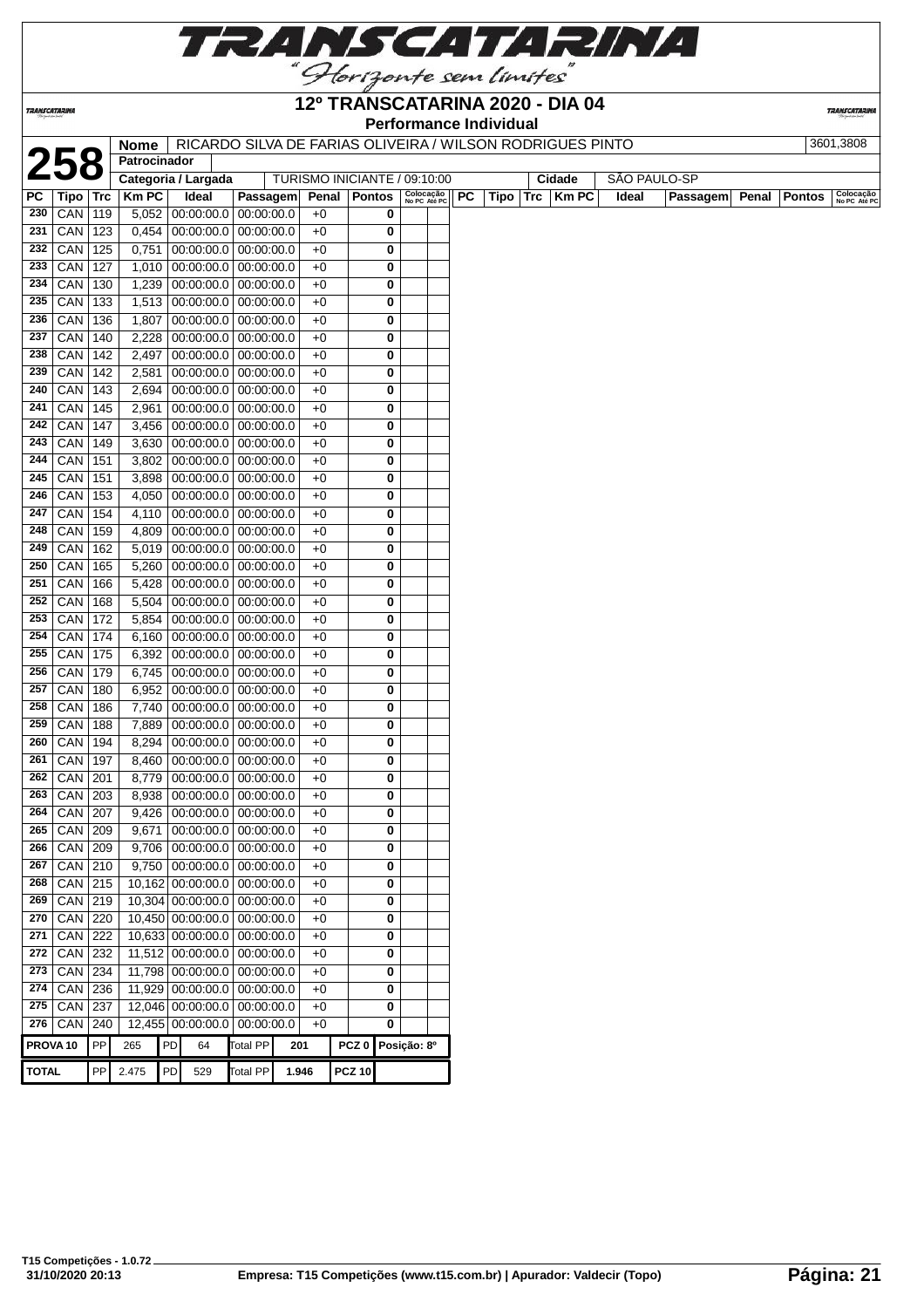# 12º TRANSCATARINA 2020 - DIA 04

## Performance Individual

| 258 | Nome | RICARDO SILVA DE FARIAS OLIVEIRA / WILSON RODRIGUES PINTO | 3601,3808 |
|---|---|---|---|
| | Patrocinador | | |
| | Categoria / Largada | TURISMO INICIANTE / 09:10:00 | Cidade: SÃO PAULO-SP |

| PC | Tipo | Trc | Km PC | Ideal | Passagem | Penal | Pontos | Colocação No PC | Colocação Até PC |
|---|---|---|---|---|---|---|---|---|---|
| 230 | CAN | 119 | 5,052 | 00:00:00.0 | 00:00:00.0 | +0 | 0 | | |
| 231 | CAN | 123 | 0,454 | 00:00:00.0 | 00:00:00.0 | +0 | 0 | | |
| 232 | CAN | 125 | 0,751 | 00:00:00.0 | 00:00:00.0 | +0 | 0 | | |
| 233 | CAN | 127 | 1,010 | 00:00:00.0 | 00:00:00.0 | +0 | 0 | | |
| 234 | CAN | 130 | 1,239 | 00:00:00.0 | 00:00:00.0 | +0 | 0 | | |
| 235 | CAN | 133 | 1,513 | 00:00:00.0 | 00:00:00.0 | +0 | 0 | | |
| 236 | CAN | 136 | 1,807 | 00:00:00.0 | 00:00:00.0 | +0 | 0 | | |
| 237 | CAN | 140 | 2,228 | 00:00:00.0 | 00:00:00.0 | +0 | 0 | | |
| 238 | CAN | 142 | 2,497 | 00:00:00.0 | 00:00:00.0 | +0 | 0 | | |
| 239 | CAN | 142 | 2,581 | 00:00:00.0 | 00:00:00.0 | +0 | 0 | | |
| 240 | CAN | 143 | 2,694 | 00:00:00.0 | 00:00:00.0 | +0 | 0 | | |
| 241 | CAN | 145 | 2,961 | 00:00:00.0 | 00:00:00.0 | +0 | 0 | | |
| 242 | CAN | 147 | 3,456 | 00:00:00.0 | 00:00:00.0 | +0 | 0 | | |
| 243 | CAN | 149 | 3,630 | 00:00:00.0 | 00:00:00.0 | +0 | 0 | | |
| 244 | CAN | 151 | 3,802 | 00:00:00.0 | 00:00:00.0 | +0 | 0 | | |
| 245 | CAN | 151 | 3,898 | 00:00:00.0 | 00:00:00.0 | +0 | 0 | | |
| 246 | CAN | 153 | 4,050 | 00:00:00.0 | 00:00:00.0 | +0 | 0 | | |
| 247 | CAN | 154 | 4,110 | 00:00:00.0 | 00:00:00.0 | +0 | 0 | | |
| 248 | CAN | 159 | 4,809 | 00:00:00.0 | 00:00:00.0 | +0 | 0 | | |
| 249 | CAN | 162 | 5,019 | 00:00:00.0 | 00:00:00.0 | +0 | 0 | | |
| 250 | CAN | 165 | 5,260 | 00:00:00.0 | 00:00:00.0 | +0 | 0 | | |
| 251 | CAN | 166 | 5,428 | 00:00:00.0 | 00:00:00.0 | +0 | 0 | | |
| 252 | CAN | 168 | 5,504 | 00:00:00.0 | 00:00:00.0 | +0 | 0 | | |
| 253 | CAN | 172 | 5,854 | 00:00:00.0 | 00:00:00.0 | +0 | 0 | | |
| 254 | CAN | 174 | 6,160 | 00:00:00.0 | 00:00:00.0 | +0 | 0 | | |
| 255 | CAN | 175 | 6,392 | 00:00:00.0 | 00:00:00.0 | +0 | 0 | | |
| 256 | CAN | 179 | 6,745 | 00:00:00.0 | 00:00:00.0 | +0 | 0 | | |
| 257 | CAN | 180 | 6,952 | 00:00:00.0 | 00:00:00.0 | +0 | 0 | | |
| 258 | CAN | 186 | 7,740 | 00:00:00.0 | 00:00:00.0 | +0 | 0 | | |
| 259 | CAN | 188 | 7,889 | 00:00:00.0 | 00:00:00.0 | +0 | 0 | | |
| 260 | CAN | 194 | 8,294 | 00:00:00.0 | 00:00:00.0 | +0 | 0 | | |
| 261 | CAN | 197 | 8,460 | 00:00:00.0 | 00:00:00.0 | +0 | 0 | | |
| 262 | CAN | 201 | 8,779 | 00:00:00.0 | 00:00:00.0 | +0 | 0 | | |
| 263 | CAN | 203 | 8,938 | 00:00:00.0 | 00:00:00.0 | +0 | 0 | | |
| 264 | CAN | 207 | 9,426 | 00:00:00.0 | 00:00:00.0 | +0 | 0 | | |
| 265 | CAN | 209 | 9,671 | 00:00:00.0 | 00:00:00.0 | +0 | 0 | | |
| 266 | CAN | 209 | 9,706 | 00:00:00.0 | 00:00:00.0 | +0 | 0 | | |
| 267 | CAN | 210 | 9,750 | 00:00:00.0 | 00:00:00.0 | +0 | 0 | | |
| 268 | CAN | 215 | 10,162 | 00:00:00.0 | 00:00:00.0 | +0 | 0 | | |
| 269 | CAN | 219 | 10,304 | 00:00:00.0 | 00:00:00.0 | +0 | 0 | | |
| 270 | CAN | 220 | 10,450 | 00:00:00.0 | 00:00:00.0 | +0 | 0 | | |
| 271 | CAN | 222 | 10,633 | 00:00:00.0 | 00:00:00.0 | +0 | 0 | | |
| 272 | CAN | 232 | 11,512 | 00:00:00.0 | 00:00:00.0 | +0 | 0 | | |
| 273 | CAN | 234 | 11,798 | 00:00:00.0 | 00:00:00.0 | +0 | 0 | | |
| 274 | CAN | 236 | 11,929 | 00:00:00.0 | 00:00:00.0 | +0 | 0 | | |
| 275 | CAN | 237 | 12,046 | 00:00:00.0 | 00:00:00.0 | +0 | 0 | | |
| 276 | CAN | 240 | 12,455 | 00:00:00.0 | 00:00:00.0 | +0 | 0 | | |

| | | | | | | | | |
|---|---|---|---|---|---|---|---|---|
| PROVA 10 | PP | 265 | PD | 64 | Total PP | 201 | PCZ 0 | Posição: 8º |
| TOTAL | PP | 2.475 | PD | 529 | Total PP | 1.946 | PCZ 10 | |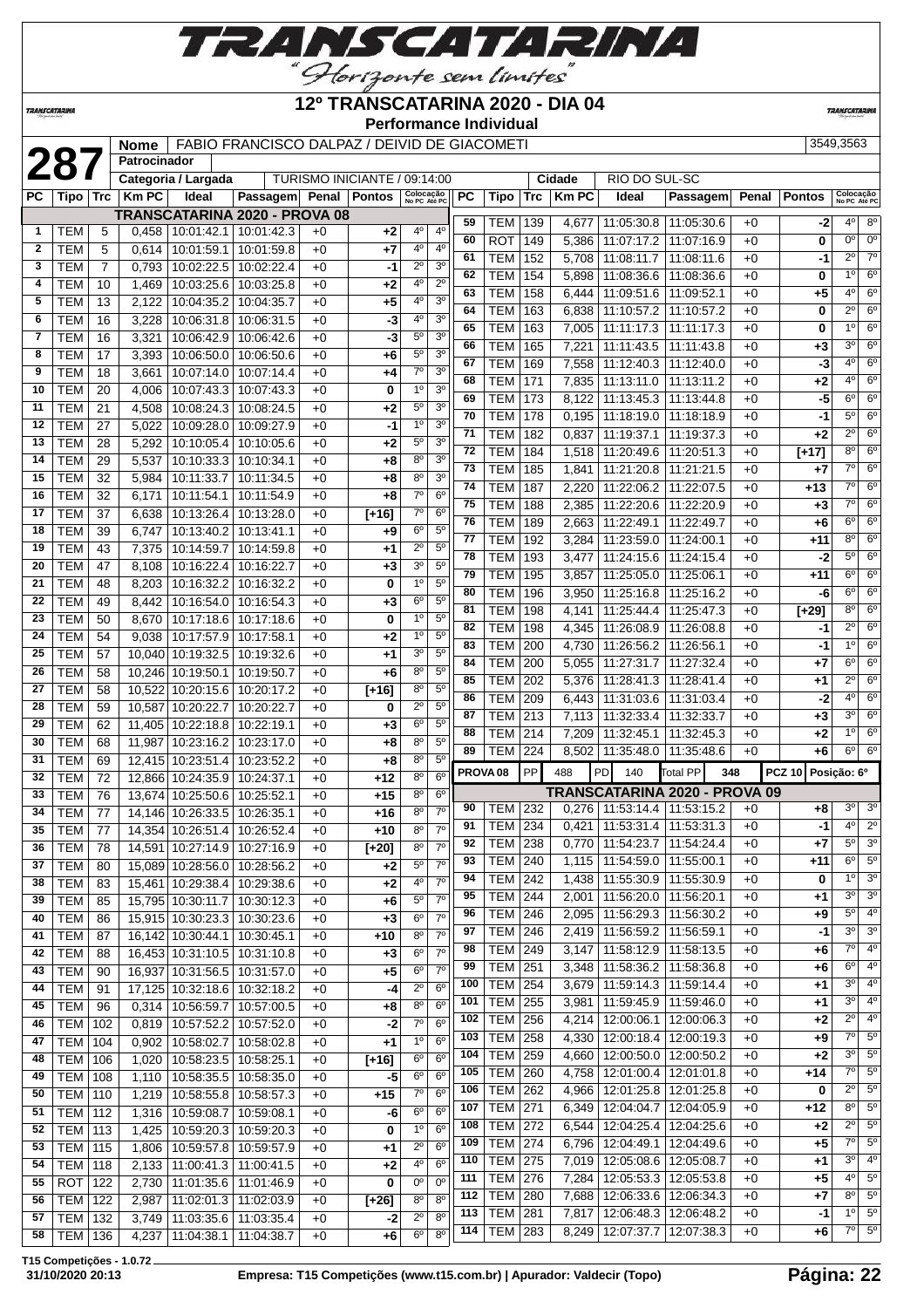# 12º TRANSCATARINA 2020 - DIA 04

**Performance Individual**

| **287** | Nome | FABIO FRANCISCO DALPAZ / DEIVID DE GIACOMETI | 3549,3563 |
|---|---|---|---|
| | Patrocinador | | |
| | Categoria / Largada | TURISMO INICIANTE / 09:14:00 | Cidade: RIO DO SUL-SC |

**TRANSCATARINA 2020 - PROVA 08**

| PC | Tipo | Trc | Km PC | Ideal | Passagem | Penal | Pontos | Colocação No PC | Colocação Até PC |
|---|---|---|---|---|---|---|---|---|---|
| 1 | TEM | 5 | 0,458 | 10:01:42.1 | 10:01:42.3 | +0 | +2 | 4º | 4º |
| 2 | TEM | 5 | 0,614 | 10:01:59.1 | 10:01:59.8 | +0 | +7 | 4º | 4º |
| 3 | TEM | 7 | 0,793 | 10:02:22.5 | 10:02:22.4 | +0 | -1 | 2º | 3º |
| 4 | TEM | 10 | 1,469 | 10:03:25.6 | 10:03:25.8 | +0 | +2 | 4º | 2º |
| 5 | TEM | 13 | 2,122 | 10:04:35.2 | 10:04:35.7 | +0 | +5 | 4º | 3º |
| 6 | TEM | 16 | 3,228 | 10:06:31.8 | 10:06:31.5 | +0 | -3 | 4º | 3º |
| 7 | TEM | 16 | 3,321 | 10:06:42.9 | 10:06:42.6 | +0 | -3 | 5º | 3º |
| 8 | TEM | 17 | 3,393 | 10:06:50.0 | 10:06:50.6 | +0 | +6 | 5º | 3º |
| 9 | TEM | 18 | 3,661 | 10:07:14.0 | 10:07:14.4 | +0 | +4 | 7º | 3º |
| 10 | TEM | 20 | 4,006 | 10:07:43.3 | 10:07:43.3 | +0 | 0 | 1º | 3º |
| 11 | TEM | 21 | 4,508 | 10:08:24.3 | 10:08:24.5 | +0 | +2 | 5º | 3º |
| 12 | TEM | 27 | 5,022 | 10:09:28.0 | 10:09:27.9 | +0 | -1 | 1º | 3º |
| 13 | TEM | 28 | 5,292 | 10:10:05.4 | 10:10:05.6 | +0 | +2 | 5º | 3º |
| 14 | TEM | 29 | 5,537 | 10:10:33.3 | 10:10:34.1 | +0 | +8 | 8º | 3º |
| 15 | TEM | 32 | 5,984 | 10:11:33.7 | 10:11:34.5 | +0 | +8 | 8º | 3º |
| 16 | TEM | 32 | 6,171 | 10:11:54.1 | 10:11:54.9 | +0 | +8 | 7º | 6º |
| 17 | TEM | 37 | 6,638 | 10:13:26.4 | 10:13:28.0 | +0 | [+16] | 7º | 6º |
| 18 | TEM | 39 | 6,747 | 10:13:40.2 | 10:13:41.1 | +0 | +9 | 6º | 5º |
| 19 | TEM | 43 | 7,375 | 10:14:59.7 | 10:14:59.8 | +0 | +1 | 2º | 5º |
| 20 | TEM | 47 | 8,108 | 10:16:22.4 | 10:16:22.7 | +0 | +3 | 3º | 5º |
| 21 | TEM | 48 | 8,203 | 10:16:32.2 | 10:16:32.2 | +0 | 0 | 1º | 5º |
| 22 | TEM | 49 | 8,442 | 10:16:54.0 | 10:16:54.3 | +0 | +3 | 6º | 5º |
| 23 | TEM | 50 | 8,670 | 10:17:18.6 | 10:17:18.6 | +0 | 0 | 1º | 5º |
| 24 | TEM | 54 | 9,038 | 10:17:57.9 | 10:17:58.1 | +0 | +2 | 1º | 5º |
| 25 | TEM | 57 | 10,040 | 10:19:32.5 | 10:19:32.6 | +0 | +1 | 3º | 5º |
| 26 | TEM | 58 | 10,246 | 10:19:50.1 | 10:19:50.7 | +0 | +6 | 8º | 5º |
| 27 | TEM | 58 | 10,522 | 10:20:15.6 | 10:20:17.2 | +0 | [+16] | 8º | 5º |
| 28 | TEM | 59 | 10,587 | 10:20:22.7 | 10:20:22.7 | +0 | 0 | 2º | 5º |
| 29 | TEM | 62 | 11,405 | 10:22:18.8 | 10:22:19.1 | +0 | +3 | 6º | 5º |
| 30 | TEM | 68 | 11,987 | 10:23:16.2 | 10:23:17.0 | +0 | +8 | 8º | 5º |
| 31 | TEM | 69 | 12,415 | 10:23:51.4 | 10:23:52.2 | +0 | +8 | 8º | 5º |
| 32 | TEM | 72 | 12,866 | 10:24:35.9 | 10:24:37.1 | +0 | +12 | 8º | 6º |
| 33 | TEM | 76 | 13,674 | 10:25:50.6 | 10:25:52.1 | +0 | +15 | 8º | 6º |
| 34 | TEM | 77 | 14,146 | 10:26:33.5 | 10:26:35.1 | +0 | +16 | 8º | 7º |
| 35 | TEM | 77 | 14,354 | 10:26:51.4 | 10:26:52.4 | +0 | +10 | 8º | 7º |
| 36 | TEM | 78 | 14,591 | 10:27:14.9 | 10:27:16.9 | +0 | [+20] | 8º | 7º |
| 37 | TEM | 80 | 15,089 | 10:28:56.0 | 10:28:56.2 | +0 | +2 | 5º | 7º |
| 38 | TEM | 83 | 15,461 | 10:29:38.4 | 10:29:38.6 | +0 | +2 | 4º | 7º |
| 39 | TEM | 85 | 15,795 | 10:30:11.7 | 10:30:12.3 | +0 | +6 | 5º | 7º |
| 40 | TEM | 86 | 15,915 | 10:30:23.3 | 10:30:23.6 | +0 | +3 | 6º | 7º |
| 41 | TEM | 87 | 16,142 | 10:30:44.1 | 10:30:45.1 | +0 | +10 | 8º | 7º |
| 42 | TEM | 88 | 16,453 | 10:31:10.5 | 10:31:10.8 | +0 | +3 | 6º | 7º |
| 43 | TEM | 90 | 16,937 | 10:31:56.5 | 10:31:57.0 | +0 | +5 | 6º | 7º |
| 44 | TEM | 91 | 17,125 | 10:32:18.6 | 10:32:18.2 | +0 | -4 | 2º | 6º |
| 45 | TEM | 96 | 0,314 | 10:56:59.7 | 10:57:00.5 | +0 | +8 | 8º | 6º |
| 46 | TEM | 102 | 0,819 | 10:57:52.2 | 10:57:52.0 | +0 | -2 | 7º | 6º |
| 47 | TEM | 104 | 0,902 | 10:58:02.7 | 10:58:02.8 | +0 | +1 | 1º | 6º |
| 48 | TEM | 106 | 1,020 | 10:58:23.5 | 10:58:25.1 | +0 | [+16] | 6º | 6º |
| 49 | TEM | 108 | 1,110 | 10:58:35.5 | 10:58:35.0 | +0 | -5 | 6º | 6º |
| 50 | TEM | 110 | 1,219 | 10:58:55.8 | 10:58:57.3 | +0 | +15 | 7º | 6º |
| 51 | TEM | 112 | 1,316 | 10:59:08.7 | 10:59:08.1 | +0 | -6 | 6º | 6º |
| 52 | TEM | 113 | 1,425 | 10:59:20.3 | 10:59:20.3 | +0 | 0 | 1º | 6º |
| 53 | TEM | 115 | 1,806 | 10:59:57.8 | 10:59:57.9 | +0 | +1 | 2º | 6º |
| 54 | TEM | 118 | 2,133 | 11:00:41.3 | 11:00:41.5 | +0 | +2 | 4º | 6º |
| 55 | ROT | 122 | 2,730 | 11:01:35.6 | 11:01:46.9 | +0 | 0 | 0º | 0º |
| 56 | TEM | 122 | 2,987 | 11:02:01.3 | 11:02:03.9 | +0 | [+26] | 8º | 8º |
| 57 | TEM | 132 | 3,749 | 11:03:35.6 | 11:03:35.4 | +0 | -2 | 2º | 8º |
| 58 | TEM | 136 | 4,237 | 11:04:38.1 | 11:04:38.7 | +0 | +6 | 6º | 8º |
| 59 | TEM | 139 | 4,677 | 11:05:30.8 | 11:05:30.6 | +0 | -2 | 4º | 8º |
| 60 | ROT | 149 | 5,386 | 11:07:17.2 | 11:07:16.9 | +0 | 0 | 0º | 0º |
| 61 | TEM | 152 | 5,708 | 11:08:11.7 | 11:08:11.6 | +0 | -1 | 2º | 7º |
| 62 | TEM | 154 | 5,898 | 11:08:36.6 | 11:08:36.6 | +0 | 0 | 1º | 6º |
| 63 | TEM | 158 | 6,444 | 11:09:51.6 | 11:09:52.1 | +0 | +5 | 4º | 6º |
| 64 | TEM | 163 | 6,838 | 11:10:57.2 | 11:10:57.2 | +0 | 0 | 2º | 6º |
| 65 | TEM | 163 | 7,005 | 11:11:17.3 | 11:11:17.3 | +0 | 0 | 1º | 6º |
| 66 | TEM | 165 | 7,221 | 11:11:43.5 | 11:11:43.8 | +0 | +3 | 3º | 6º |
| 67 | TEM | 169 | 7,558 | 11:12:40.3 | 11:12:40.0 | +0 | -3 | 4º | 6º |
| 68 | TEM | 171 | 7,835 | 11:13:11.0 | 11:13:11.2 | +0 | +2 | 4º | 6º |
| 69 | TEM | 173 | 8,122 | 11:13:45.3 | 11:13:44.8 | +0 | -5 | 6º | 6º |
| 70 | TEM | 178 | 0,195 | 11:18:19.0 | 11:18:18.9 | +0 | -1 | 5º | 6º |
| 71 | TEM | 182 | 0,837 | 11:19:37.1 | 11:19:37.3 | +0 | +2 | 2º | 6º |
| 72 | TEM | 184 | 1,518 | 11:20:49.6 | 11:20:51.3 | +0 | [+17] | 8º | 6º |
| 73 | TEM | 185 | 1,841 | 11:21:20.8 | 11:21:21.5 | +0 | +7 | 7º | 6º |
| 74 | TEM | 187 | 2,220 | 11:22:06.2 | 11:22:07.5 | +0 | +13 | 7º | 6º |
| 75 | TEM | 188 | 2,385 | 11:22:20.6 | 11:22:20.9 | +0 | +3 | 7º | 6º |
| 76 | TEM | 189 | 2,663 | 11:22:49.1 | 11:22:49.7 | +0 | +6 | 6º | 6º |
| 77 | TEM | 192 | 3,284 | 11:23:59.0 | 11:24:00.1 | +0 | +11 | 8º | 6º |
| 78 | TEM | 193 | 3,477 | 11:24:15.6 | 11:24:15.4 | +0 | -2 | 5º | 6º |
| 79 | TEM | 195 | 3,857 | 11:25:05.0 | 11:25:06.1 | +0 | +11 | 6º | 6º |
| 80 | TEM | 196 | 3,950 | 11:25:16.8 | 11:25:16.2 | +0 | -6 | 6º | 6º |
| 81 | TEM | 198 | 4,141 | 11:25:44.4 | 11:25:47.3 | +0 | [+29] | 8º | 6º |
| 82 | TEM | 198 | 4,345 | 11:26:08.9 | 11:26:08.8 | +0 | -1 | 2º | 6º |
| 83 | TEM | 200 | 4,730 | 11:26:56.2 | 11:26:56.1 | +0 | -1 | 1º | 6º |
| 84 | TEM | 200 | 5,055 | 11:27:31.7 | 11:27:32.4 | +0 | +7 | 6º | 6º |
| 85 | TEM | 202 | 5,376 | 11:28:41.3 | 11:28:41.4 | +0 | +1 | 2º | 6º |
| 86 | TEM | 209 | 6,443 | 11:31:03.6 | 11:31:03.4 | +0 | -2 | 4º | 6º |
| 87 | TEM | 213 | 7,113 | 11:32:33.4 | 11:32:33.7 | +0 | +3 | 3º | 6º |
| 88 | TEM | 214 | 7,209 | 11:32:45.1 | 11:32:45.3 | +0 | +2 | 1º | 6º |
| 89 | TEM | 224 | 8,502 | 11:35:48.0 | 11:35:48.6 | +0 | +6 | 6º | 6º |

PROVA 08 | PP: 488 | PD: 140 | Total PP: 348 | PCZ 10 | Posição: 6º

**TRANSCATARINA 2020 - PROVA 09**

| PC | Tipo | Trc | Km PC | Ideal | Passagem | Penal | Pontos | Colocação No PC | Colocação Até PC |
|---|---|---|---|---|---|---|---|---|---|
| 90 | TEM | 232 | 0,276 | 11:53:14.4 | 11:53:15.2 | +0 | +8 | 3º | 3º |
| 91 | TEM | 234 | 0,421 | 11:53:31.4 | 11:53:31.3 | +0 | -1 | 4º | 2º |
| 92 | TEM | 238 | 0,770 | 11:54:23.7 | 11:54:24.4 | +0 | +7 | 5º | 3º |
| 93 | TEM | 240 | 1,115 | 11:54:59.0 | 11:55:00.1 | +0 | +11 | 6º | 5º |
| 94 | TEM | 242 | 1,438 | 11:55:30.9 | 11:55:30.9 | +0 | 0 | 1º | 3º |
| 95 | TEM | 244 | 2,001 | 11:56:20.0 | 11:56:20.1 | +0 | +1 | 3º | 3º |
| 96 | TEM | 246 | 2,095 | 11:56:29.3 | 11:56:30.2 | +0 | +9 | 5º | 4º |
| 97 | TEM | 246 | 2,419 | 11:56:59.2 | 11:56:59.1 | +0 | -1 | 3º | 3º |
| 98 | TEM | 249 | 3,147 | 11:58:12.9 | 11:58:13.5 | +0 | +6 | 7º | 4º |
| 99 | TEM | 251 | 3,348 | 11:58:36.2 | 11:58:36.8 | +0 | +6 | 6º | 4º |
| 100 | TEM | 254 | 3,679 | 11:59:14.3 | 11:59:14.4 | +0 | +1 | 3º | 4º |
| 101 | TEM | 255 | 3,981 | 11:59:45.9 | 11:59:46.0 | +0 | +1 | 3º | 4º |
| 102 | TEM | 256 | 4,214 | 12:00:06.1 | 12:00:06.3 | +0 | +2 | 2º | 4º |
| 103 | TEM | 258 | 4,330 | 12:00:18.4 | 12:00:19.3 | +0 | +9 | 7º | 5º |
| 104 | TEM | 259 | 4,660 | 12:00:50.0 | 12:00:50.2 | +0 | +2 | 3º | 5º |
| 105 | TEM | 260 | 4,758 | 12:01:00.4 | 12:01:01.8 | +0 | +14 | 7º | 5º |
| 106 | TEM | 262 | 4,966 | 12:01:25.8 | 12:01:25.8 | +0 | 0 | 2º | 5º |
| 107 | TEM | 271 | 6,349 | 12:04:04.7 | 12:04:05.9 | +0 | +12 | 8º | 5º |
| 108 | TEM | 272 | 6,544 | 12:04:25.4 | 12:04:25.6 | +0 | +2 | 2º | 5º |
| 109 | TEM | 274 | 6,796 | 12:04:49.1 | 12:04:49.6 | +0 | +5 | 7º | 5º |
| 110 | TEM | 275 | 7,019 | 12:05:08.6 | 12:05:08.7 | +0 | +1 | 3º | 4º |
| 111 | TEM | 276 | 7,284 | 12:05:53.3 | 12:05:53.8 | +0 | +5 | 4º | 5º |
| 112 | TEM | 280 | 7,688 | 12:06:33.6 | 12:06:34.3 | +0 | +7 | 8º | 5º |
| 113 | TEM | 281 | 7,817 | 12:06:48.3 | 12:06:48.2 | +0 | -1 | 1º | 5º |
| 114 | TEM | 283 | 8,249 | 12:07:37.7 | 12:07:38.3 | +0 | +6 | 7º | 5º |

T15 Competições - 1.0.72
31/10/2020 20:13 — Empresa: T15 Competições (www.t15.com.br) | Apurador: Valdecir (Topo)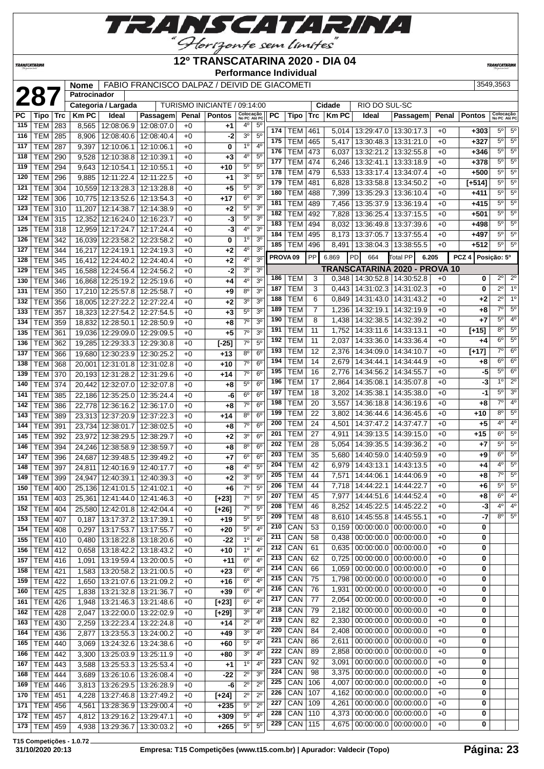# 12º TRANSCATARINA 2020 - DIA 04

**Performance Individual**

| | | |
|---|---|---|
| **287** | **Nome** | FABIO FRANCISCO DALPAZ / DEIVID DE GIACOMETI | 3549,3563 |
| | **Patrocinador** | |
| | **Categoria / Largada** | TURISMO INICIANTE / 09:14:00 | **Cidade** | RIO DO SUL-SC |

| PC | Tipo | Trc | Km PC | Ideal | Passagem | Penal | Pontos | Colocação No PC | Colocação Até PC |
|---|---|---|---|---|---|---|---|---|---|
| 115 | TEM | 283 | 8,565 | 12:08:06.9 | 12:08:07.0 | +0 | +1 | 4º | 5º |
| 116 | TEM | 285 | 8,906 | 12:08:40.6 | 12:08:40.4 | +0 | -2 | 3º | 5º |
| 117 | TEM | 287 | 9,397 | 12:10:06.1 | 12:10:06.1 | +0 | 0 | 1º | 4º |
| 118 | TEM | 290 | 9,528 | 12:10:38.8 | 12:10:39.1 | +0 | +3 | 4º | 5º |
| 119 | TEM | 294 | 9,643 | 12:10:54.1 | 12:10:55.1 | +0 | +10 | 5º | 5º |
| 120 | TEM | 296 | 9,885 | 12:11:22.4 | 12:11:22.5 | +0 | +1 | 3º | 5º |
| 121 | TEM | 304 | 10,559 | 12:13:28.3 | 12:13:28.8 | +0 | +5 | 5º | 3º |
| 122 | TEM | 306 | 10,775 | 12:13:52.6 | 12:13:54.3 | +0 | +17 | 6º | 3º |
| 123 | TEM | 310 | 11,207 | 12:14:38.7 | 12:14:38.9 | +0 | +2 | 5º | 3º |
| 124 | TEM | 315 | 12,352 | 12:16:24.0 | 12:16:23.7 | +0 | -3 | 5º | 3º |
| 125 | TEM | 318 | 12,959 | 12:17:24.7 | 12:17:24.4 | +0 | -3 | 4º | 3º |
| 126 | TEM | 342 | 16,039 | 12:23:58.2 | 12:23:58.2 | +0 | 0 | 1º | 3º |
| 127 | TEM | 344 | 16,217 | 12:24:19.1 | 12:24:19.3 | +0 | +2 | 4º | 3º |
| 128 | TEM | 345 | 16,412 | 12:24:40.2 | 12:24:40.4 | +0 | +2 | 4º | 3º |
| 129 | TEM | 345 | 16,588 | 12:24:56.4 | 12:24:56.2 | +0 | -2 | 3º | 3º |
| 130 | TEM | 346 | 16,868 | 12:25:19.2 | 12:25:19.6 | +0 | +4 | 4º | 3º |
| 131 | TEM | 350 | 17,210 | 12:25:57.8 | 12:25:58.7 | +0 | +9 | 8º | 3º |
| 132 | TEM | 356 | 18,005 | 12:27:22.2 | 12:27:22.4 | +0 | +2 | 3º | 3º |
| 133 | TEM | 357 | 18,323 | 12:27:54.2 | 12:27:54.5 | +0 | +3 | 5º | 3º |
| 134 | TEM | 359 | 18,832 | 12:28:50.1 | 12:28:50.9 | +0 | +8 | 7º | 3º |
| 135 | TEM | 361 | 19,036 | 12:29:09.0 | 12:29:09.5 | +0 | +5 | 7º | 3º |
| 136 | TEM | 362 | 19,285 | 12:29:33.3 | 12:29:30.8 | +0 | [-25] | 7º | 5º |
| 137 | TEM | 366 | 19,680 | 12:30:23.9 | 12:30:25.2 | +0 | +13 | 8º | 6º |
| 138 | TEM | 368 | 20,001 | 12:31:01.8 | 12:31:02.8 | +0 | +10 | 7º | 6º |
| 139 | TEM | 370 | 20,193 | 12:31:28.2 | 12:31:29.6 | +0 | +14 | 7º | 6º |
| 140 | TEM | 374 | 20,442 | 12:32:07.0 | 12:32:07.8 | +0 | +8 | 5º | 6º |
| 141 | TEM | 385 | 22,186 | 12:35:25.0 | 12:35:24.4 | +0 | -6 | 6º | 6º |
| 142 | TEM | 386 | 22,778 | 12:36:16.2 | 12:36:17.0 | +0 | +8 | 7º | 6º |
| 143 | TEM | 389 | 23,313 | 12:37:20.9 | 12:37:22.3 | +0 | +14 | 8º | 6º |
| 144 | TEM | 391 | 23,734 | 12:38:01.7 | 12:38:02.5 | +0 | +8 | 7º | 6º |
| 145 | TEM | 392 | 23,972 | 12:38:29.5 | 12:38:29.7 | +0 | +2 | 3º | 6º |
| 146 | TEM | 394 | 24,246 | 12:38:58.9 | 12:38:59.7 | +0 | +8 | 8º | 6º |
| 147 | TEM | 396 | 24,687 | 12:39:48.5 | 12:39:49.2 | +0 | +7 | 6º | 6º |
| 148 | TEM | 397 | 24,811 | 12:40:16.9 | 12:40:17.7 | +0 | +8 | 4º | 5º |
| 149 | TEM | 399 | 24,947 | 12:40:39.1 | 12:40:39.3 | +0 | +2 | 3º | 5º |
| 150 | TEM | 400 | 25,136 | 12:41:01.5 | 12:41:02.1 | +0 | +6 | 7º | 5º |
| 151 | TEM | 403 | 25,361 | 12:41:44.0 | 12:41:46.3 | +0 | [+23] | 7º | 5º |
| 152 | TEM | 404 | 25,580 | 12:42:01.8 | 12:42:04.4 | +0 | [+26] | 7º | 5º |
| 153 | TEM | 407 | 0,187 | 13:17:37.2 | 13:17:39.1 | +0 | +19 | 5º | 5º |
| 154 | TEM | 408 | 0,297 | 13:17:53.7 | 13:17:55.7 | +0 | +20 | 5º | 4º |
| 155 | TEM | 410 | 0,480 | 13:18:22.8 | 13:18:20.6 | +0 | -22 | 1º | 4º |
| 156 | TEM | 412 | 0,658 | 13:18:42.2 | 13:18:43.2 | +0 | +10 | 1º | 4º |
| 157 | TEM | 416 | 1,091 | 13:19:59.4 | 13:20:00.5 | +0 | +11 | 6º | 4º |
| 158 | TEM | 421 | 1,583 | 13:20:58.2 | 13:21:00.5 | +0 | +23 | 6º | 4º |
| 159 | TEM | 422 | 1,650 | 13:21:07.6 | 13:21:09.2 | +0 | +16 | 6º | 4º |
| 160 | TEM | 425 | 1,838 | 13:21:32.8 | 13:21:36.7 | +0 | +39 | 6º | 4º |
| 161 | TEM | 426 | 1,948 | 13:21:46.3 | 13:21:48.6 | +0 | [+23] | 6º | 4º |
| 162 | TEM | 428 | 2,047 | 13:22:00.0 | 13:22:02.9 | +0 | [+29] | 3º | 4º |
| 163 | TEM | 430 | 2,259 | 13:22:23.4 | 13:22:24.8 | +0 | +14 | 2º | 4º |
| 164 | TEM | 436 | 2,877 | 13:23:55.3 | 13:24:00.2 | +0 | +49 | 3º | 4º |
| 165 | TEM | 440 | 3,069 | 13:24:32.6 | 13:24:38.6 | +0 | +60 | 5º | 4º |
| 166 | TEM | 442 | 3,300 | 13:25:03.9 | 13:25:11.9 | +0 | +80 | 3º | 4º |
| 167 | TEM | 443 | 3,588 | 13:25:53.3 | 13:25:53.4 | +0 | +1 | 1º | 4º |
| 168 | TEM | 444 | 3,689 | 13:26:10.6 | 13:26:08.4 | +0 | -22 | 2º | 3º |
| 169 | TEM | 446 | 3,813 | 13:26:29.5 | 13:26:28.9 | +0 | -6 | 2º | 2º |
| 170 | TEM | 451 | 4,228 | 13:27:46.8 | 13:27:49.2 | +0 | [+24] | 2º | 2º |
| 171 | TEM | 456 | 4,561 | 13:28:36.9 | 13:29:00.4 | +0 | +235 | 5º | 2º |
| 172 | TEM | 457 | 4,812 | 13:29:16.2 | 13:29:47.1 | +0 | +309 | 5º | 4º |
| 173 | TEM | 459 | 4,938 | 13:29:36.7 | 13:30:03.2 | +0 | +265 | 5º | 5º |
| 174 | TEM | 461 | 5,014 | 13:29:47.0 | 13:30:17.3 | +0 | +303 | 5º | 5º |
| 175 | TEM | 465 | 5,417 | 13:30:48.3 | 13:31:21.0 | +0 | +327 | 5º | 5º |
| 176 | TEM | 473 | 6,037 | 13:32:21.2 | 13:32:55.8 | +0 | +346 | 5º | 5º |
| 177 | TEM | 474 | 6,246 | 13:32:41.1 | 13:33:18.9 | +0 | +378 | 5º | 5º |
| 178 | TEM | 479 | 6,533 | 13:33:17.4 | 13:34:07.4 | +0 | +500 | 5º | 5º |
| 179 | TEM | 481 | 6,828 | 13:33:58.8 | 13:34:50.2 | +0 | [+514] | 5º | 5º |
| 180 | TEM | 488 | 7,399 | 13:35:29.3 | 13:36:10.4 | +0 | +411 | 5º | 5º |
| 181 | TEM | 489 | 7,456 | 13:35:37.9 | 13:36:19.4 | +0 | +415 | 5º | 5º |
| 182 | TEM | 492 | 7,828 | 13:36:25.4 | 13:37:15.5 | +0 | +501 | 5º | 5º |
| 183 | TEM | 494 | 8,032 | 13:36:49.8 | 13:37:39.6 | +0 | +498 | 5º | 5º |
| 184 | TEM | 495 | 8,173 | 13:37:05.7 | 13:37:55.4 | +0 | +497 | 5º | 5º |
| 185 | TEM | 496 | 8,491 | 13:38:04.3 | 13:38:55.5 | +0 | +512 | 5º | 5º |

**PROVA 09** | PP 6.869 | PD 664 | Total PP 6.205 | PCZ 4 | Posição: 5º

## TRANSCATARINA 2020 - PROVA 10

| PC | Tipo | Trc | Km PC | Ideal | Passagem | Penal | Pontos | Colocação No PC | Colocação Até PC |
|---|---|---|---|---|---|---|---|---|---|
| 186 | TEM | 3 | 0,348 | 14:30:52.8 | 14:30:52.8 | +0 | 0 | 2º | 2º |
| 187 | TEM | 3 | 0,443 | 14:31:02.3 | 14:31:02.3 | +0 | 0 | 2º | 1º |
| 188 | TEM | 6 | 0,849 | 14:31:43.0 | 14:31:43.2 | +0 | +2 | 2º | 1º |
| 189 | TEM | 7 | 1,236 | 14:32:19.1 | 14:32:19.9 | +0 | +8 | 7º | 5º |
| 190 | TEM | 8 | 1,438 | 14:32:38.5 | 14:32:39.2 | +0 | +7 | 5º | 4º |
| 191 | TEM | 11 | 1,752 | 14:33:11.6 | 14:33:13.1 | +0 | [+15] | 8º | 5º |
| 192 | TEM | 11 | 2,037 | 14:33:36.0 | 14:33:36.4 | +0 | +4 | 6º | 5º |
| 193 | TEM | 12 | 2,376 | 14:34:09.0 | 14:34:10.7 | +0 | [+17] | 7º | 6º |
| 194 | TEM | 14 | 2,679 | 14:34:44.1 | 14:34:44.9 | +0 | +8 | 6º | 6º |
| 195 | TEM | 16 | 2,776 | 14:34:56.2 | 14:34:55.7 | +0 | -5 | 5º | 6º |
| 196 | TEM | 17 | 2,864 | 14:35:08.1 | 14:35:07.8 | +0 | -3 | 1º | 2º |
| 197 | TEM | 18 | 3,202 | 14:35:38.1 | 14:35:38.0 | +0 | -1 | 5º | 3º |
| 198 | TEM | 20 | 3,557 | 14:36:18.8 | 14:36:19.6 | +0 | +8 | 7º | 4º |
| 199 | TEM | 22 | 3,802 | 14:36:44.6 | 14:36:45.6 | +0 | +10 | 8º | 5º |
| 200 | TEM | 24 | 4,501 | 14:37:47.2 | 14:37:47.7 | +0 | +5 | 4º | 4º |
| 201 | TEM | 27 | 4,911 | 14:39:13.5 | 14:39:15.0 | +0 | +15 | 6º | 5º |
| 202 | TEM | 28 | 5,054 | 14:39:35.5 | 14:39:36.2 | +0 | +7 | 5º | 5º |
| 203 | TEM | 35 | 5,680 | 14:40:59.0 | 14:40:59.9 | +0 | +9 | 6º | 5º |
| 204 | TEM | 42 | 6,979 | 14:43:13.1 | 14:43:13.5 | +0 | +4 | 4º | 5º |
| 205 | TEM | 44 | 7,571 | 14:44:06.1 | 14:44:06.9 | +0 | +8 | 7º | 5º |
| 206 | TEM | 44 | 7,718 | 14:44:22.1 | 14:44:22.7 | +0 | +6 | 5º | 5º |
| 207 | TEM | 45 | 7,977 | 14:44:51.6 | 14:44:52.4 | +0 | +8 | 6º | 4º |
| 208 | TEM | 46 | 8,252 | 14:45:22.5 | 14:45:22.2 | +0 | -3 | 4º | 4º |
| 209 | TEM | 48 | 8,610 | 14:45:55.8 | 14:45:55.1 | +0 | -7 | 8º | 5º |
| 210 | CAN | 53 | 0,159 | 00:00:00.0 | 00:00:00.0 | +0 | 0 | | |
| 211 | CAN | 58 | 0,438 | 00:00:00.0 | 00:00:00.0 | +0 | 0 | | |
| 212 | CAN | 61 | 0,635 | 00:00:00.0 | 00:00:00.0 | +0 | 0 | | |
| 213 | CAN | 62 | 0,725 | 00:00:00.0 | 00:00:00.0 | +0 | 0 | | |
| 214 | CAN | 66 | 1,059 | 00:00:00.0 | 00:00:00.0 | +0 | 0 | | |
| 215 | CAN | 75 | 1,798 | 00:00:00.0 | 00:00:00.0 | +0 | 0 | | |
| 216 | CAN | 76 | 1,931 | 00:00:00.0 | 00:00:00.0 | +0 | 0 | | |
| 217 | CAN | 77 | 2,054 | 00:00:00.0 | 00:00:00.0 | +0 | 0 | | |
| 218 | CAN | 79 | 2,182 | 00:00:00.0 | 00:00:00.0 | +0 | 0 | | |
| 219 | CAN | 82 | 2,330 | 00:00:00.0 | 00:00:00.0 | +0 | 0 | | |
| 220 | CAN | 84 | 2,408 | 00:00:00.0 | 00:00:00.0 | +0 | 0 | | |
| 221 | CAN | 86 | 2,611 | 00:00:00.0 | 00:00:00.0 | +0 | 0 | | |
| 222 | CAN | 89 | 2,858 | 00:00:00.0 | 00:00:00.0 | +0 | 0 | | |
| 223 | CAN | 92 | 3,091 | 00:00:00.0 | 00:00:00.0 | +0 | 0 | | |
| 224 | CAN | 98 | 3,375 | 00:00:00.0 | 00:00:00.0 | +0 | 0 | | |
| 225 | CAN | 106 | 4,007 | 00:00:00.0 | 00:00:00.0 | +0 | 0 | | |
| 226 | CAN | 107 | 4,162 | 00:00:00.0 | 00:00:00.0 | +0 | 0 | | |
| 227 | CAN | 109 | 4,261 | 00:00:00.0 | 00:00:00.0 | +0 | 0 | | |
| 228 | CAN | 110 | 4,373 | 00:00:00.0 | 00:00:00.0 | +0 | 0 | | |
| 229 | CAN | 115 | 4,675 | 00:00:00.0 | 00:00:00.0 | +0 | 0 | | |

T15 Competições - 1.0.72
31/10/2020 20:13 — Empresa: T15 Competições (www.t15.com.br) | Apurador: Valdecir (Topo)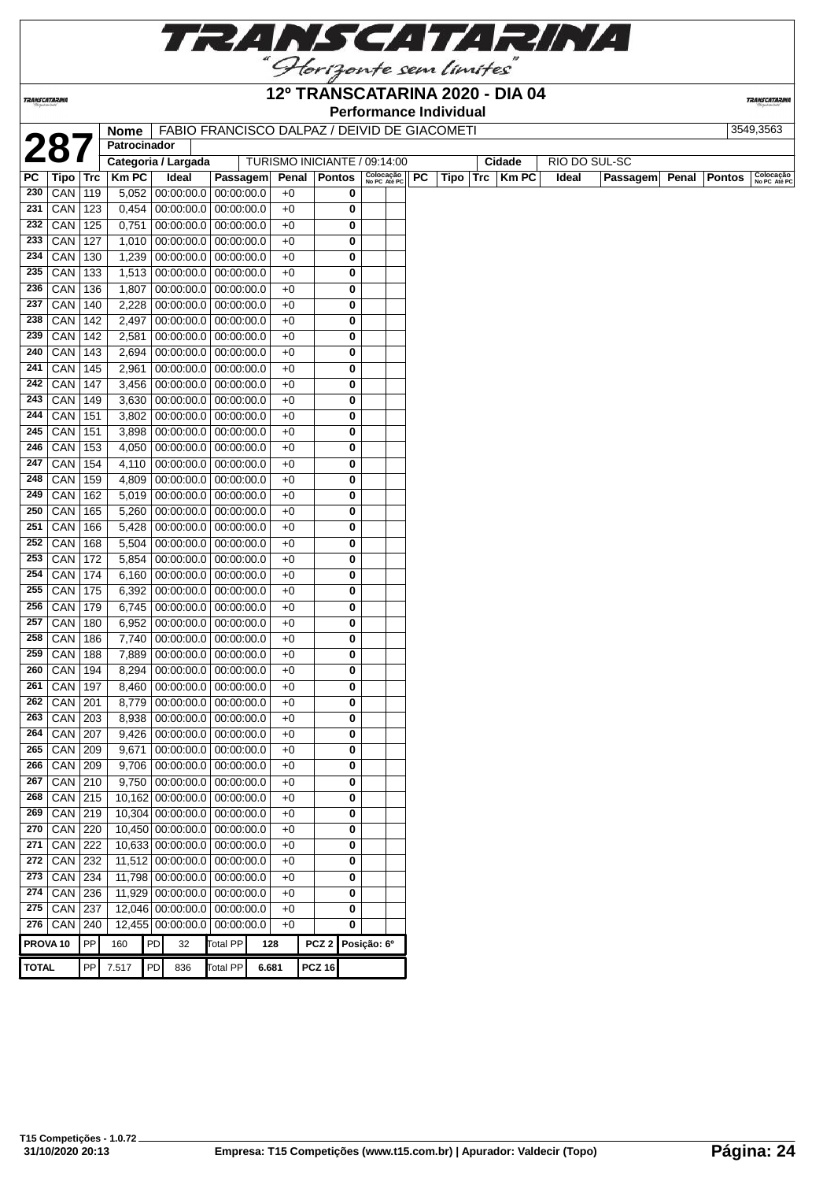# 12º TRANSCATARINA 2020 - DIA 04

## Performance Individual

**287**

| | | |
|---|---|---|
| Nome | FABIO FRANCISCO DALPAZ / DEIVID DE GIACOMETI | 3549,3563 |
| Patrocinador | | |
| Categoria / Largada | TURISMO INICIANTE / 09:14:00 | Cidade: RIO DO SUL-SC |

| PC | Tipo | Trc | Km PC | Ideal | Passagem | Penal | Pontos | Colocação No PC | Colocação Até PC |
|---|---|---|---|---|---|---|---|---|---|
| 230 | CAN | 119 | 5,052 | 00:00:00.0 | 00:00:00.0 | +0 | 0 | | |
| 231 | CAN | 123 | 0,454 | 00:00:00.0 | 00:00:00.0 | +0 | 0 | | |
| 232 | CAN | 125 | 0,751 | 00:00:00.0 | 00:00:00.0 | +0 | 0 | | |
| 233 | CAN | 127 | 1,010 | 00:00:00.0 | 00:00:00.0 | +0 | 0 | | |
| 234 | CAN | 130 | 1,239 | 00:00:00.0 | 00:00:00.0 | +0 | 0 | | |
| 235 | CAN | 133 | 1,513 | 00:00:00.0 | 00:00:00.0 | +0 | 0 | | |
| 236 | CAN | 136 | 1,807 | 00:00:00.0 | 00:00:00.0 | +0 | 0 | | |
| 237 | CAN | 140 | 2,228 | 00:00:00.0 | 00:00:00.0 | +0 | 0 | | |
| 238 | CAN | 142 | 2,497 | 00:00:00.0 | 00:00:00.0 | +0 | 0 | | |
| 239 | CAN | 142 | 2,581 | 00:00:00.0 | 00:00:00.0 | +0 | 0 | | |
| 240 | CAN | 143 | 2,694 | 00:00:00.0 | 00:00:00.0 | +0 | 0 | | |
| 241 | CAN | 145 | 2,961 | 00:00:00.0 | 00:00:00.0 | +0 | 0 | | |
| 242 | CAN | 147 | 3,456 | 00:00:00.0 | 00:00:00.0 | +0 | 0 | | |
| 243 | CAN | 149 | 3,630 | 00:00:00.0 | 00:00:00.0 | +0 | 0 | | |
| 244 | CAN | 151 | 3,802 | 00:00:00.0 | 00:00:00.0 | +0 | 0 | | |
| 245 | CAN | 151 | 3,898 | 00:00:00.0 | 00:00:00.0 | +0 | 0 | | |
| 246 | CAN | 153 | 4,050 | 00:00:00.0 | 00:00:00.0 | +0 | 0 | | |
| 247 | CAN | 154 | 4,110 | 00:00:00.0 | 00:00:00.0 | +0 | 0 | | |
| 248 | CAN | 159 | 4,809 | 00:00:00.0 | 00:00:00.0 | +0 | 0 | | |
| 249 | CAN | 162 | 5,019 | 00:00:00.0 | 00:00:00.0 | +0 | 0 | | |
| 250 | CAN | 165 | 5,260 | 00:00:00.0 | 00:00:00.0 | +0 | 0 | | |
| 251 | CAN | 166 | 5,428 | 00:00:00.0 | 00:00:00.0 | +0 | 0 | | |
| 252 | CAN | 168 | 5,504 | 00:00:00.0 | 00:00:00.0 | +0 | 0 | | |
| 253 | CAN | 172 | 5,854 | 00:00:00.0 | 00:00:00.0 | +0 | 0 | | |
| 254 | CAN | 174 | 6,160 | 00:00:00.0 | 00:00:00.0 | +0 | 0 | | |
| 255 | CAN | 175 | 6,392 | 00:00:00.0 | 00:00:00.0 | +0 | 0 | | |
| 256 | CAN | 179 | 6,745 | 00:00:00.0 | 00:00:00.0 | +0 | 0 | | |
| 257 | CAN | 180 | 6,952 | 00:00:00.0 | 00:00:00.0 | +0 | 0 | | |
| 258 | CAN | 186 | 7,740 | 00:00:00.0 | 00:00:00.0 | +0 | 0 | | |
| 259 | CAN | 188 | 7,889 | 00:00:00.0 | 00:00:00.0 | +0 | 0 | | |
| 260 | CAN | 194 | 8,294 | 00:00:00.0 | 00:00:00.0 | +0 | 0 | | |
| 261 | CAN | 197 | 8,460 | 00:00:00.0 | 00:00:00.0 | +0 | 0 | | |
| 262 | CAN | 201 | 8,779 | 00:00:00.0 | 00:00:00.0 | +0 | 0 | | |
| 263 | CAN | 203 | 8,938 | 00:00:00.0 | 00:00:00.0 | +0 | 0 | | |
| 264 | CAN | 207 | 9,426 | 00:00:00.0 | 00:00:00.0 | +0 | 0 | | |
| 265 | CAN | 209 | 9,671 | 00:00:00.0 | 00:00:00.0 | +0 | 0 | | |
| 266 | CAN | 209 | 9,706 | 00:00:00.0 | 00:00:00.0 | +0 | 0 | | |
| 267 | CAN | 210 | 9,750 | 00:00:00.0 | 00:00:00.0 | +0 | 0 | | |
| 268 | CAN | 215 | 10,162 | 00:00:00.0 | 00:00:00.0 | +0 | 0 | | |
| 269 | CAN | 219 | 10,304 | 00:00:00.0 | 00:00:00.0 | +0 | 0 | | |
| 270 | CAN | 220 | 10,450 | 00:00:00.0 | 00:00:00.0 | +0 | 0 | | |
| 271 | CAN | 222 | 10,633 | 00:00:00.0 | 00:00:00.0 | +0 | 0 | | |
| 272 | CAN | 232 | 11,512 | 00:00:00.0 | 00:00:00.0 | +0 | 0 | | |
| 273 | CAN | 234 | 11,798 | 00:00:00.0 | 00:00:00.0 | +0 | 0 | | |
| 274 | CAN | 236 | 11,929 | 00:00:00.0 | 00:00:00.0 | +0 | 0 | | |
| 275 | CAN | 237 | 12,046 | 00:00:00.0 | 00:00:00.0 | +0 | 0 | | |
| 276 | CAN | 240 | 12,455 | 00:00:00.0 | 00:00:00.0 | +0 | 0 | | |

| | | | | | | | | |
|---|---|---|---|---|---|---|---|---|
| PROVA 10 | PP | 160 | PD | 32 | Total PP | 128 | PCZ 2 | Posição: 6º |
| TOTAL | PP | 7.517 | PD | 836 | Total PP | 6.681 | PCZ 16 | |

T15 Competições - 1.0.72
31/10/2020 20:13

Empresa: T15 Competições (www.t15.com.br) | Apurador: Valdecir (Topo)